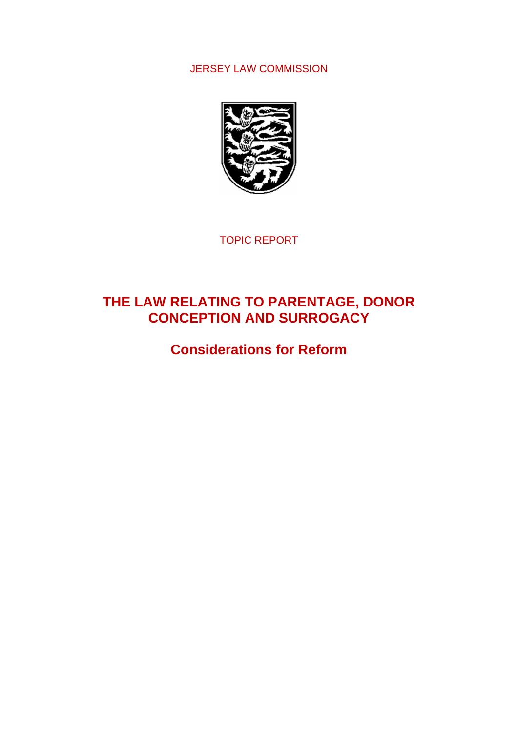JERSEY LAW COMMISSION

TOPIC REPORT

# THE LAW RELATING TO PARENTAGE, DONOR CONCEPTION AND SURROGACY

## Considerations for Reform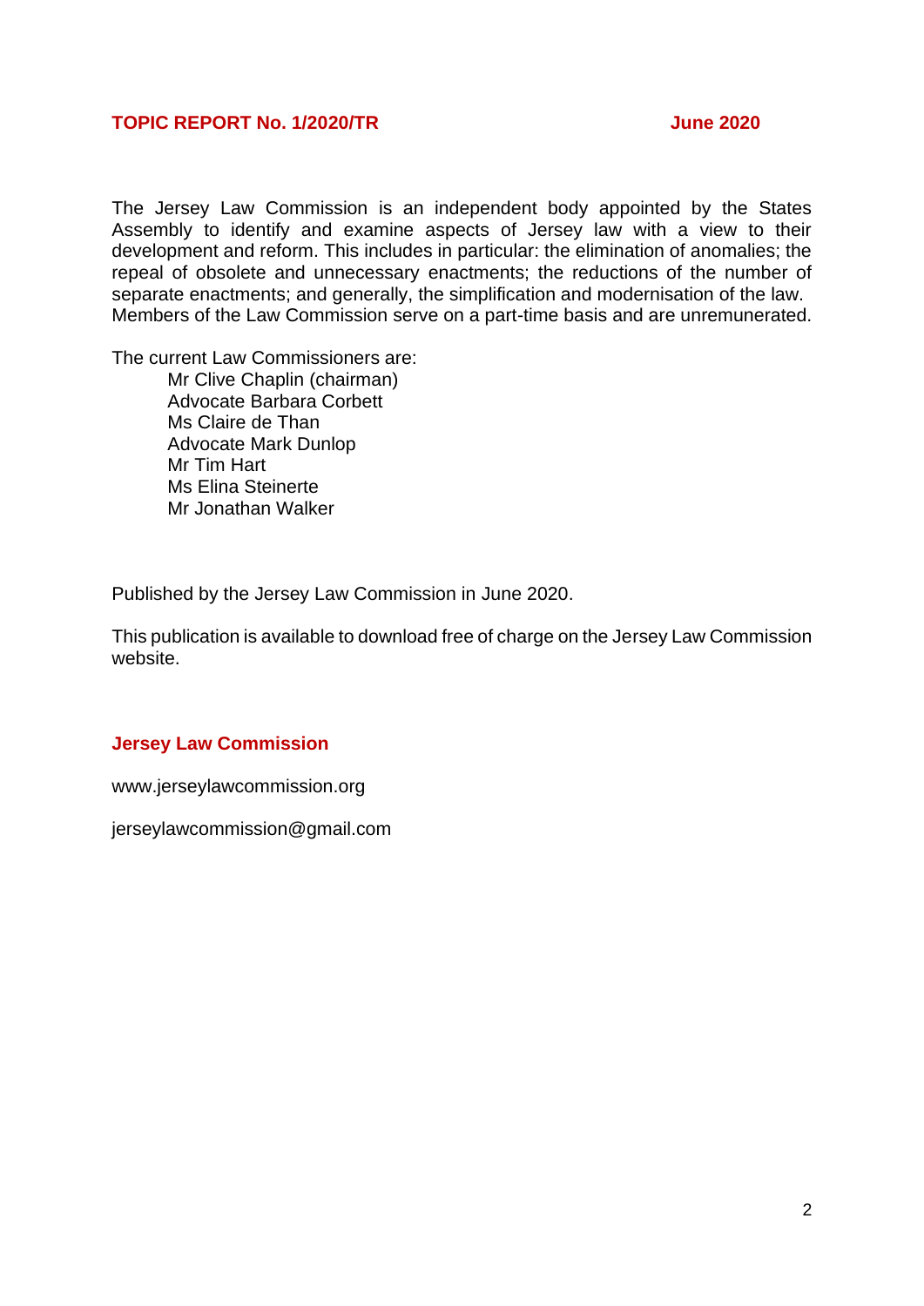**TOPIC REPORT No. 1/2020/TR** **June 2020**

The Jersey Law Commission is an independent body appointed by the States Assembly to identify and examine aspects of Jersey law with a view to their development and reform. This includes in particular: the elimination of anomalies; the repeal of obsolete and unnecessary enactments; the reductions of the number of separate enactments; and generally, the simplification and modernisation of the law. Members of the Law Commission serve on a part-time basis and are unremunerated.

The current Law Commissioners are:

- Mr Clive Chaplin (chairman)
- Advocate Barbara Corbett
- Ms Claire de Than
- Advocate Mark Dunlop
- Mr Tim Hart
- Ms Elina Steinerte
- Mr Jonathan Walker

Published by the Jersey Law Commission in June 2020.

This publication is available to download free of charge on the Jersey Law Commission website.

**Jersey Law Commission**

www.jerseylawcommission.org

jerseylawcommission@gmail.com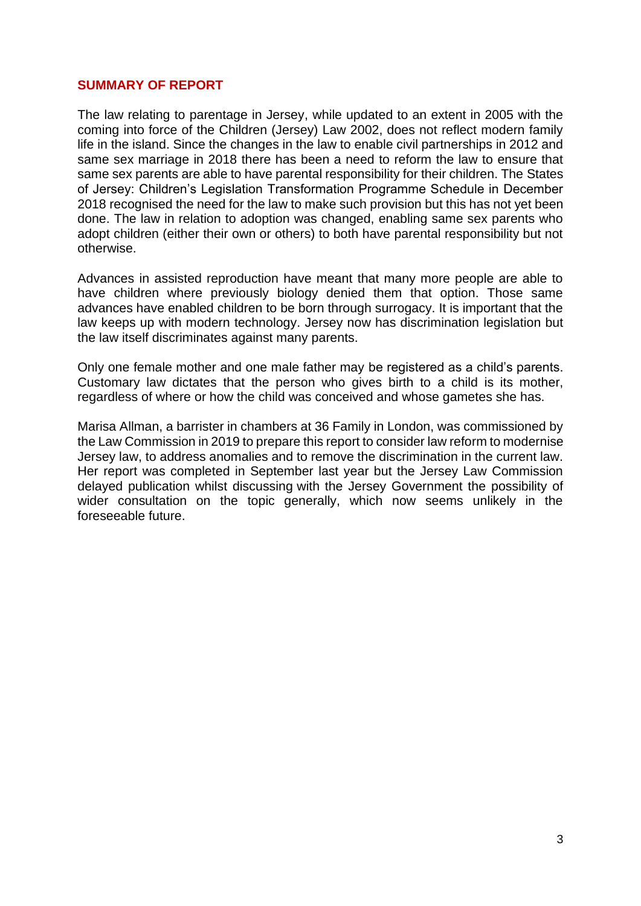## SUMMARY OF REPORT

The law relating to parentage in Jersey, while updated to an extent in 2005 with the coming into force of the Children (Jersey) Law 2002, does not reflect modern family life in the island. Since the changes in the law to enable civil partnerships in 2012 and same sex marriage in 2018 there has been a need to reform the law to ensure that same sex parents are able to have parental responsibility for their children. The States of Jersey: Children's Legislation Transformation Programme Schedule in December 2018 recognised the need for the law to make such provision but this has not yet been done. The law in relation to adoption was changed, enabling same sex parents who adopt children (either their own or others) to both have parental responsibility but not otherwise.

Advances in assisted reproduction have meant that many more people are able to have children where previously biology denied them that option. Those same advances have enabled children to be born through surrogacy. It is important that the law keeps up with modern technology. Jersey now has discrimination legislation but the law itself discriminates against many parents.

Only one female mother and one male father may be registered as a child's parents. Customary law dictates that the person who gives birth to a child is its mother, regardless of where or how the child was conceived and whose gametes she has.

Marisa Allman, a barrister in chambers at 36 Family in London, was commissioned by the Law Commission in 2019 to prepare this report to consider law reform to modernise Jersey law, to address anomalies and to remove the discrimination in the current law. Her report was completed in September last year but the Jersey Law Commission delayed publication whilst discussing with the Jersey Government the possibility of wider consultation on the topic generally, which now seems unlikely in the foreseeable future.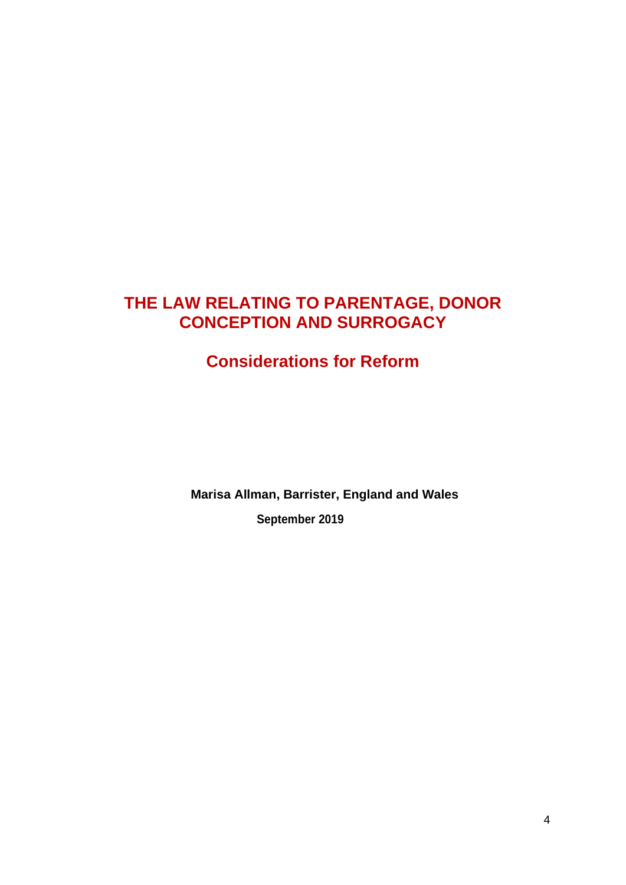# THE LAW RELATING TO PARENTAGE, DONOR CONCEPTION AND SURROGACY

## Considerations for Reform

**Marisa Allman, Barrister, England and Wales**

**September 2019**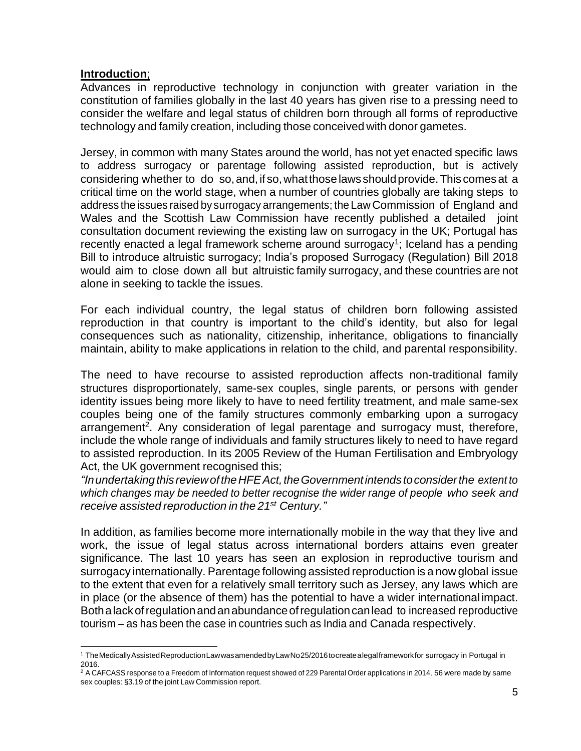**Introduction**;

Advances in reproductive technology in conjunction with greater variation in the constitution of families globally in the last 40 years has given rise to a pressing need to consider the welfare and legal status of children born through all forms of reproductive technology and family creation, including those conceived with donor gametes.

Jersey, in common with many States around the world, has not yet enacted specific laws to address surrogacy or parentage following assisted reproduction, but is actively considering whether to do so, and, if so, what those laws should provide. This comes at a critical time on the world stage, when a number of countries globally are taking steps to address the issues raised by surrogacy arrangements; the Law Commission of England and Wales and the Scottish Law Commission have recently published a detailed joint consultation document reviewing the existing law on surrogacy in the UK; Portugal has recently enacted a legal framework scheme around surrogacy[1]; Iceland has a pending Bill to introduce altruistic surrogacy; India's proposed Surrogacy (Regulation) Bill 2018 would aim to close down all but altruistic family surrogacy, and these countries are not alone in seeking to tackle the issues.

For each individual country, the legal status of children born following assisted reproduction in that country is important to the child's identity, but also for legal consequences such as nationality, citizenship, inheritance, obligations to financially maintain, ability to make applications in relation to the child, and parental responsibility.

The need to have recourse to assisted reproduction affects non-traditional family structures disproportionately, same-sex couples, single parents, or persons with gender identity issues being more likely to have to need fertility treatment, and male same-sex couples being one of the family structures commonly embarking upon a surrogacy arrangement[2]. Any consideration of legal parentage and surrogacy must, therefore, include the whole range of individuals and family structures likely to need to have regard to assisted reproduction. In its 2005 Review of the Human Fertilisation and Embryology Act, the UK government recognised this;

*"In undertaking this review of the HFE Act, the Government intends to consider the extent to which changes may be needed to better recognise the wider range of people who seek and receive assisted reproduction in the 21st Century."*

In addition, as families become more internationally mobile in the way that they live and work, the issue of legal status across international borders attains even greater significance. The last 10 years has seen an explosion in reproductive tourism and surrogacy internationally. Parentage following assisted reproduction is a now global issue to the extent that even for a relatively small territory such as Jersey, any laws which are in place (or the absence of them) has the potential to have a wider international impact. Both a lack of regulation and an abundance of regulation can lead to increased reproductive tourism – as has been the case in countries such as India and Canada respectively.

---

[1] The Medically Assisted Reproduction Law was amended by Law No 25/2016 to create a legal framework for surrogacy in Portugal in 2016.

[2] A CAFCASS response to a Freedom of Information request showed of 229 Parental Order applications in 2014, 56 were made by same sex couples: §3.19 of the joint Law Commission report.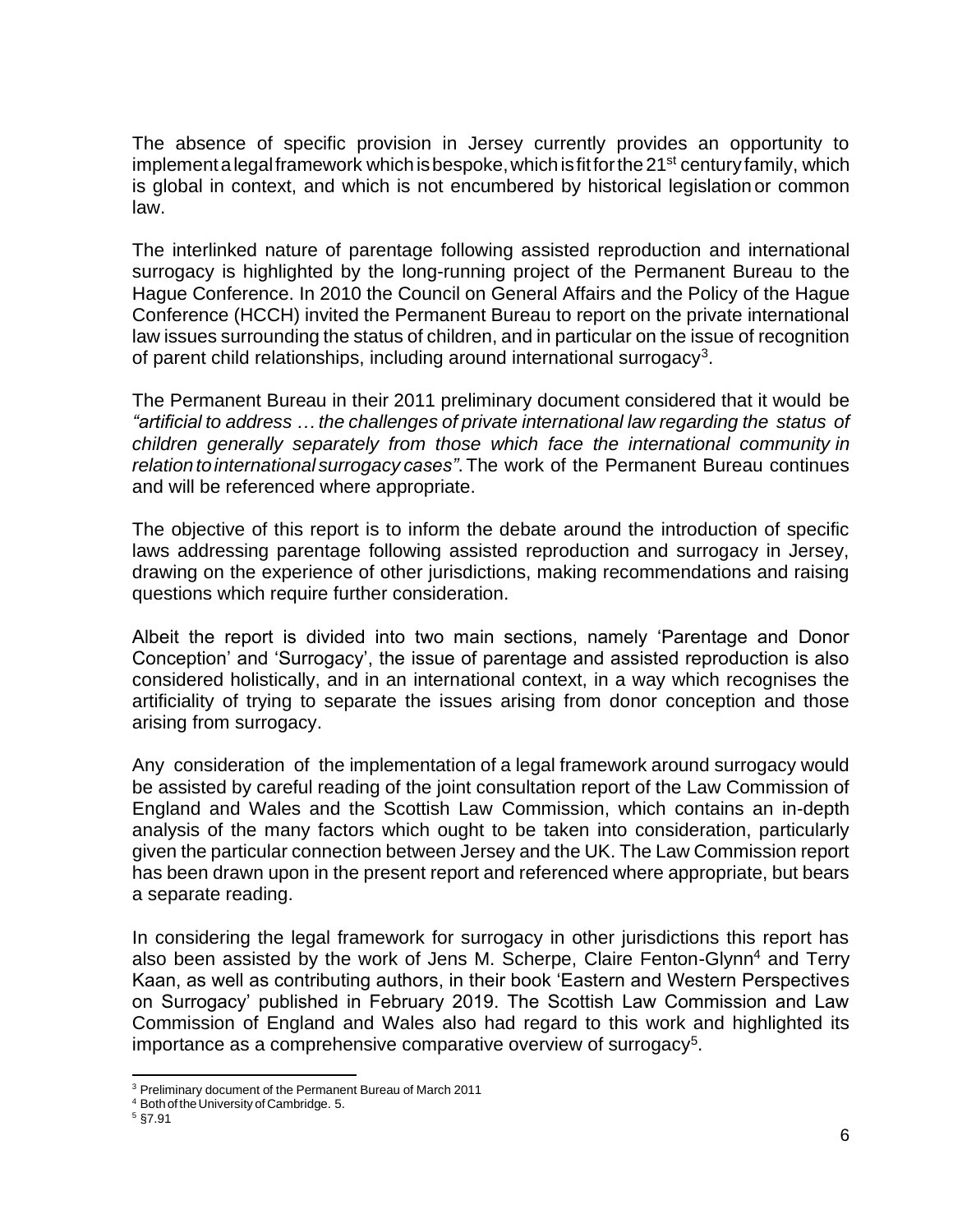The absence of specific provision in Jersey currently provides an opportunity to implement a legal framework which is bespoke, which is fit for the 21st century family, which is global in context, and which is not encumbered by historical legislation or common law.

The interlinked nature of parentage following assisted reproduction and international surrogacy is highlighted by the long-running project of the Permanent Bureau to the Hague Conference. In 2010 the Council on General Affairs and the Policy of the Hague Conference (HCCH) invited the Permanent Bureau to report on the private international law issues surrounding the status of children, and in particular on the issue of recognition of parent child relationships, including around international surrogacy[3].

The Permanent Bureau in their 2011 preliminary document considered that it would be *"artificial to address … the challenges of private international law regarding the status of children generally separately from those which face the international community in relation to international surrogacy cases"*. The work of the Permanent Bureau continues and will be referenced where appropriate.

The objective of this report is to inform the debate around the introduction of specific laws addressing parentage following assisted reproduction and surrogacy in Jersey, drawing on the experience of other jurisdictions, making recommendations and raising questions which require further consideration.

Albeit the report is divided into two main sections, namely 'Parentage and Donor Conception' and 'Surrogacy', the issue of parentage and assisted reproduction is also considered holistically, and in an international context, in a way which recognises the artificiality of trying to separate the issues arising from donor conception and those arising from surrogacy.

Any consideration of the implementation of a legal framework around surrogacy would be assisted by careful reading of the joint consultation report of the Law Commission of England and Wales and the Scottish Law Commission, which contains an in-depth analysis of the many factors which ought to be taken into consideration, particularly given the particular connection between Jersey and the UK. The Law Commission report has been drawn upon in the present report and referenced where appropriate, but bears a separate reading.

In considering the legal framework for surrogacy in other jurisdictions this report has also been assisted by the work of Jens M. Scherpe, Claire Fenton-Glynn[4] and Terry Kaan, as well as contributing authors, in their book 'Eastern and Western Perspectives on Surrogacy' published in February 2019. The Scottish Law Commission and Law Commission of England and Wales also had regard to this work and highlighted its importance as a comprehensive comparative overview of surrogacy[5].

---

[3] Preliminary document of the Permanent Bureau of March 2011

[4] Both of the University of Cambridge. 5.

[5] §7.91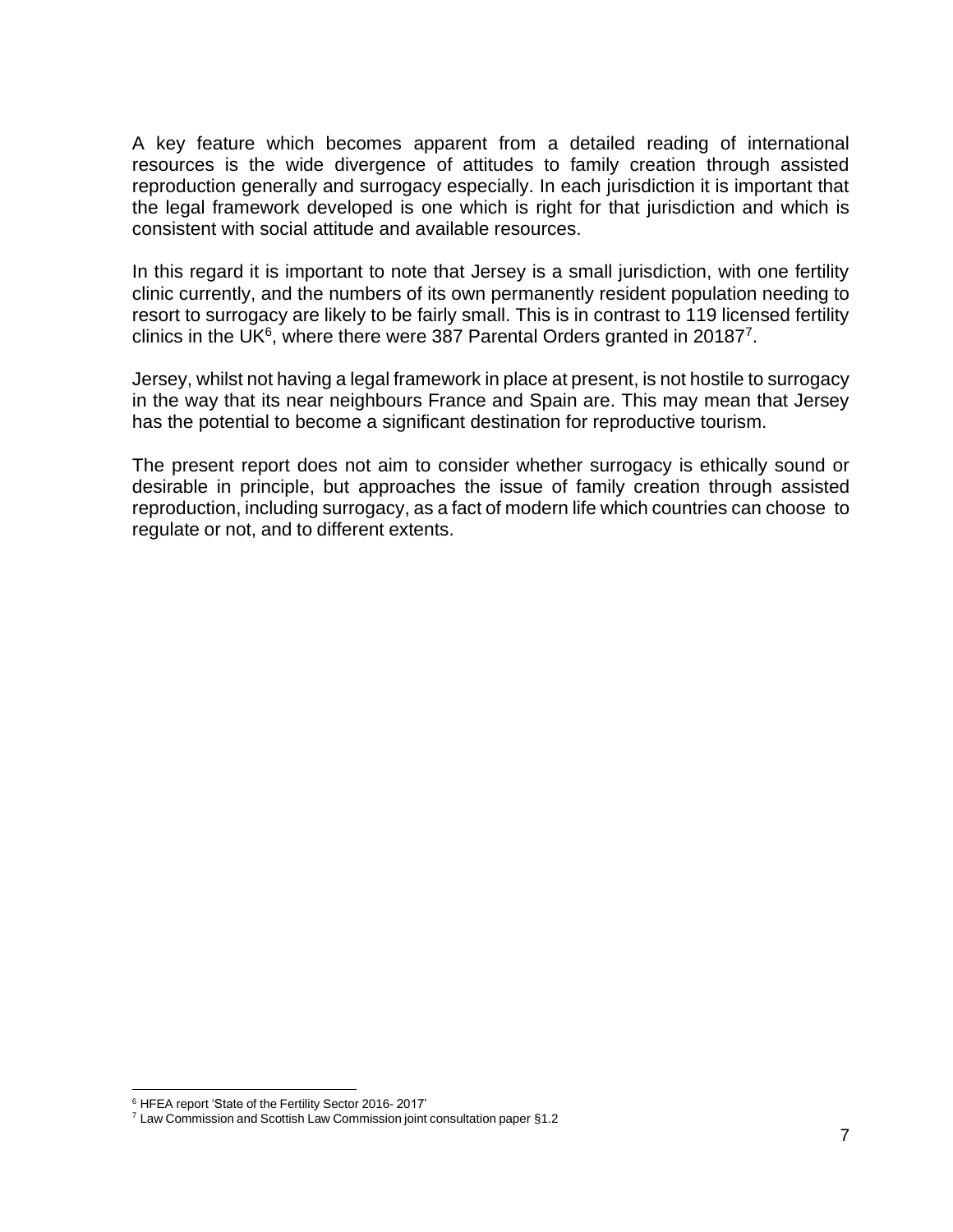A key feature which becomes apparent from a detailed reading of international resources is the wide divergence of attitudes to family creation through assisted reproduction generally and surrogacy especially. In each jurisdiction it is important that the legal framework developed is one which is right for that jurisdiction and which is consistent with social attitude and available resources.

In this regard it is important to note that Jersey is a small jurisdiction, with one fertility clinic currently, and the numbers of its own permanently resident population needing to resort to surrogacy are likely to be fairly small. This is in contrast to 119 licensed fertility clinics in the UK[6], where there were 387 Parental Orders granted in 2018[7].

Jersey, whilst not having a legal framework in place at present, is not hostile to surrogacy in the way that its near neighbours France and Spain are. This may mean that Jersey has the potential to become a significant destination for reproductive tourism.

The present report does not aim to consider whether surrogacy is ethically sound or desirable in principle, but approaches the issue of family creation through assisted reproduction, including surrogacy, as a fact of modern life which countries can choose to regulate or not, and to different extents.

---

[6] HFEA report 'State of the Fertility Sector 2016- 2017'

[7] Law Commission and Scottish Law Commission joint consultation paper §1.2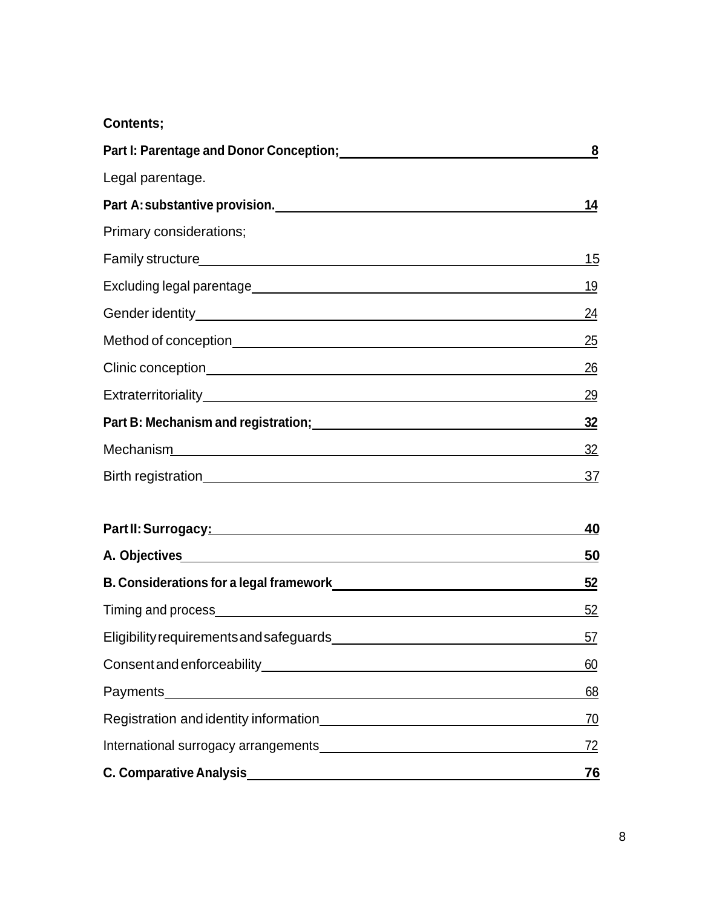**Contents;**

| | |
|---|---|
| **Part I: Parentage and Donor Conception;** | **8** |
| Legal parentage. | |
| **Part A: substantive provision.** | **14** |
| Primary considerations; | |
| Family structure | 15 |
| Excluding legal parentage | 19 |
| Gender identity | 24 |
| Method of conception | 25 |
| Clinic conception | 26 |
| Extraterritoriality | 29 |
| **Part B: Mechanism and registration;** | **32** |
| Mechanism | 32 |
| Birth registration | 37 |
| | |
| **Part II: Surrogacy:** | **40** |
| **A. Objectives** | **50** |
| **B. Considerations for a legal framework** | **52** |
| Timing and process | 52 |
| Eligibility requirements and safeguards | 57 |
| Consent and enforceability | 60 |
| Payments | 68 |
| Registration and identity information | 70 |
| International surrogacy arrangements | 72 |
| **C. Comparative Analysis** | **76** |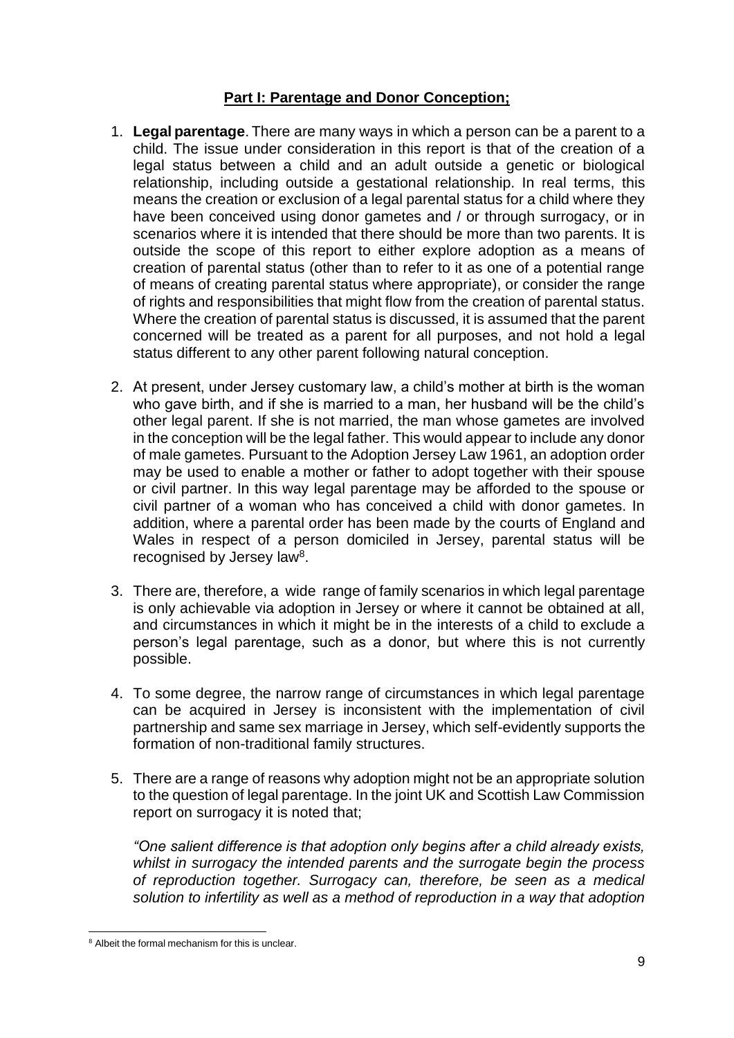## Part I: Parentage and Donor Conception;

1. **Legal parentage**. There are many ways in which a person can be a parent to a child. The issue under consideration in this report is that of the creation of a legal status between a child and an adult outside a genetic or biological relationship, including outside a gestational relationship. In real terms, this means the creation or exclusion of a legal parental status for a child where they have been conceived using donor gametes and / or through surrogacy, or in scenarios where it is intended that there should be more than two parents. It is outside the scope of this report to either explore adoption as a means of creation of parental status (other than to refer to it as one of a potential range of means of creating parental status where appropriate), or consider the range of rights and responsibilities that might flow from the creation of parental status. Where the creation of parental status is discussed, it is assumed that the parent concerned will be treated as a parent for all purposes, and not hold a legal status different to any other parent following natural conception.

2. At present, under Jersey customary law, a child's mother at birth is the woman who gave birth, and if she is married to a man, her husband will be the child's other legal parent. If she is not married, the man whose gametes are involved in the conception will be the legal father. This would appear to include any donor of male gametes. Pursuant to the Adoption Jersey Law 1961, an adoption order may be used to enable a mother or father to adopt together with their spouse or civil partner. In this way legal parentage may be afforded to the spouse or civil partner of a woman who has conceived a child with donor gametes. In addition, where a parental order has been made by the courts of England and Wales in respect of a person domiciled in Jersey, parental status will be recognised by Jersey law[8].

3. There are, therefore, a wide range of family scenarios in which legal parentage is only achievable via adoption in Jersey or where it cannot be obtained at all, and circumstances in which it might be in the interests of a child to exclude a person's legal parentage, such as a donor, but where this is not currently possible.

4. To some degree, the narrow range of circumstances in which legal parentage can be acquired in Jersey is inconsistent with the implementation of civil partnership and same sex marriage in Jersey, which self-evidently supports the formation of non-traditional family structures.

5. There are a range of reasons why adoption might not be an appropriate solution to the question of legal parentage. In the joint UK and Scottish Law Commission report on surrogacy it is noted that;

   *"One salient difference is that adoption only begins after a child already exists, whilst in surrogacy the intended parents and the surrogate begin the process of reproduction together. Surrogacy can, therefore, be seen as a medical solution to infertility as well as a method of reproduction in a way that adoption*

---

[8] Albeit the formal mechanism for this is unclear.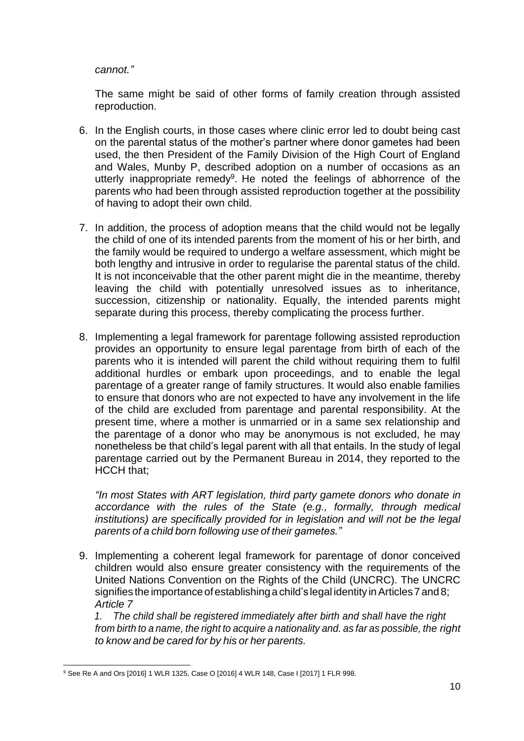*cannot."*

The same might be said of other forms of family creation through assisted reproduction.

6. In the English courts, in those cases where clinic error led to doubt being cast on the parental status of the mother's partner where donor gametes had been used, the then President of the Family Division of the High Court of England and Wales, Munby P, described adoption on a number of occasions as an utterly inappropriate remedy[9]. He noted the feelings of abhorrence of the parents who had been through assisted reproduction together at the possibility of having to adopt their own child.

7. In addition, the process of adoption means that the child would not be legally the child of one of its intended parents from the moment of his or her birth, and the family would be required to undergo a welfare assessment, which might be both lengthy and intrusive in order to regularise the parental status of the child. It is not inconceivable that the other parent might die in the meantime, thereby leaving the child with potentially unresolved issues as to inheritance, succession, citizenship or nationality. Equally, the intended parents might separate during this process, thereby complicating the process further.

8. Implementing a legal framework for parentage following assisted reproduction provides an opportunity to ensure legal parentage from birth of each of the parents who it is intended will parent the child without requiring them to fulfil additional hurdles or embark upon proceedings, and to enable the legal parentage of a greater range of family structures. It would also enable families to ensure that donors who are not expected to have any involvement in the life of the child are excluded from parentage and parental responsibility. At the present time, where a mother is unmarried or in a same sex relationship and the parentage of a donor who may be anonymous is not excluded, he may nonetheless be that child's legal parent with all that entails. In the study of legal parentage carried out by the Permanent Bureau in 2014, they reported to the HCCH that;

   *"In most States with ART legislation, third party gamete donors who donate in accordance with the rules of the State (e.g., formally, through medical institutions) are specifically provided for in legislation and will not be the legal parents of a child born following use of their gametes."*

9. Implementing a coherent legal framework for parentage of donor conceived children would also ensure greater consistency with the requirements of the United Nations Convention on the Rights of the Child (UNCRC). The UNCRC signifies the importance of establishing a child's legal identity in Articles 7 and 8;
   *Article 7*

   *1. The child shall be registered immediately after birth and shall have the right from birth to a name, the right to acquire a nationality and. as far as possible, the right to know and be cared for by his or her parents.*

---

[9] See Re A and Ors [2016] 1 WLR 1325, Case O [2016] 4 WLR 148, Case I [2017] 1 FLR 998.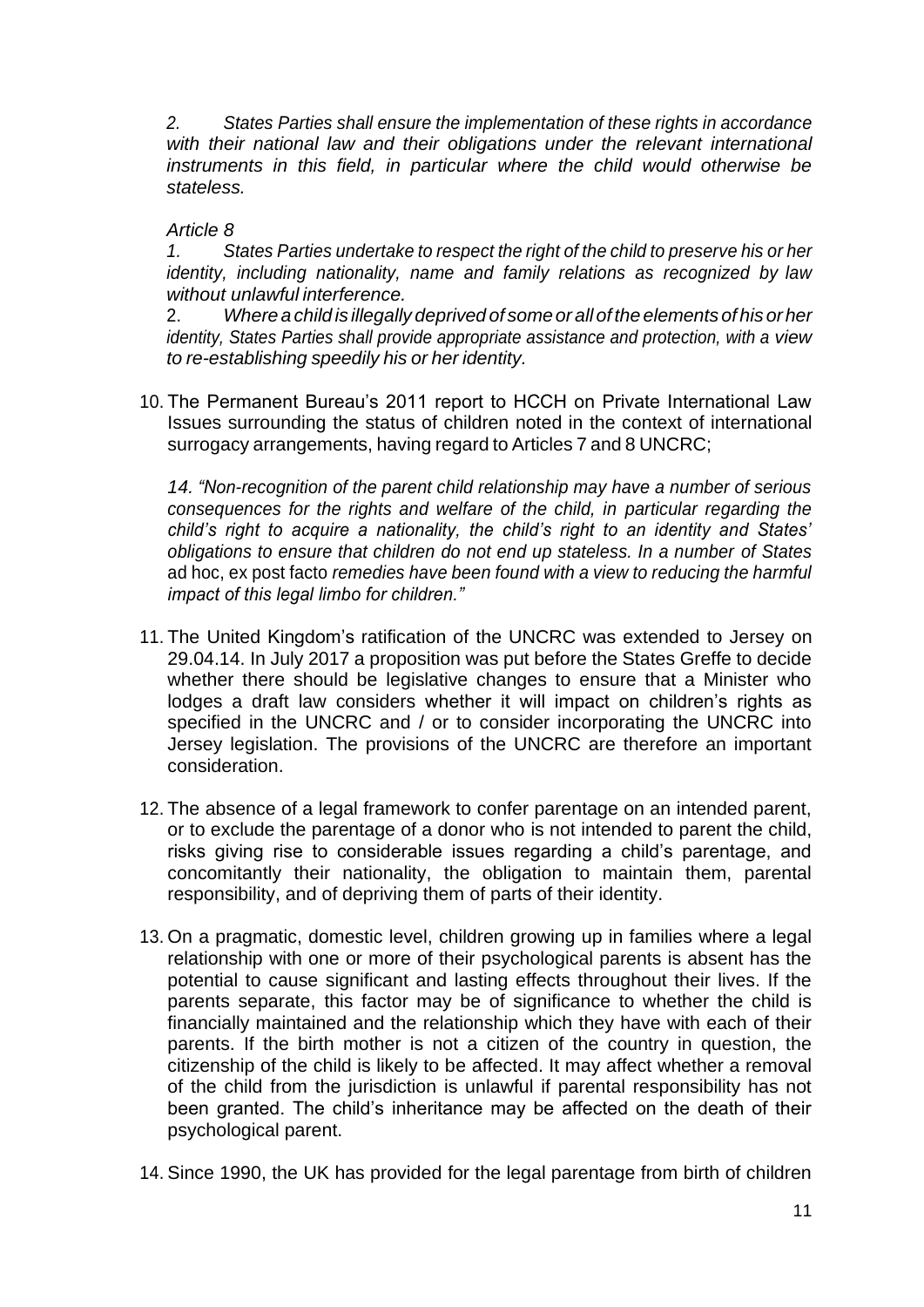*2. States Parties shall ensure the implementation of these rights in accordance with their national law and their obligations under the relevant international instruments in this field, in particular where the child would otherwise be stateless.*

*Article 8*

*1. States Parties undertake to respect the right of the child to preserve his or her identity, including nationality, name and family relations as recognized by law without unlawful interference.*

*2. Where a child is illegally deprived of some or all of the elements of his or her identity, States Parties shall provide appropriate assistance and protection, with a view to re-establishing speedily his or her identity.*

10. The Permanent Bureau's 2011 report to HCCH on Private International Law Issues surrounding the status of children noted in the context of international surrogacy arrangements, having regard to Articles 7 and 8 UNCRC;

    *14. "Non-recognition of the parent child relationship may have a number of serious consequences for the rights and welfare of the child, in particular regarding the child's right to acquire a nationality, the child's right to an identity and States' obligations to ensure that children do not end up stateless. In a number of States* ad hoc, ex post facto *remedies have been found with a view to reducing the harmful impact of this legal limbo for children."*

11. The United Kingdom's ratification of the UNCRC was extended to Jersey on 29.04.14. In July 2017 a proposition was put before the States Greffe to decide whether there should be legislative changes to ensure that a Minister who lodges a draft law considers whether it will impact on children's rights as specified in the UNCRC and / or to consider incorporating the UNCRC into Jersey legislation. The provisions of the UNCRC are therefore an important consideration.

12. The absence of a legal framework to confer parentage on an intended parent, or to exclude the parentage of a donor who is not intended to parent the child, risks giving rise to considerable issues regarding a child's parentage, and concomitantly their nationality, the obligation to maintain them, parental responsibility, and of depriving them of parts of their identity.

13. On a pragmatic, domestic level, children growing up in families where a legal relationship with one or more of their psychological parents is absent has the potential to cause significant and lasting effects throughout their lives. If the parents separate, this factor may be of significance to whether the child is financially maintained and the relationship which they have with each of their parents. If the birth mother is not a citizen of the country in question, the citizenship of the child is likely to be affected. It may affect whether a removal of the child from the jurisdiction is unlawful if parental responsibility has not been granted. The child's inheritance may be affected on the death of their psychological parent.

14. Since 1990, the UK has provided for the legal parentage from birth of children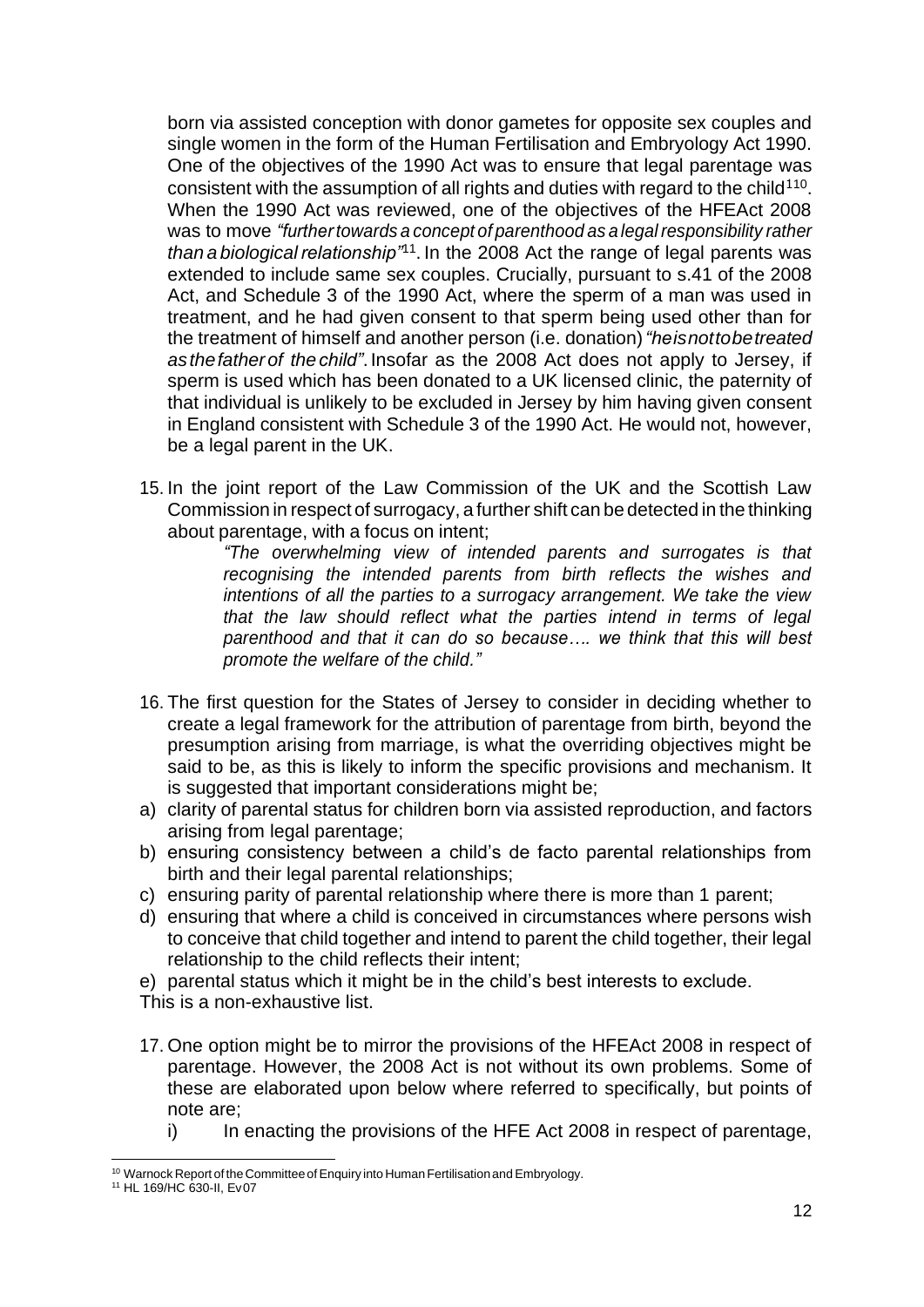born via assisted conception with donor gametes for opposite sex couples and single women in the form of the Human Fertilisation and Embryology Act 1990. One of the objectives of the 1990 Act was to ensure that legal parentage was consistent with the assumption of all rights and duties with regard to the child[110]. When the 1990 Act was reviewed, one of the objectives of the HFEAct 2008 was to move *"further towards a concept of parenthood as a legal responsibility rather than a biological relationship"*[11]. In the 2008 Act the range of legal parents was extended to include same sex couples. Crucially, pursuant to s.41 of the 2008 Act, and Schedule 3 of the 1990 Act, where the sperm of a man was used in treatment, and he had given consent to that sperm being used other than for the treatment of himself and another person (i.e. donation) *"he is not to be treated as the father of the child"*. Insofar as the 2008 Act does not apply to Jersey, if sperm is used which has been donated to a UK licensed clinic, the paternity of that individual is unlikely to be excluded in Jersey by him having given consent in England consistent with Schedule 3 of the 1990 Act. He would not, however, be a legal parent in the UK.

15. In the joint report of the Law Commission of the UK and the Scottish Law Commission in respect of surrogacy, a further shift can be detected in the thinking about parentage, with a focus on intent;

> *"The overwhelming view of intended parents and surrogates is that recognising the intended parents from birth reflects the wishes and intentions of all the parties to a surrogacy arrangement. We take the view that the law should reflect what the parties intend in terms of legal parenthood and that it can do so because…. we think that this will best promote the welfare of the child."*

16. The first question for the States of Jersey to consider in deciding whether to create a legal framework for the attribution of parentage from birth, beyond the presumption arising from marriage, is what the overriding objectives might be said to be, as this is likely to inform the specific provisions and mechanism. It is suggested that important considerations might be;

a) clarity of parental status for children born via assisted reproduction, and factors arising from legal parentage;
b) ensuring consistency between a child's de facto parental relationships from birth and their legal parental relationships;
c) ensuring parity of parental relationship where there is more than 1 parent;
d) ensuring that where a child is conceived in circumstances where persons wish to conceive that child together and intend to parent the child together, their legal relationship to the child reflects their intent;
e) parental status which it might be in the child's best interests to exclude.

This is a non-exhaustive list.

17. One option might be to mirror the provisions of the HFEAct 2008 in respect of parentage. However, the 2008 Act is not without its own problems. Some of these are elaborated upon below where referred to specifically, but points of note are;

   i) In enacting the provisions of the HFE Act 2008 in respect of parentage,

---

[10] Warnock Report of the Committee of Enquiry into Human Fertilisation and Embryology.

[11] HL 169/HC 630-II, Ev07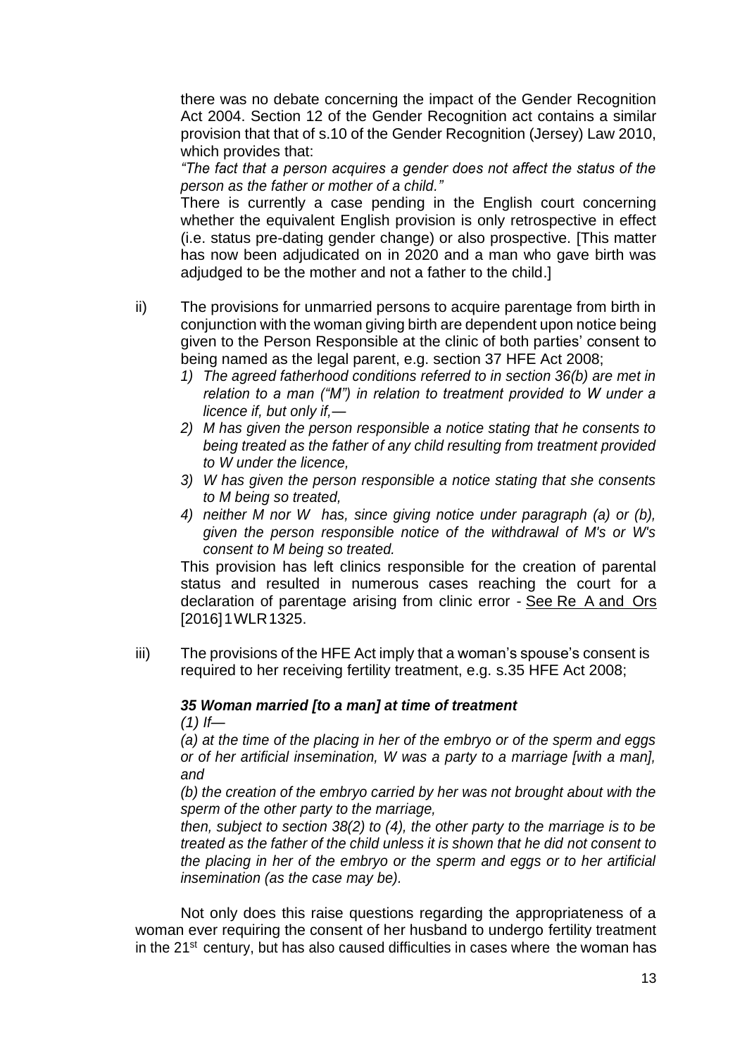there was no debate concerning the impact of the Gender Recognition Act 2004. Section 12 of the Gender Recognition act contains a similar provision that that of s.10 of the Gender Recognition (Jersey) Law 2010, which provides that:

*"The fact that a person acquires a gender does not affect the status of the person as the father or mother of a child."*

There is currently a case pending in the English court concerning whether the equivalent English provision is only retrospective in effect (i.e. status pre-dating gender change) or also prospective. [This matter has now been adjudicated on in 2020 and a man who gave birth was adjudged to be the mother and not a father to the child.]

ii) The provisions for unmarried persons to acquire parentage from birth in conjunction with the woman giving birth are dependent upon notice being given to the Person Responsible at the clinic of both parties' consent to being named as the legal parent, e.g. section 37 HFE Act 2008;

1) *The agreed fatherhood conditions referred to in section 36(b) are met in relation to a man ("M") in relation to treatment provided to W under a licence if, but only if,—*
2) *M has given the person responsible a notice stating that he consents to being treated as the father of any child resulting from treatment provided to W under the licence,*
3) *W has given the person responsible a notice stating that she consents to M being so treated,*
4) *neither M nor W has, since giving notice under paragraph (a) or (b), given the person responsible notice of the withdrawal of M's or W's consent to M being so treated.*

This provision has left clinics responsible for the creation of parental status and resulted in numerous cases reaching the court for a declaration of parentage arising from clinic error - See Re A and Ors [2016] 1 WLR 1325.

iii) The provisions of the HFE Act imply that a woman's spouse's consent is required to her receiving fertility treatment, e.g. s.35 HFE Act 2008;

***35 Woman married [to a man] at time of treatment***

*(1) If—*

*(a) at the time of the placing in her of the embryo or of the sperm and eggs or of her artificial insemination, W was a party to a marriage [with a man], and*

*(b) the creation of the embryo carried by her was not brought about with the sperm of the other party to the marriage,*

*then, subject to section 38(2) to (4), the other party to the marriage is to be treated as the father of the child unless it is shown that he did not consent to the placing in her of the embryo or the sperm and eggs or to her artificial insemination (as the case may be).*

Not only does this raise questions regarding the appropriateness of a woman ever requiring the consent of her husband to undergo fertility treatment in the 21st century, but has also caused difficulties in cases where the woman has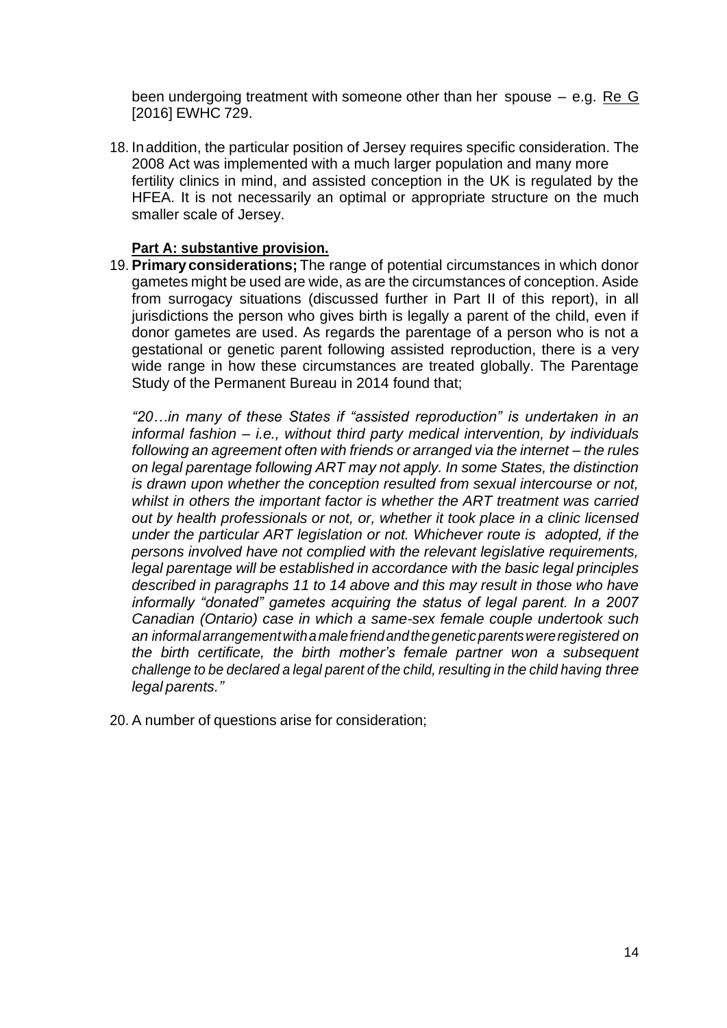been undergoing treatment with someone other than her spouse – e.g. Re G [2016] EWHC 729.

18. In addition, the particular position of Jersey requires specific consideration. The 2008 Act was implemented with a much larger population and many more fertility clinics in mind, and assisted conception in the UK is regulated by the HFEA. It is not necessarily an optimal or appropriate structure on the much smaller scale of Jersey.

**Part A: substantive provision.**

19. **Primary considerations;** The range of potential circumstances in which donor gametes might be used are wide, as are the circumstances of conception. Aside from surrogacy situations (discussed further in Part II of this report), in all jurisdictions the person who gives birth is legally a parent of the child, even if donor gametes are used. As regards the parentage of a person who is not a gestational or genetic parent following assisted reproduction, there is a very wide range in how these circumstances are treated globally. The Parentage Study of the Permanent Bureau in 2014 found that;

    *"20…in many of these States if "assisted reproduction" is undertaken in an informal fashion – i.e., without third party medical intervention, by individuals following an agreement often with friends or arranged via the internet – the rules on legal parentage following ART may not apply. In some States, the distinction is drawn upon whether the conception resulted from sexual intercourse or not, whilst in others the important factor is whether the ART treatment was carried out by health professionals or not, or, whether it took place in a clinic licensed under the particular ART legislation or not. Whichever route is adopted, if the persons involved have not complied with the relevant legislative requirements, legal parentage will be established in accordance with the basic legal principles described in paragraphs 11 to 14 above and this may result in those who have informally "donated" gametes acquiring the status of legal parent. In a 2007 Canadian (Ontario) case in which a same-sex female couple undertook such an informal arrangement with a male friend and the genetic parents were registered on the birth certificate, the birth mother's female partner won a subsequent challenge to be declared a legal parent of the child, resulting in the child having three legal parents."*

20. A number of questions arise for consideration;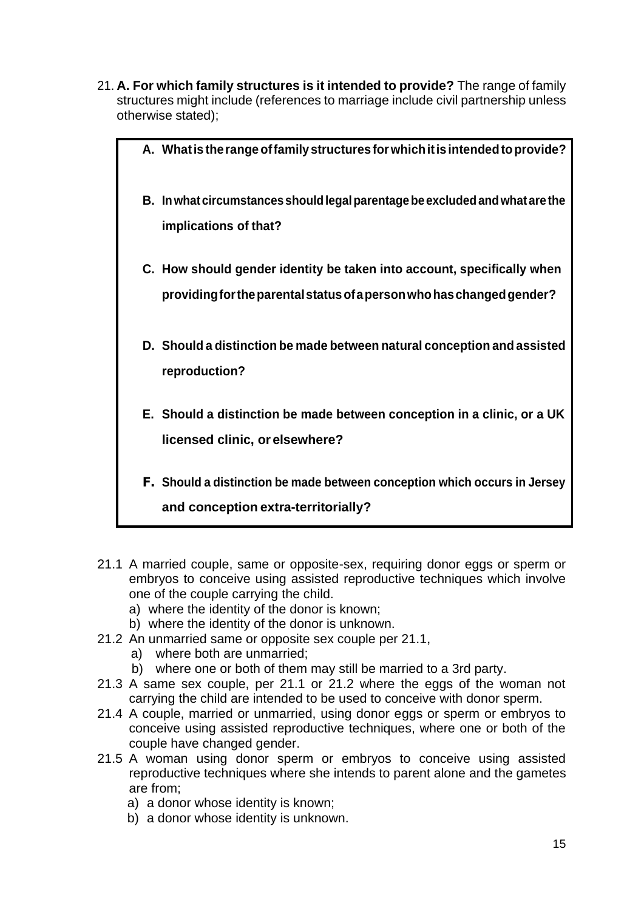21. **A. For which family structures is it intended to provide?** The range of family structures might include (references to marriage include civil partnership unless otherwise stated);

> **A. What is the range of family structures for which it is intended to provide?**
>
> **B. In what circumstances should legal parentage be excluded and what are the implications of that?**
>
> **C. How should gender identity be taken into account, specifically when providing for the parental status of a person who has changed gender?**
>
> **D. Should a distinction be made between natural conception and assisted reproduction?**
>
> **E. Should a distinction be made between conception in a clinic, or a UK licensed clinic, or elsewhere?**
>
> **F. Should a distinction be made between conception which occurs in Jersey and conception extra-territorially?**

21.1 A married couple, same or opposite-sex, requiring donor eggs or sperm or embryos to conceive using assisted reproductive techniques which involve one of the couple carrying the child.
   a) where the identity of the donor is known;
   b) where the identity of the donor is unknown.

21.2 An unmarried same or opposite sex couple per 21.1,
   a) where both are unmarried;
   b) where one or both of them may still be married to a 3rd party.

21.3 A same sex couple, per 21.1 or 21.2 where the eggs of the woman not carrying the child are intended to be used to conceive with donor sperm.

21.4 A couple, married or unmarried, using donor eggs or sperm or embryos to conceive using assisted reproductive techniques, where one or both of the couple have changed gender.

21.5 A woman using donor sperm or embryos to conceive using assisted reproductive techniques where she intends to parent alone and the gametes are from;
   a) a donor whose identity is known;
   b) a donor whose identity is unknown.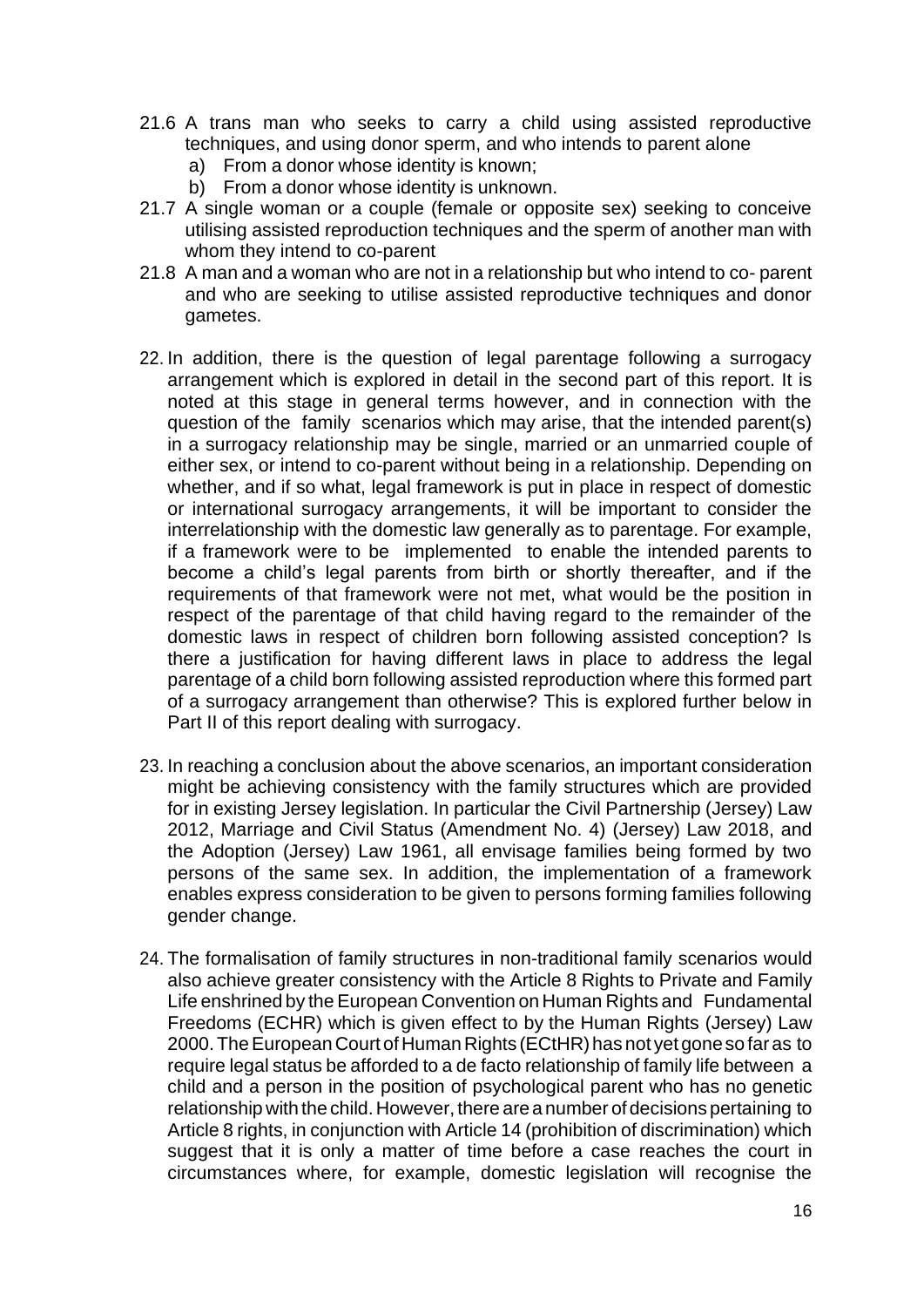21.6 A trans man who seeks to carry a child using assisted reproductive techniques, and using donor sperm, and who intends to parent alone
   a) From a donor whose identity is known;
   b) From a donor whose identity is unknown.

21.7 A single woman or a couple (female or opposite sex) seeking to conceive utilising assisted reproduction techniques and the sperm of another man with whom they intend to co-parent

21.8 A man and a woman who are not in a relationship but who intend to co- parent and who are seeking to utilise assisted reproductive techniques and donor gametes.

22. In addition, there is the question of legal parentage following a surrogacy arrangement which is explored in detail in the second part of this report. It is noted at this stage in general terms however, and in connection with the question of the family scenarios which may arise, that the intended parent(s) in a surrogacy relationship may be single, married or an unmarried couple of either sex, or intend to co-parent without being in a relationship. Depending on whether, and if so what, legal framework is put in place in respect of domestic or international surrogacy arrangements, it will be important to consider the interrelationship with the domestic law generally as to parentage. For example, if a framework were to be implemented to enable the intended parents to become a child's legal parents from birth or shortly thereafter, and if the requirements of that framework were not met, what would be the position in respect of the parentage of that child having regard to the remainder of the domestic laws in respect of children born following assisted conception? Is there a justification for having different laws in place to address the legal parentage of a child born following assisted reproduction where this formed part of a surrogacy arrangement than otherwise? This is explored further below in Part II of this report dealing with surrogacy.

23. In reaching a conclusion about the above scenarios, an important consideration might be achieving consistency with the family structures which are provided for in existing Jersey legislation. In particular the Civil Partnership (Jersey) Law 2012, Marriage and Civil Status (Amendment No. 4) (Jersey) Law 2018, and the Adoption (Jersey) Law 1961, all envisage families being formed by two persons of the same sex. In addition, the implementation of a framework enables express consideration to be given to persons forming families following gender change.

24. The formalisation of family structures in non-traditional family scenarios would also achieve greater consistency with the Article 8 Rights to Private and Family Life enshrined by the European Convention on Human Rights and Fundamental Freedoms (ECHR) which is given effect to by the Human Rights (Jersey) Law 2000. The European Court of Human Rights (ECtHR) has not yet gone so far as to require legal status be afforded to a de facto relationship of family life between a child and a person in the position of psychological parent who has no genetic relationship with the child. However, there are a number of decisions pertaining to Article 8 rights, in conjunction with Article 14 (prohibition of discrimination) which suggest that it is only a matter of time before a case reaches the court in circumstances where, for example, domestic legislation will recognise the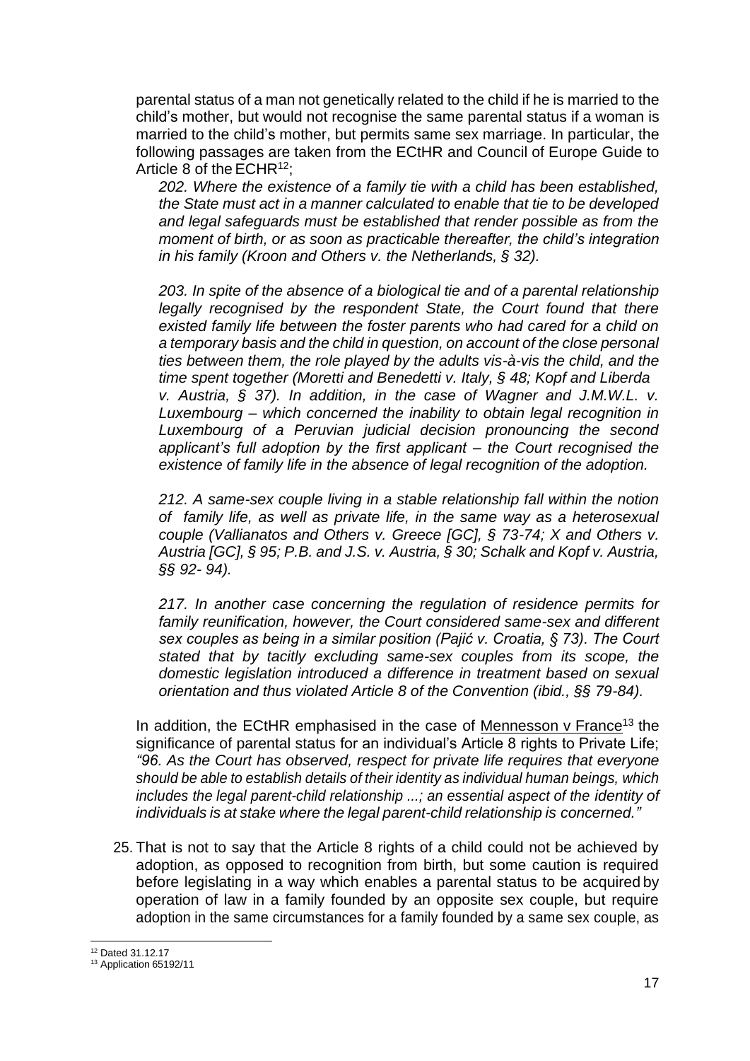parental status of a man not genetically related to the child if he is married to the child's mother, but would not recognise the same parental status if a woman is married to the child's mother, but permits same sex marriage. In particular, the following passages are taken from the ECtHR and Council of Europe Guide to Article 8 of the ECHR[12];

*202. Where the existence of a family tie with a child has been established, the State must act in a manner calculated to enable that tie to be developed and legal safeguards must be established that render possible as from the moment of birth, or as soon as practicable thereafter, the child's integration in his family (Kroon and Others v. the Netherlands, § 32).*

*203. In spite of the absence of a biological tie and of a parental relationship legally recognised by the respondent State, the Court found that there existed family life between the foster parents who had cared for a child on a temporary basis and the child in question, on account of the close personal ties between them, the role played by the adults vis-à-vis the child, and the time spent together (Moretti and Benedetti v. Italy, § 48; Kopf and Liberda v. Austria, § 37). In addition, in the case of Wagner and J.M.W.L. v. Luxembourg – which concerned the inability to obtain legal recognition in Luxembourg of a Peruvian judicial decision pronouncing the second applicant's full adoption by the first applicant – the Court recognised the existence of family life in the absence of legal recognition of the adoption.*

*212. A same-sex couple living in a stable relationship fall within the notion of family life, as well as private life, in the same way as a heterosexual couple (Vallianatos and Others v. Greece [GC], § 73-74; X and Others v. Austria [GC], § 95; P.B. and J.S. v. Austria, § 30; Schalk and Kopf v. Austria, §§ 92- 94).*

*217. In another case concerning the regulation of residence permits for family reunification, however, the Court considered same-sex and different sex couples as being in a similar position (Pajić v. Croatia, § 73). The Court stated that by tacitly excluding same-sex couples from its scope, the domestic legislation introduced a difference in treatment based on sexual orientation and thus violated Article 8 of the Convention (ibid., §§ 79-84).*

In addition, the ECtHR emphasised in the case of Mennesson v France[13] the significance of parental status for an individual's Article 8 rights to Private Life; *"96. As the Court has observed, respect for private life requires that everyone should be able to establish details of their identity as individual human beings, which includes the legal parent-child relationship ...; an essential aspect of the identity of individuals is at stake where the legal parent-child relationship is concerned."*

25. That is not to say that the Article 8 rights of a child could not be achieved by adoption, as opposed to recognition from birth, but some caution is required before legislating in a way which enables a parental status to be acquired by operation of law in a family founded by an opposite sex couple, but require adoption in the same circumstances for a family founded by a same sex couple, as

[12] Dated 31.12.17

[13] Application 65192/11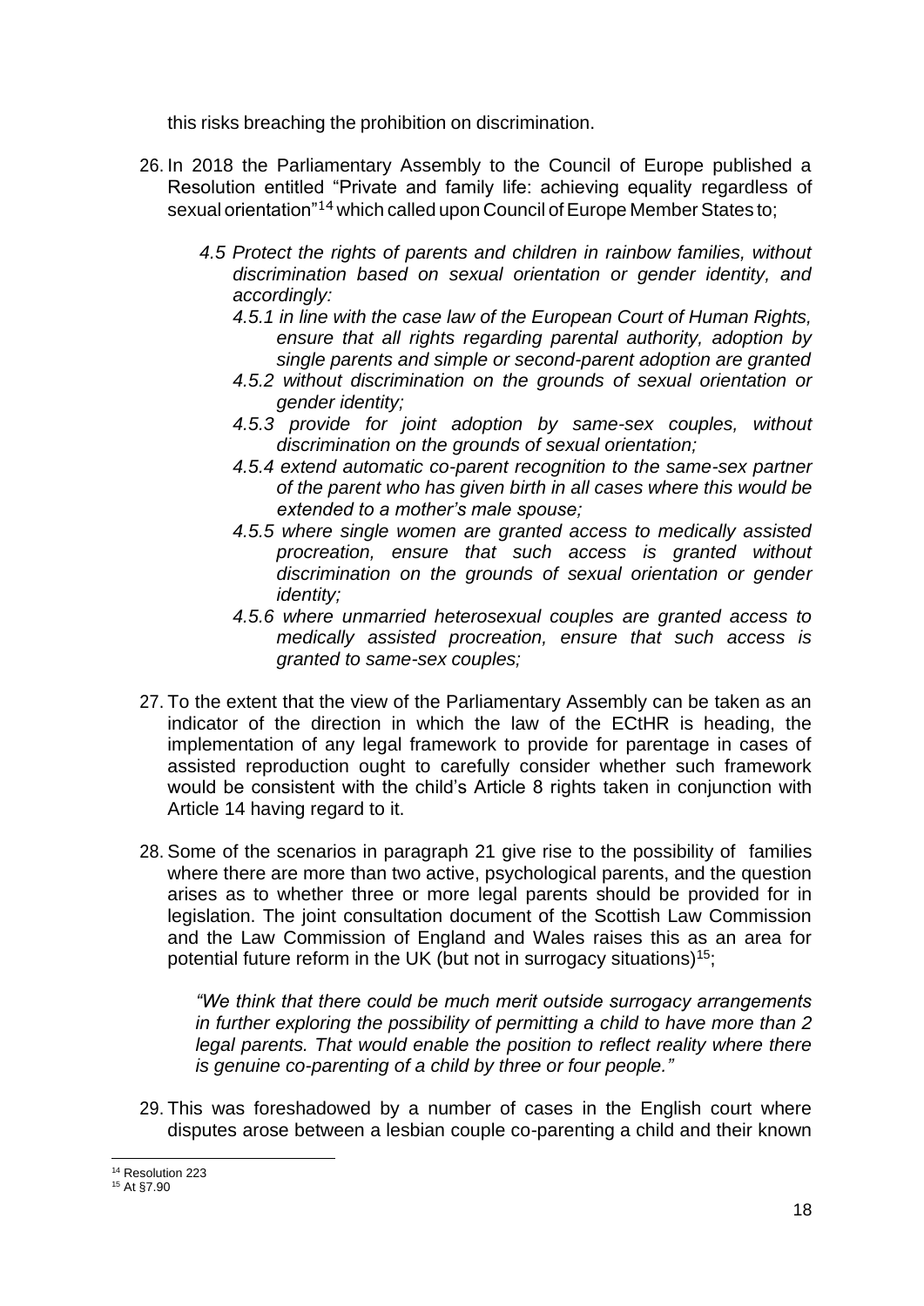this risks breaching the prohibition on discrimination.

26. In 2018 the Parliamentary Assembly to the Council of Europe published a Resolution entitled "Private and family life: achieving equality regardless of sexual orientation"[14] which called upon Council of Europe Member States to;

    *4.5 Protect the rights of parents and children in rainbow families, without discrimination based on sexual orientation or gender identity, and accordingly:*

    *4.5.1 in line with the case law of the European Court of Human Rights, ensure that all rights regarding parental authority, adoption by single parents and simple or second-parent adoption are granted*

    *4.5.2 without discrimination on the grounds of sexual orientation or gender identity;*

    *4.5.3 provide for joint adoption by same-sex couples, without discrimination on the grounds of sexual orientation;*

    *4.5.4 extend automatic co-parent recognition to the same-sex partner of the parent who has given birth in all cases where this would be extended to a mother's male spouse;*

    *4.5.5 where single women are granted access to medically assisted procreation, ensure that such access is granted without discrimination on the grounds of sexual orientation or gender identity;*

    *4.5.6 where unmarried heterosexual couples are granted access to medically assisted procreation, ensure that such access is granted to same-sex couples;*

27. To the extent that the view of the Parliamentary Assembly can be taken as an indicator of the direction in which the law of the ECtHR is heading, the implementation of any legal framework to provide for parentage in cases of assisted reproduction ought to carefully consider whether such framework would be consistent with the child's Article 8 rights taken in conjunction with Article 14 having regard to it.

28. Some of the scenarios in paragraph 21 give rise to the possibility of families where there are more than two active, psychological parents, and the question arises as to whether three or more legal parents should be provided for in legislation. The joint consultation document of the Scottish Law Commission and the Law Commission of England and Wales raises this as an area for potential future reform in the UK (but not in surrogacy situations)[15];

    *"We think that there could be much merit outside surrogacy arrangements in further exploring the possibility of permitting a child to have more than 2 legal parents. That would enable the position to reflect reality where there is genuine co-parenting of a child by three or four people."*

29. This was foreshadowed by a number of cases in the English court where disputes arose between a lesbian couple co-parenting a child and their known

---

[14] Resolution 223

[15] At §7.90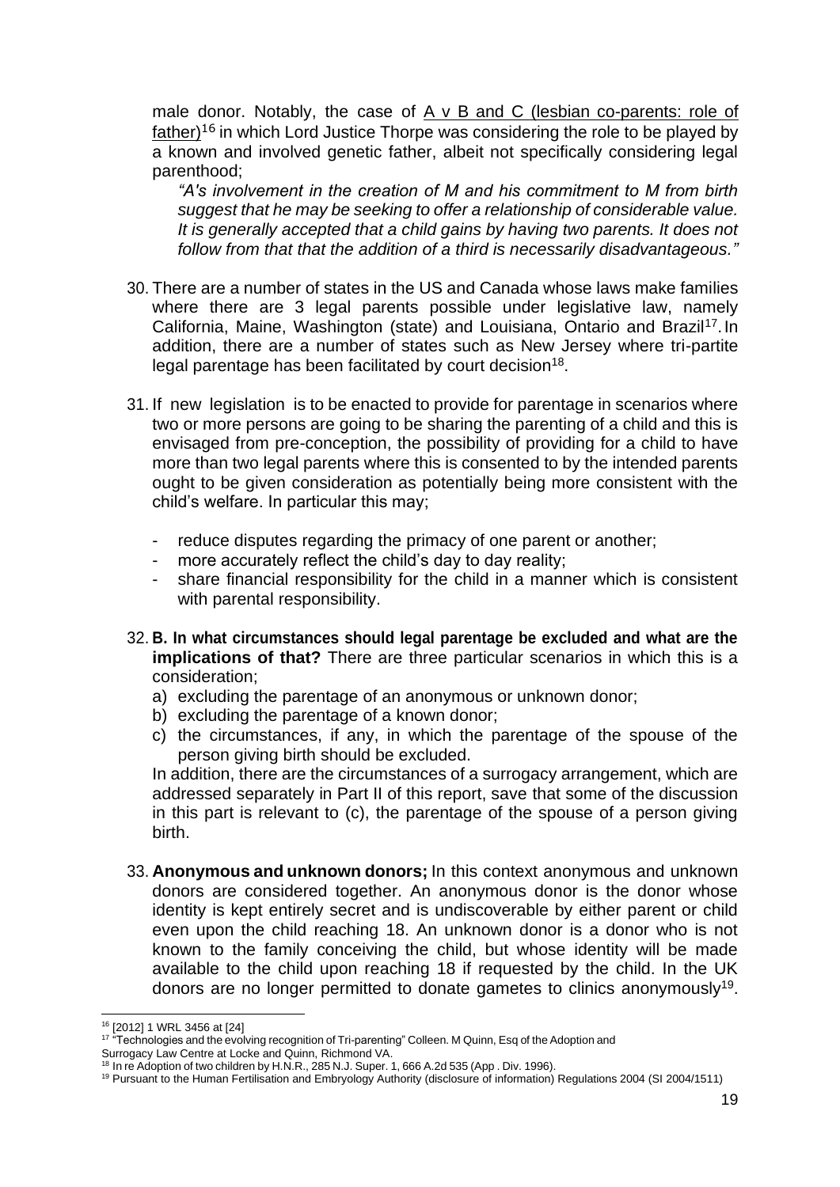male donor. Notably, the case of <u>A v B and C (lesbian co-parents: role of father)</u>[16] in which Lord Justice Thorpe was considering the role to be played by a known and involved genetic father, albeit not specifically considering legal parenthood;

*"A's involvement in the creation of M and his commitment to M from birth suggest that he may be seeking to offer a relationship of considerable value. It is generally accepted that a child gains by having two parents. It does not follow from that that the addition of a third is necessarily disadvantageous."*

30. There are a number of states in the US and Canada whose laws make families where there are 3 legal parents possible under legislative law, namely California, Maine, Washington (state) and Louisiana, Ontario and Brazil[17]. In addition, there are a number of states such as New Jersey where tri-partite legal parentage has been facilitated by court decision[18].

31. If new legislation is to be enacted to provide for parentage in scenarios where two or more persons are going to be sharing the parenting of a child and this is envisaged from pre-conception, the possibility of providing for a child to have more than two legal parents where this is consented to by the intended parents ought to be given consideration as potentially being more consistent with the child's welfare. In particular this may;
    - reduce disputes regarding the primacy of one parent or another;
    - more accurately reflect the child's day to day reality;
    - share financial responsibility for the child in a manner which is consistent with parental responsibility.

32. **B. In what circumstances should legal parentage be excluded and what are the implications of that?** There are three particular scenarios in which this is a consideration;
    a) excluding the parentage of an anonymous or unknown donor;
    b) excluding the parentage of a known donor;
    c) the circumstances, if any, in which the parentage of the spouse of the person giving birth should be excluded.

    In addition, there are the circumstances of a surrogacy arrangement, which are addressed separately in Part II of this report, save that some of the discussion in this part is relevant to (c), the parentage of the spouse of a person giving birth.

33. **Anonymous and unknown donors;** In this context anonymous and unknown donors are considered together. An anonymous donor is the donor whose identity is kept entirely secret and is undiscoverable by either parent or child even upon the child reaching 18. An unknown donor is a donor who is not known to the family conceiving the child, but whose identity will be made available to the child upon reaching 18 if requested by the child. In the UK donors are no longer permitted to donate gametes to clinics anonymously[19].

---

[16] [2012] 1 WRL 3456 at [24]

[17] "Technologies and the evolving recognition of Tri-parenting" Colleen. M Quinn, Esq of the Adoption and Surrogacy Law Centre at Locke and Quinn, Richmond VA.

[18] In re Adoption of two children by H.N.R., 285 N.J. Super. 1, 666 A.2d 535 (App . Div. 1996).

[19] Pursuant to the Human Fertilisation and Embryology Authority (disclosure of information) Regulations 2004 (SI 2004/1511)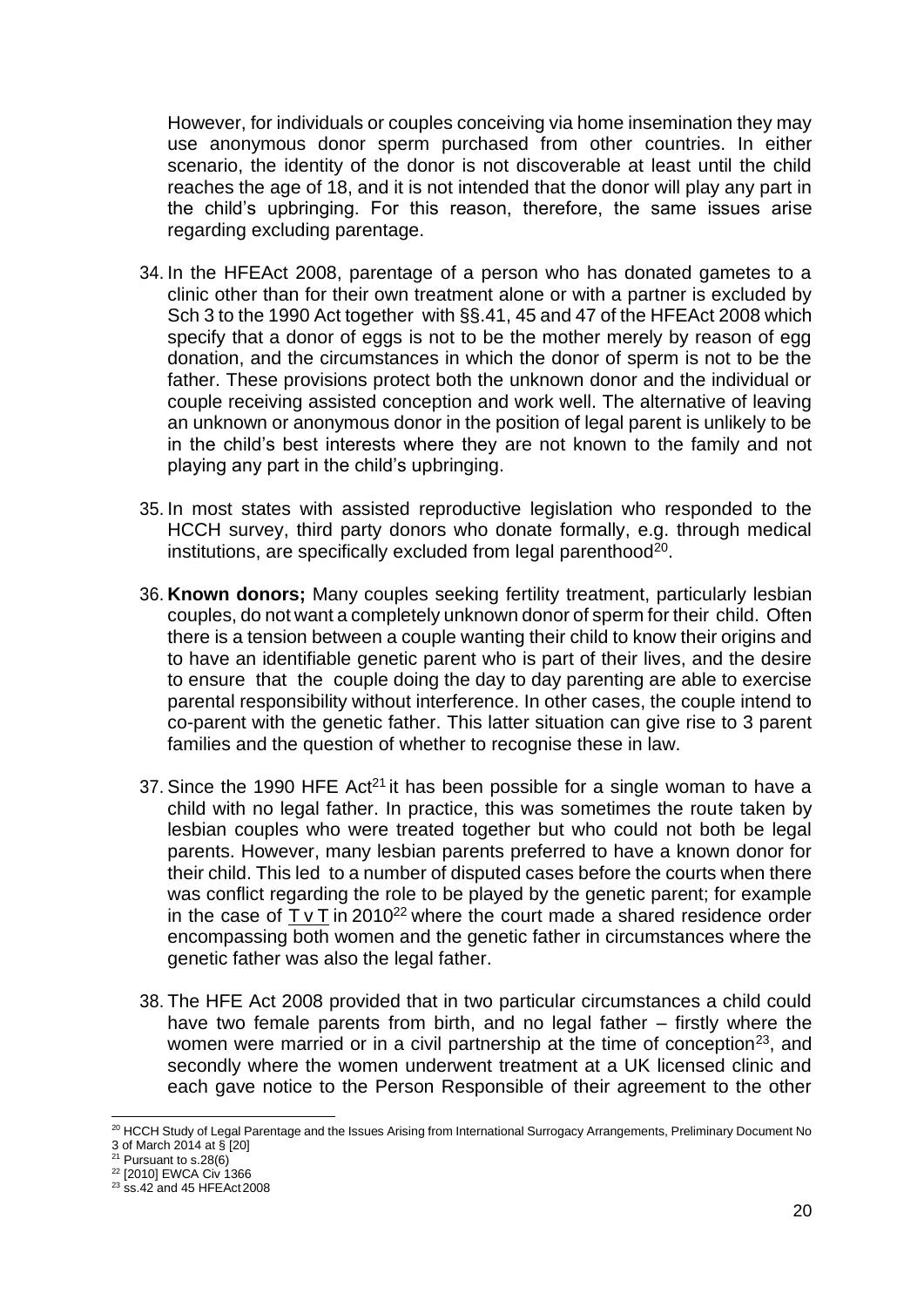However, for individuals or couples conceiving via home insemination they may use anonymous donor sperm purchased from other countries. In either scenario, the identity of the donor is not discoverable at least until the child reaches the age of 18, and it is not intended that the donor will play any part in the child's upbringing. For this reason, therefore, the same issues arise regarding excluding parentage.

34. In the HFEAct 2008, parentage of a person who has donated gametes to a clinic other than for their own treatment alone or with a partner is excluded by Sch 3 to the 1990 Act together with §§.41, 45 and 47 of the HFEAct 2008 which specify that a donor of eggs is not to be the mother merely by reason of egg donation, and the circumstances in which the donor of sperm is not to be the father. These provisions protect both the unknown donor and the individual or couple receiving assisted conception and work well. The alternative of leaving an unknown or anonymous donor in the position of legal parent is unlikely to be in the child's best interests where they are not known to the family and not playing any part in the child's upbringing.

35. In most states with assisted reproductive legislation who responded to the HCCH survey, third party donors who donate formally, e.g. through medical institutions, are specifically excluded from legal parenthood[20].

36. **Known donors;** Many couples seeking fertility treatment, particularly lesbian couples, do not want a completely unknown donor of sperm for their child. Often there is a tension between a couple wanting their child to know their origins and to have an identifiable genetic parent who is part of their lives, and the desire to ensure that the couple doing the day to day parenting are able to exercise parental responsibility without interference. In other cases, the couple intend to co-parent with the genetic father. This latter situation can give rise to 3 parent families and the question of whether to recognise these in law.

37. Since the 1990 HFE Act[21] it has been possible for a single woman to have a child with no legal father. In practice, this was sometimes the route taken by lesbian couples who were treated together but who could not both be legal parents. However, many lesbian parents preferred to have a known donor for their child. This led to a number of disputed cases before the courts when there was conflict regarding the role to be played by the genetic parent; for example in the case of <u>T v T</u> in 2010[22] where the court made a shared residence order encompassing both women and the genetic father in circumstances where the genetic father was also the legal father.

38. The HFE Act 2008 provided that in two particular circumstances a child could have two female parents from birth, and no legal father – firstly where the women were married or in a civil partnership at the time of conception[23], and secondly where the women underwent treatment at a UK licensed clinic and each gave notice to the Person Responsible of their agreement to the other

---

[20] HCCH Study of Legal Parentage and the Issues Arising from International Surrogacy Arrangements, Preliminary Document No 3 of March 2014 at § [20]

[21] Pursuant to s.28(6)

[22] [2010] EWCA Civ 1366

[23] ss.42 and 45 HFEAct 2008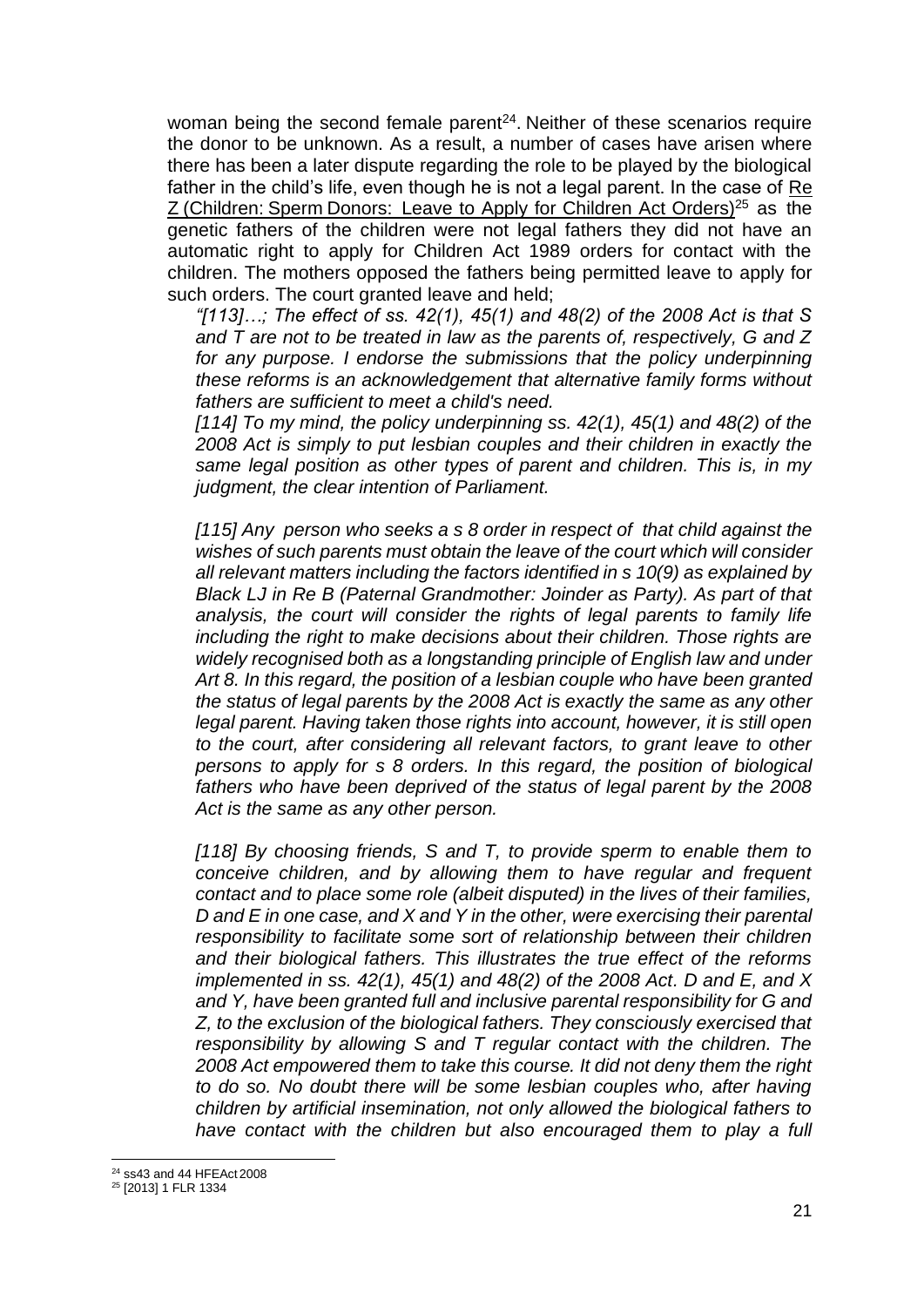woman being the second female parent[24]. Neither of these scenarios require the donor to be unknown. As a result, a number of cases have arisen where there has been a later dispute regarding the role to be played by the biological father in the child's life, even though he is not a legal parent. In the case of Re Z (Children: Sperm Donors: Leave to Apply for Children Act Orders)[25] as the genetic fathers of the children were not legal fathers they did not have an automatic right to apply for Children Act 1989 orders for contact with the children. The mothers opposed the fathers being permitted leave to apply for such orders. The court granted leave and held;

*"[113]…; The effect of ss. 42(1), 45(1) and 48(2) of the 2008 Act is that S and T are not to be treated in law as the parents of, respectively, G and Z for any purpose. I endorse the submissions that the policy underpinning these reforms is an acknowledgement that alternative family forms without fathers are sufficient to meet a child's need.*

*[114] To my mind, the policy underpinning ss. 42(1), 45(1) and 48(2) of the 2008 Act is simply to put lesbian couples and their children in exactly the same legal position as other types of parent and children. This is, in my judgment, the clear intention of Parliament.*

*[115] Any person who seeks a s 8 order in respect of that child against the wishes of such parents must obtain the leave of the court which will consider all relevant matters including the factors identified in s 10(9) as explained by Black LJ in Re B (Paternal Grandmother: Joinder as Party). As part of that analysis, the court will consider the rights of legal parents to family life including the right to make decisions about their children. Those rights are widely recognised both as a longstanding principle of English law and under Art 8. In this regard, the position of a lesbian couple who have been granted the status of legal parents by the 2008 Act is exactly the same as any other legal parent. Having taken those rights into account, however, it is still open to the court, after considering all relevant factors, to grant leave to other persons to apply for s 8 orders. In this regard, the position of biological fathers who have been deprived of the status of legal parent by the 2008 Act is the same as any other person.*

*[118] By choosing friends, S and T, to provide sperm to enable them to conceive children, and by allowing them to have regular and frequent contact and to place some role (albeit disputed) in the lives of their families, D and E in one case, and X and Y in the other, were exercising their parental responsibility to facilitate some sort of relationship between their children and their biological fathers. This illustrates the true effect of the reforms implemented in ss. 42(1), 45(1) and 48(2) of the 2008 Act. D and E, and X and Y, have been granted full and inclusive parental responsibility for G and Z, to the exclusion of the biological fathers. They consciously exercised that responsibility by allowing S and T regular contact with the children. The 2008 Act empowered them to take this course. It did not deny them the right to do so. No doubt there will be some lesbian couples who, after having children by artificial insemination, not only allowed the biological fathers to have contact with the children but also encouraged them to play a full*

[24] ss43 and 44 HFEAct 2008

[25] [2013] 1 FLR 1334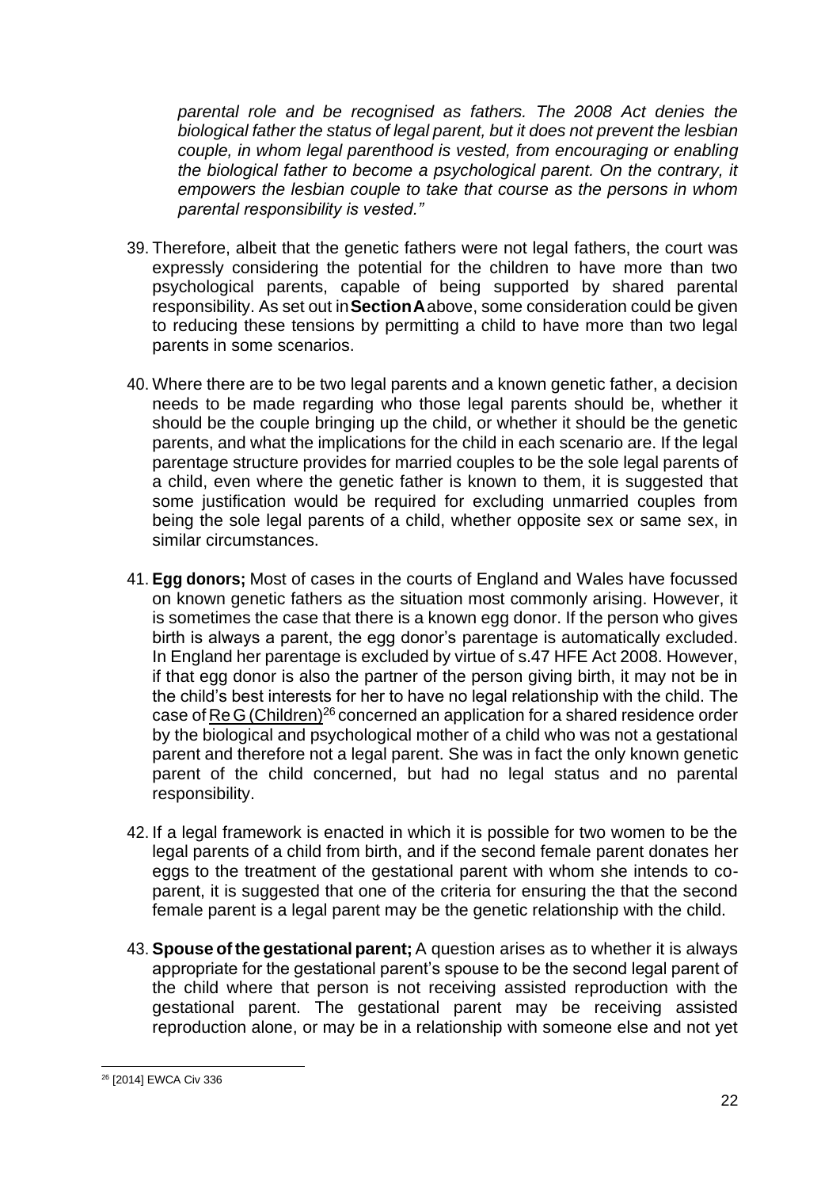*parental role and be recognised as fathers. The 2008 Act denies the biological father the status of legal parent, but it does not prevent the lesbian couple, in whom legal parenthood is vested, from encouraging or enabling the biological father to become a psychological parent. On the contrary, it empowers the lesbian couple to take that course as the persons in whom parental responsibility is vested."*

39. Therefore, albeit that the genetic fathers were not legal fathers, the court was expressly considering the potential for the children to have more than two psychological parents, capable of being supported by shared parental responsibility. As set out in **Section A** above, some consideration could be given to reducing these tensions by permitting a child to have more than two legal parents in some scenarios.

40. Where there are to be two legal parents and a known genetic father, a decision needs to be made regarding who those legal parents should be, whether it should be the couple bringing up the child, or whether it should be the genetic parents, and what the implications for the child in each scenario are. If the legal parentage structure provides for married couples to be the sole legal parents of a child, even where the genetic father is known to them, it is suggested that some justification would be required for excluding unmarried couples from being the sole legal parents of a child, whether opposite sex or same sex, in similar circumstances.

41. **Egg donors;** Most of cases in the courts of England and Wales have focussed on known genetic fathers as the situation most commonly arising. However, it is sometimes the case that there is a known egg donor. If the person who gives birth is always a parent, the egg donor's parentage is automatically excluded. In England her parentage is excluded by virtue of s.47 HFE Act 2008. However, if that egg donor is also the partner of the person giving birth, it may not be in the child's best interests for her to have no legal relationship with the child. The case of Re G (Children)[26] concerned an application for a shared residence order by the biological and psychological mother of a child who was not a gestational parent and therefore not a legal parent. She was in fact the only known genetic parent of the child concerned, but had no legal status and no parental responsibility.

42. If a legal framework is enacted in which it is possible for two women to be the legal parents of a child from birth, and if the second female parent donates her eggs to the treatment of the gestational parent with whom she intends to co-parent, it is suggested that one of the criteria for ensuring the that the second female parent is a legal parent may be the genetic relationship with the child.

43. **Spouse of the gestational parent;** A question arises as to whether it is always appropriate for the gestational parent's spouse to be the second legal parent of the child where that person is not receiving assisted reproduction with the gestational parent. The gestational parent may be receiving assisted reproduction alone, or may be in a relationship with someone else and not yet

[26] [2014] EWCA Civ 336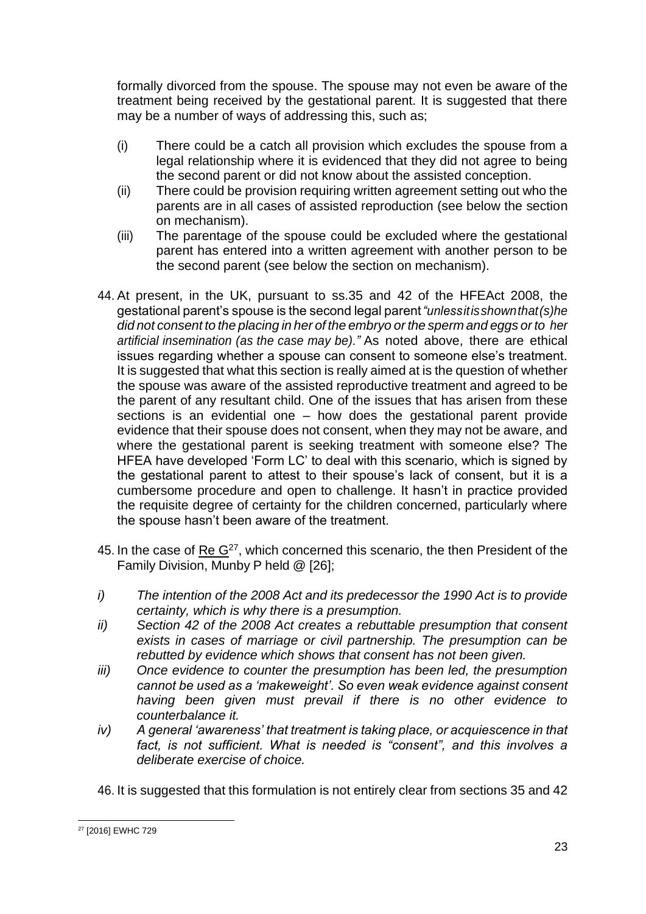formally divorced from the spouse. The spouse may not even be aware of the treatment being received by the gestational parent. It is suggested that there may be a number of ways of addressing this, such as;

(i) There could be a catch all provision which excludes the spouse from a legal relationship where it is evidenced that they did not agree to being the second parent or did not know about the assisted conception.

(ii) There could be provision requiring written agreement setting out who the parents are in all cases of assisted reproduction (see below the section on mechanism).

(iii) The parentage of the spouse could be excluded where the gestational parent has entered into a written agreement with another person to be the second parent (see below the section on mechanism).

44. At present, in the UK, pursuant to ss.35 and 42 of the HFEAct 2008, the gestational parent's spouse is the second legal parent *"unless it is shown that (s)he did not consent to the placing in her of the embryo or the sperm and eggs or to her artificial insemination (as the case may be)."* As noted above, there are ethical issues regarding whether a spouse can consent to someone else's treatment. It is suggested that what this section is really aimed at is the question of whether the spouse was aware of the assisted reproductive treatment and agreed to be the parent of any resultant child. One of the issues that has arisen from these sections is an evidential one – how does the gestational parent provide evidence that their spouse does not consent, when they may not be aware, and where the gestational parent is seeking treatment with someone else? The HFEA have developed 'Form LC' to deal with this scenario, which is signed by the gestational parent to attest to their spouse's lack of consent, but it is a cumbersome procedure and open to challenge. It hasn't in practice provided the requisite degree of certainty for the children concerned, particularly where the spouse hasn't been aware of the treatment.

45. In the case of Re G[27], which concerned this scenario, the then President of the Family Division, Munby P held @ [26];

*i) The intention of the 2008 Act and its predecessor the 1990 Act is to provide certainty, which is why there is a presumption.*

*ii) Section 42 of the 2008 Act creates a rebuttable presumption that consent exists in cases of marriage or civil partnership. The presumption can be rebutted by evidence which shows that consent has not been given.*

*iii) Once evidence to counter the presumption has been led, the presumption cannot be used as a 'makeweight'. So even weak evidence against consent having been given must prevail if there is no other evidence to counterbalance it.*

*iv) A general 'awareness' that treatment is taking place, or acquiescence in that fact, is not sufficient. What is needed is "consent", and this involves a deliberate exercise of choice.*

46. It is suggested that this formulation is not entirely clear from sections 35 and 42

[27] [2016] EWHC 729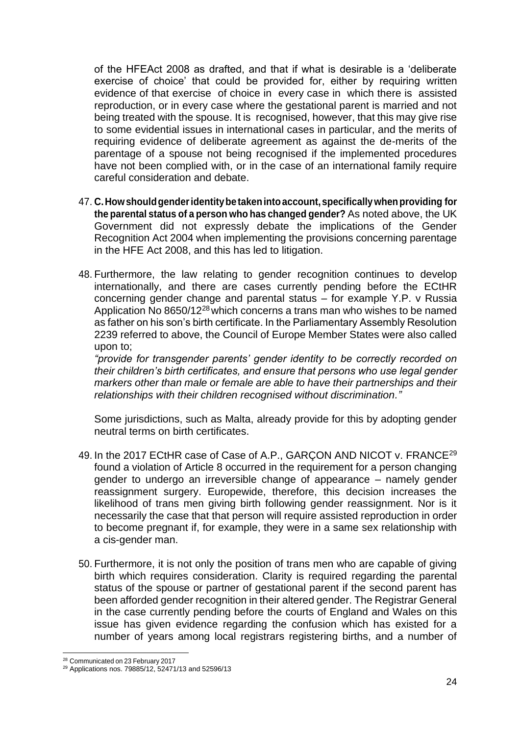of the HFEAct 2008 as drafted, and that if what is desirable is a 'deliberate exercise of choice' that could be provided for, either by requiring written evidence of that exercise of choice in every case in which there is assisted reproduction, or in every case where the gestational parent is married and not being treated with the spouse. It is recognised, however, that this may give rise to some evidential issues in international cases in particular, and the merits of requiring evidence of deliberate agreement as against the de-merits of the parentage of a spouse not being recognised if the implemented procedures have not been complied with, or in the case of an international family require careful consideration and debate.

47. **C. How should gender identity be taken into account, specifically when providing for the parental status of a person who has changed gender?** As noted above, the UK Government did not expressly debate the implications of the Gender Recognition Act 2004 when implementing the provisions concerning parentage in the HFE Act 2008, and this has led to litigation.

48. Furthermore, the law relating to gender recognition continues to develop internationally, and there are cases currently pending before the ECtHR concerning gender change and parental status – for example Y.P. v Russia Application No 8650/12[28] which concerns a trans man who wishes to be named as father on his son's birth certificate. In the Parliamentary Assembly Resolution 2239 referred to above, the Council of Europe Member States were also called upon to;

    *"provide for transgender parents' gender identity to be correctly recorded on their children's birth certificates, and ensure that persons who use legal gender markers other than male or female are able to have their partnerships and their relationships with their children recognised without discrimination."*

    Some jurisdictions, such as Malta, already provide for this by adopting gender neutral terms on birth certificates.

49. In the 2017 ECtHR case of Case of A.P., GARÇON AND NICOT v. FRANCE[29] found a violation of Article 8 occurred in the requirement for a person changing gender to undergo an irreversible change of appearance – namely gender reassignment surgery. Europewide, therefore, this decision increases the likelihood of trans men giving birth following gender reassignment. Nor is it necessarily the case that that person will require assisted reproduction in order to become pregnant if, for example, they were in a same sex relationship with a cis-gender man.

50. Furthermore, it is not only the position of trans men who are capable of giving birth which requires consideration. Clarity is required regarding the parental status of the spouse or partner of gestational parent if the second parent has been afforded gender recognition in their altered gender. The Registrar General in the case currently pending before the courts of England and Wales on this issue has given evidence regarding the confusion which has existed for a number of years among local registrars registering births, and a number of

---

[28] Communicated on 23 February 2017

[29] Applications nos. 79885/12, 52471/13 and 52596/13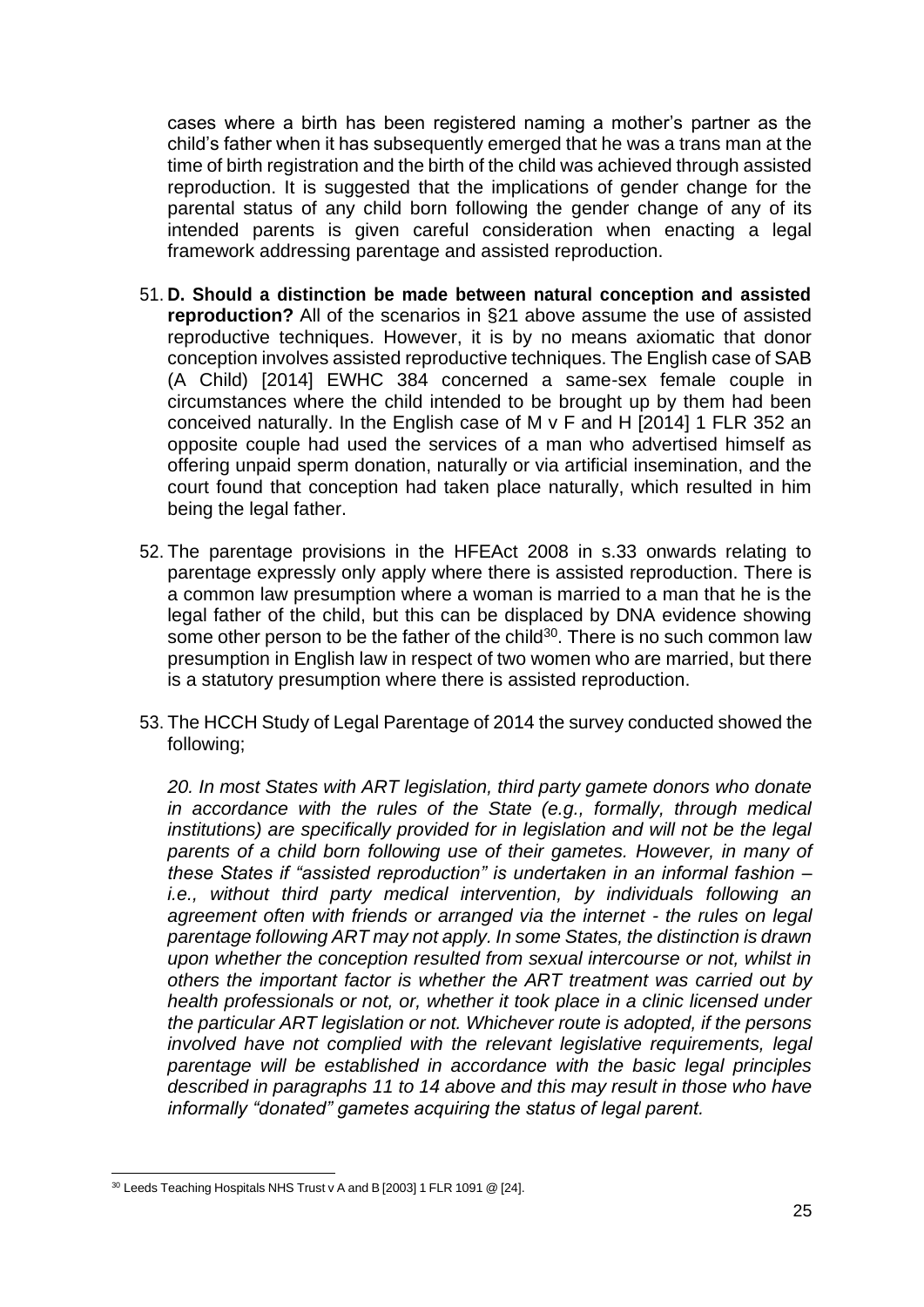cases where a birth has been registered naming a mother's partner as the child's father when it has subsequently emerged that he was a trans man at the time of birth registration and the birth of the child was achieved through assisted reproduction. It is suggested that the implications of gender change for the parental status of any child born following the gender change of any of its intended parents is given careful consideration when enacting a legal framework addressing parentage and assisted reproduction.

51. **D. Should a distinction be made between natural conception and assisted reproduction?** All of the scenarios in §21 above assume the use of assisted reproductive techniques. However, it is by no means axiomatic that donor conception involves assisted reproductive techniques. The English case of SAB (A Child) [2014] EWHC 384 concerned a same-sex female couple in circumstances where the child intended to be brought up by them had been conceived naturally. In the English case of M v F and H [2014] 1 FLR 352 an opposite couple had used the services of a man who advertised himself as offering unpaid sperm donation, naturally or via artificial insemination, and the court found that conception had taken place naturally, which resulted in him being the legal father.

52. The parentage provisions in the HFEAct 2008 in s.33 onwards relating to parentage expressly only apply where there is assisted reproduction. There is a common law presumption where a woman is married to a man that he is the legal father of the child, but this can be displaced by DNA evidence showing some other person to be the father of the child[30]. There is no such common law presumption in English law in respect of two women who are married, but there is a statutory presumption where there is assisted reproduction.

53. The HCCH Study of Legal Parentage of 2014 the survey conducted showed the following;

    *20. In most States with ART legislation, third party gamete donors who donate in accordance with the rules of the State (e.g., formally, through medical institutions) are specifically provided for in legislation and will not be the legal parents of a child born following use of their gametes. However, in many of these States if "assisted reproduction" is undertaken in an informal fashion – i.e., without third party medical intervention, by individuals following an agreement often with friends or arranged via the internet - the rules on legal parentage following ART may not apply. In some States, the distinction is drawn upon whether the conception resulted from sexual intercourse or not, whilst in others the important factor is whether the ART treatment was carried out by health professionals or not, or, whether it took place in a clinic licensed under the particular ART legislation or not. Whichever route is adopted, if the persons involved have not complied with the relevant legislative requirements, legal parentage will be established in accordance with the basic legal principles described in paragraphs 11 to 14 above and this may result in those who have informally "donated" gametes acquiring the status of legal parent.*

---

[30] Leeds Teaching Hospitals NHS Trust v A and B [2003] 1 FLR 1091 @ [24].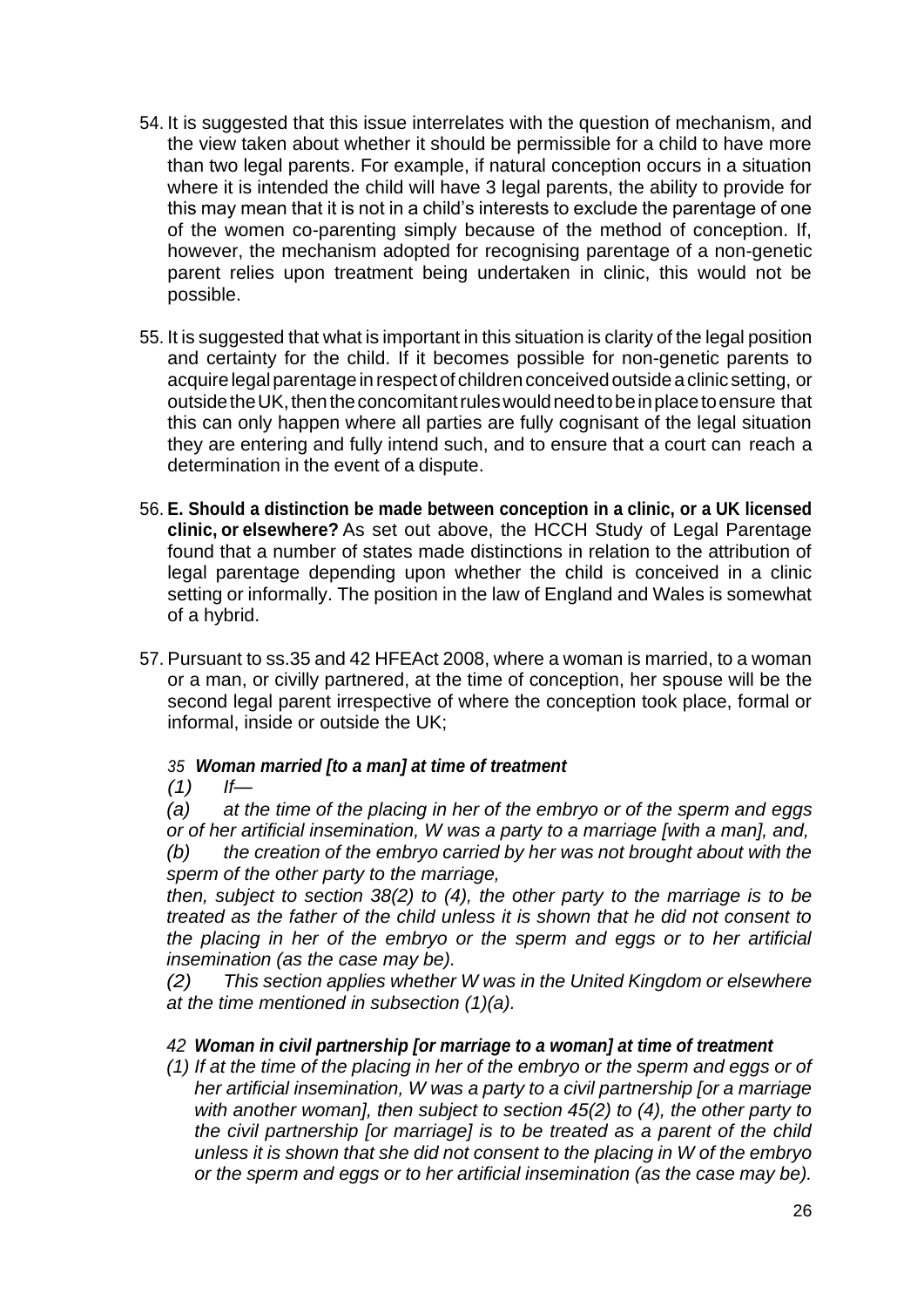54. It is suggested that this issue interrelates with the question of mechanism, and the view taken about whether it should be permissible for a child to have more than two legal parents. For example, if natural conception occurs in a situation where it is intended the child will have 3 legal parents, the ability to provide for this may mean that it is not in a child's interests to exclude the parentage of one of the women co-parenting simply because of the method of conception. If, however, the mechanism adopted for recognising parentage of a non-genetic parent relies upon treatment being undertaken in clinic, this would not be possible.

55. It is suggested that what is important in this situation is clarity of the legal position and certainty for the child. If it becomes possible for non-genetic parents to acquire legal parentage in respect of children conceived outside a clinic setting, or outside the UK, then the concomitant rules would need to be in place to ensure that this can only happen where all parties are fully cognisant of the legal situation they are entering and fully intend such, and to ensure that a court can reach a determination in the event of a dispute.

56. **E. Should a distinction be made between conception in a clinic, or a UK licensed clinic, or elsewhere?** As set out above, the HCCH Study of Legal Parentage found that a number of states made distinctions in relation to the attribution of legal parentage depending upon whether the child is conceived in a clinic setting or informally. The position in the law of England and Wales is somewhat of a hybrid.

57. Pursuant to ss.35 and 42 HFEAct 2008, where a woman is married, to a woman or a man, or civilly partnered, at the time of conception, her spouse will be the second legal parent irrespective of where the conception took place, formal or informal, inside or outside the UK;

*35* ***Woman married [to a man] at time of treatment***

*(1) If—*

*(a) at the time of the placing in her of the embryo or of the sperm and eggs or of her artificial insemination, W was a party to a marriage [with a man], and,*

*(b) the creation of the embryo carried by her was not brought about with the sperm of the other party to the marriage,*

*then, subject to section 38(2) to (4), the other party to the marriage is to be treated as the father of the child unless it is shown that he did not consent to the placing in her of the embryo or the sperm and eggs or to her artificial insemination (as the case may be).*

*(2) This section applies whether W was in the United Kingdom or elsewhere at the time mentioned in subsection (1)(a).*

*42* ***Woman in civil partnership [or marriage to a woman] at time of treatment***

*(1) If at the time of the placing in her of the embryo or the sperm and eggs or of her artificial insemination, W was a party to a civil partnership [or a marriage with another woman], then subject to section 45(2) to (4), the other party to the civil partnership [or marriage] is to be treated as a parent of the child unless it is shown that she did not consent to the placing in W of the embryo or the sperm and eggs or to her artificial insemination (as the case may be).*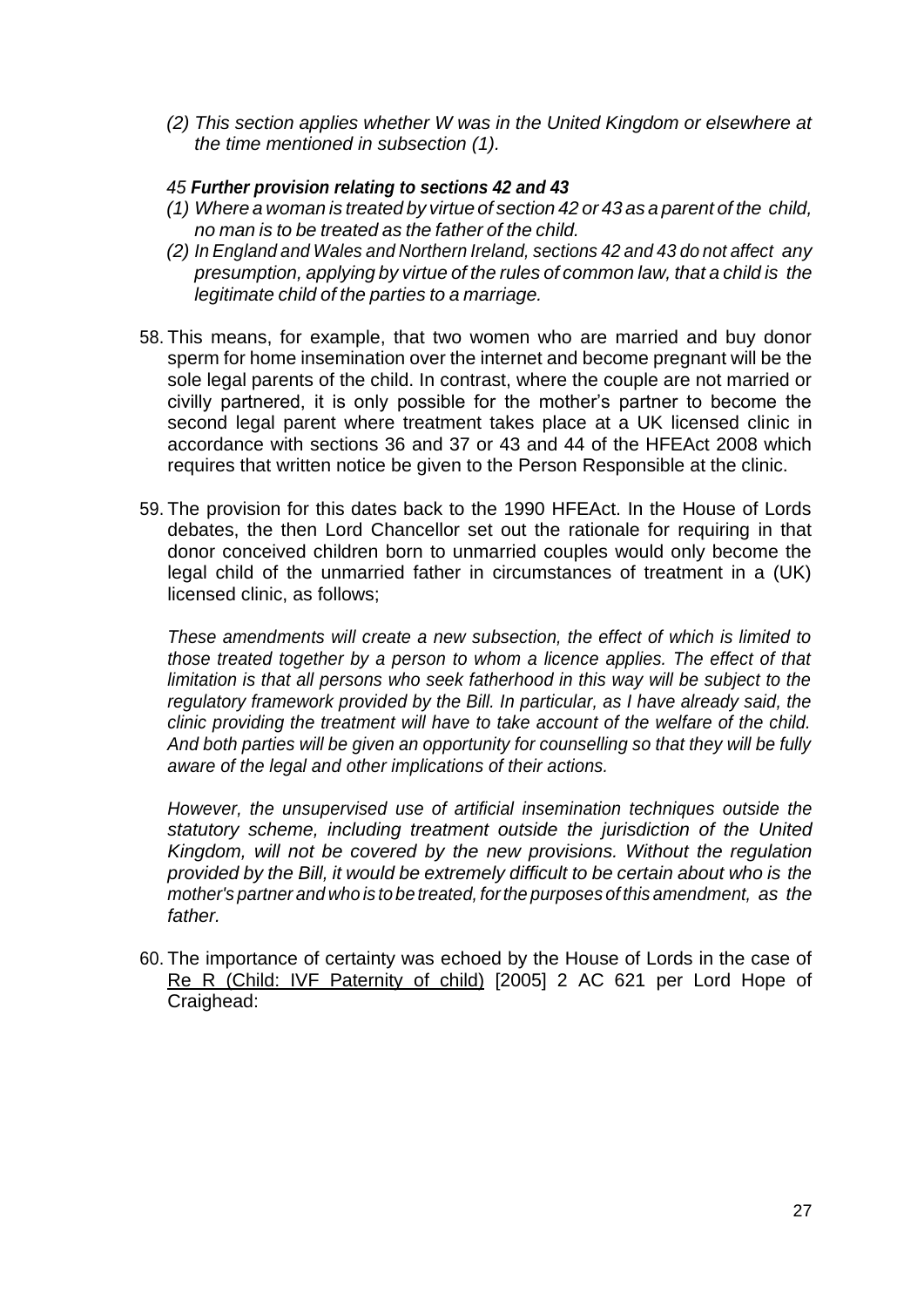*(2) This section applies whether W was in the United Kingdom or elsewhere at the time mentioned in subsection (1).*

*45* ***Further provision relating to sections 42 and 43***

*(1) Where a woman is treated by virtue of section 42 or 43 as a parent of the child, no man is to be treated as the father of the child.*

*(2) In England and Wales and Northern Ireland, sections 42 and 43 do not affect any presumption, applying by virtue of the rules of common law, that a child is the legitimate child of the parties to a marriage.*

58. This means, for example, that two women who are married and buy donor sperm for home insemination over the internet and become pregnant will be the sole legal parents of the child. In contrast, where the couple are not married or civilly partnered, it is only possible for the mother's partner to become the second legal parent where treatment takes place at a UK licensed clinic in accordance with sections 36 and 37 or 43 and 44 of the HFEAct 2008 which requires that written notice be given to the Person Responsible at the clinic.

59. The provision for this dates back to the 1990 HFEAct. In the House of Lords debates, the then Lord Chancellor set out the rationale for requiring in that donor conceived children born to unmarried couples would only become the legal child of the unmarried father in circumstances of treatment in a (UK) licensed clinic, as follows;

*These amendments will create a new subsection, the effect of which is limited to those treated together by a person to whom a licence applies. The effect of that limitation is that all persons who seek fatherhood in this way will be subject to the regulatory framework provided by the Bill. In particular, as I have already said, the clinic providing the treatment will have to take account of the welfare of the child. And both parties will be given an opportunity for counselling so that they will be fully aware of the legal and other implications of their actions.*

*However, the unsupervised use of artificial insemination techniques outside the statutory scheme, including treatment outside the jurisdiction of the United Kingdom, will not be covered by the new provisions. Without the regulation provided by the Bill, it would be extremely difficult to be certain about who is the mother's partner and who is to be treated, for the purposes of this amendment, as the father.*

60. The importance of certainty was echoed by the House of Lords in the case of Re R (Child: IVF Paternity of child) [2005] 2 AC 621 per Lord Hope of Craighead: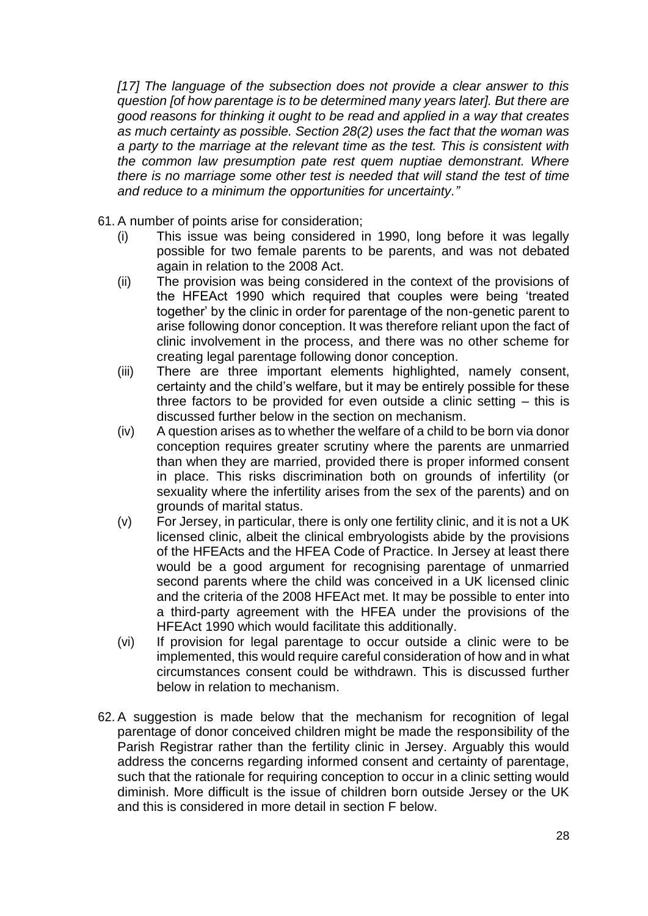*[17] The language of the subsection does not provide a clear answer to this question [of how parentage is to be determined many years later]. But there are good reasons for thinking it ought to be read and applied in a way that creates as much certainty as possible. Section 28(2) uses the fact that the woman was a party to the marriage at the relevant time as the test. This is consistent with the common law presumption pate rest quem nuptiae demonstrant. Where there is no marriage some other test is needed that will stand the test of time and reduce to a minimum the opportunities for uncertainty."*

61. A number of points arise for consideration;
    (i) This issue was being considered in 1990, long before it was legally possible for two female parents to be parents, and was not debated again in relation to the 2008 Act.
    (ii) The provision was being considered in the context of the provisions of the HFEAct 1990 which required that couples were being 'treated together' by the clinic in order for parentage of the non-genetic parent to arise following donor conception. It was therefore reliant upon the fact of clinic involvement in the process, and there was no other scheme for creating legal parentage following donor conception.
    (iii) There are three important elements highlighted, namely consent, certainty and the child's welfare, but it may be entirely possible for these three factors to be provided for even outside a clinic setting – this is discussed further below in the section on mechanism.
    (iv) A question arises as to whether the welfare of a child to be born via donor conception requires greater scrutiny where the parents are unmarried than when they are married, provided there is proper informed consent in place. This risks discrimination both on grounds of infertility (or sexuality where the infertility arises from the sex of the parents) and on grounds of marital status.
    (v) For Jersey, in particular, there is only one fertility clinic, and it is not a UK licensed clinic, albeit the clinical embryologists abide by the provisions of the HFEActs and the HFEA Code of Practice. In Jersey at least there would be a good argument for recognising parentage of unmarried second parents where the child was conceived in a UK licensed clinic and the criteria of the 2008 HFEAct met. It may be possible to enter into a third-party agreement with the HFEA under the provisions of the HFEAct 1990 which would facilitate this additionally.
    (vi) If provision for legal parentage to occur outside a clinic were to be implemented, this would require careful consideration of how and in what circumstances consent could be withdrawn. This is discussed further below in relation to mechanism.

62. A suggestion is made below that the mechanism for recognition of legal parentage of donor conceived children might be made the responsibility of the Parish Registrar rather than the fertility clinic in Jersey. Arguably this would address the concerns regarding informed consent and certainty of parentage, such that the rationale for requiring conception to occur in a clinic setting would diminish. More difficult is the issue of children born outside Jersey or the UK and this is considered in more detail in section F below.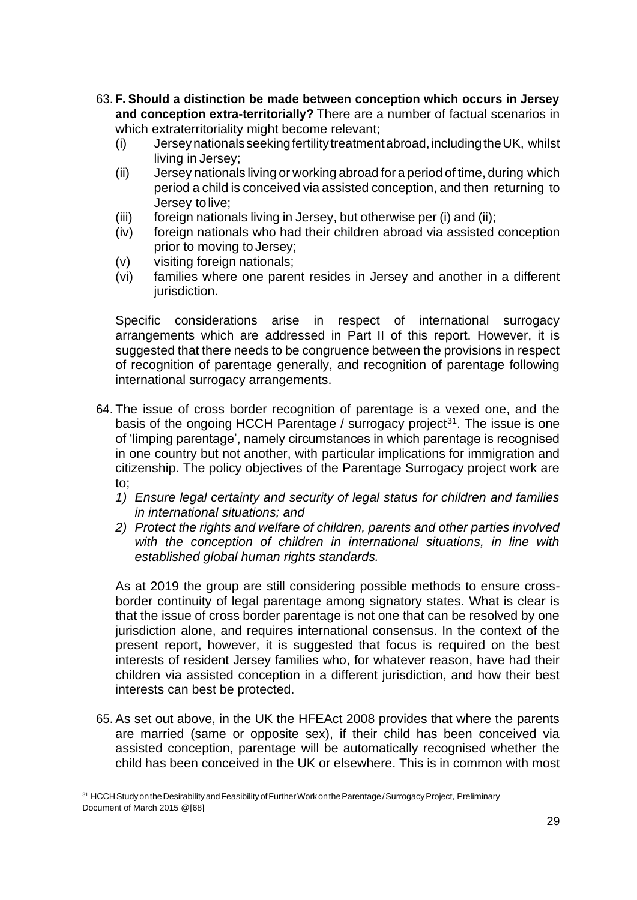63. **F. Should a distinction be made between conception which occurs in Jersey and conception extra-territorially?** There are a number of factual scenarios in which extraterritoriality might become relevant;
    (i) Jersey nationals seeking fertility treatment abroad, including the UK, whilst living in Jersey;
    (ii) Jersey nationals living or working abroad for a period of time, during which period a child is conceived via assisted conception, and then returning to Jersey to live;
    (iii) foreign nationals living in Jersey, but otherwise per (i) and (ii);
    (iv) foreign nationals who had their children abroad via assisted conception prior to moving to Jersey;
    (v) visiting foreign nationals;
    (vi) families where one parent resides in Jersey and another in a different jurisdiction.

    Specific considerations arise in respect of international surrogacy arrangements which are addressed in Part II of this report. However, it is suggested that there needs to be congruence between the provisions in respect of recognition of parentage generally, and recognition of parentage following international surrogacy arrangements.

64. The issue of cross border recognition of parentage is a vexed one, and the basis of the ongoing HCCH Parentage / surrogacy project[31]. The issue is one of 'limping parentage', namely circumstances in which parentage is recognised in one country but not another, with particular implications for immigration and citizenship. The policy objectives of the Parentage Surrogacy project work are to;
    1) *Ensure legal certainty and security of legal status for children and families in international situations; and*
    2) *Protect the rights and welfare of children, parents and other parties involved with the conception of children in international situations, in line with established global human rights standards.*

    As at 2019 the group are still considering possible methods to ensure cross-border continuity of legal parentage among signatory states. What is clear is that the issue of cross border parentage is not one that can be resolved by one jurisdiction alone, and requires international consensus. In the context of the present report, however, it is suggested that focus is required on the best interests of resident Jersey families who, for whatever reason, have had their children via assisted conception in a different jurisdiction, and how their best interests can best be protected.

65. As set out above, in the UK the HFEAct 2008 provides that where the parents are married (same or opposite sex), if their child has been conceived via assisted conception, parentage will be automatically recognised whether the child has been conceived in the UK or elsewhere. This is in common with most

[31] HCCH Study on the Desirability and Feasibility of Further Work on the Parentage / Surrogacy Project, Preliminary Document of March 2015 @[68]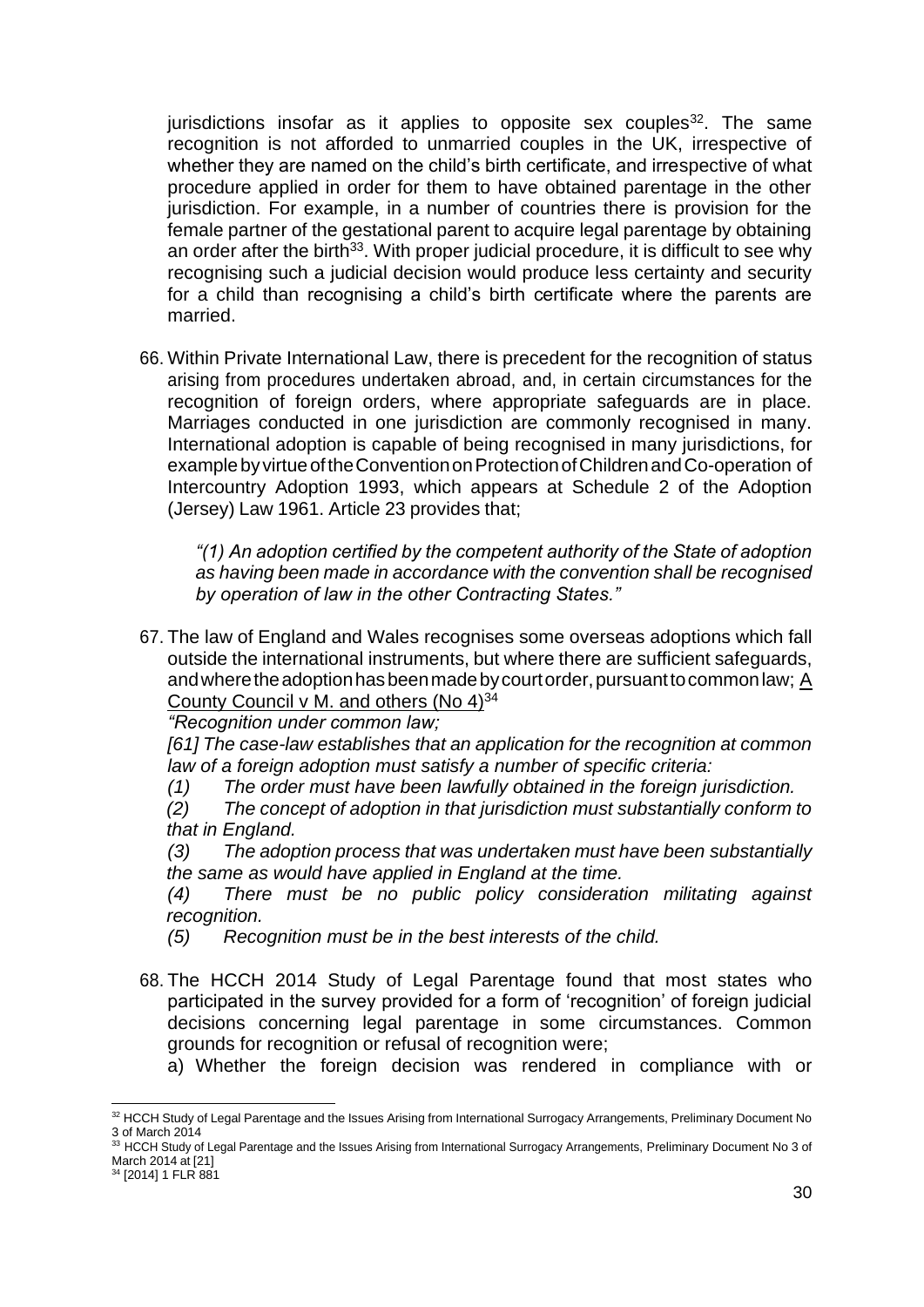jurisdictions insofar as it applies to opposite sex couples[32]. The same recognition is not afforded to unmarried couples in the UK, irrespective of whether they are named on the child's birth certificate, and irrespective of what procedure applied in order for them to have obtained parentage in the other jurisdiction. For example, in a number of countries there is provision for the female partner of the gestational parent to acquire legal parentage by obtaining an order after the birth[33]. With proper judicial procedure, it is difficult to see why recognising such a judicial decision would produce less certainty and security for a child than recognising a child's birth certificate where the parents are married.

66. Within Private International Law, there is precedent for the recognition of status arising from procedures undertaken abroad, and, in certain circumstances for the recognition of foreign orders, where appropriate safeguards are in place. Marriages conducted in one jurisdiction are commonly recognised in many. International adoption is capable of being recognised in many jurisdictions, for example by virtue of the Convention on Protection of Children and Co-operation of Intercountry Adoption 1993, which appears at Schedule 2 of the Adoption (Jersey) Law 1961. Article 23 provides that;

   *"(1) An adoption certified by the competent authority of the State of adoption as having been made in accordance with the convention shall be recognised by operation of law in the other Contracting States."*

67. The law of England and Wales recognises some overseas adoptions which fall outside the international instruments, but where there are sufficient safeguards, and where the adoption has been made by court order, pursuant to common law; A County Council v M. and others (No 4)[34]

   *"Recognition under common law;*

   *[61] The case-law establishes that an application for the recognition at common law of a foreign adoption must satisfy a number of specific criteria:*

   *(1) The order must have been lawfully obtained in the foreign jurisdiction.*

   *(2) The concept of adoption in that jurisdiction must substantially conform to that in England.*

   *(3) The adoption process that was undertaken must have been substantially the same as would have applied in England at the time.*

   *(4) There must be no public policy consideration militating against recognition.*

   *(5) Recognition must be in the best interests of the child.*

68. The HCCH 2014 Study of Legal Parentage found that most states who participated in the survey provided for a form of 'recognition' of foreign judicial decisions concerning legal parentage in some circumstances. Common grounds for recognition or refusal of recognition were;

   a) Whether the foreign decision was rendered in compliance with or

---

[32] HCCH Study of Legal Parentage and the Issues Arising from International Surrogacy Arrangements, Preliminary Document No 3 of March 2014

[33] HCCH Study of Legal Parentage and the Issues Arising from International Surrogacy Arrangements, Preliminary Document No 3 of March 2014 at [21]

[34] [2014] 1 FLR 881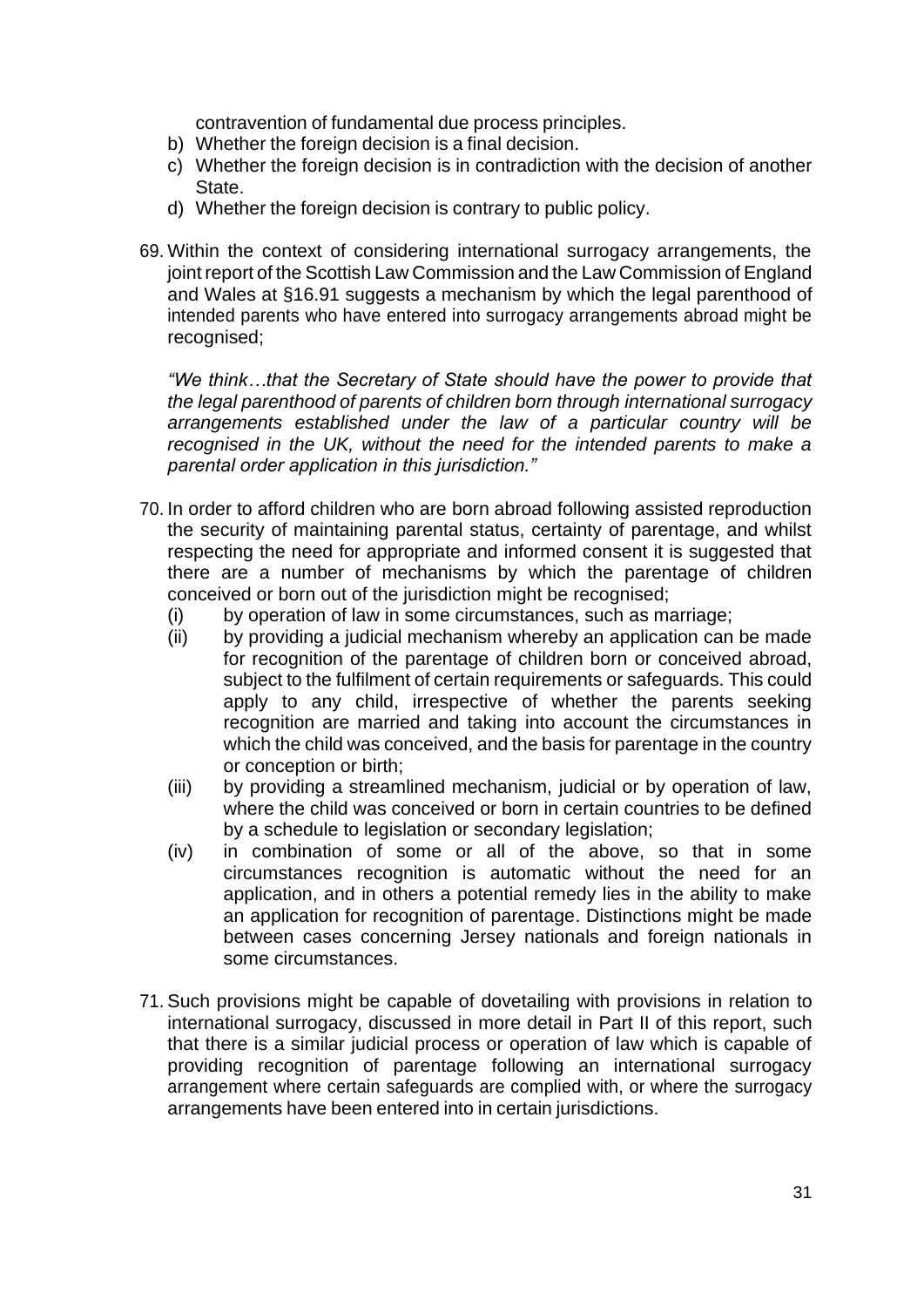contravention of fundamental due process principles.

b) Whether the foreign decision is a final decision.
c) Whether the foreign decision is in contradiction with the decision of another State.
d) Whether the foreign decision is contrary to public policy.

69. Within the context of considering international surrogacy arrangements, the joint report of the Scottish Law Commission and the Law Commission of England and Wales at §16.91 suggests a mechanism by which the legal parenthood of intended parents who have entered into surrogacy arrangements abroad might be recognised;

    *"We think…that the Secretary of State should have the power to provide that the legal parenthood of parents of children born through international surrogacy arrangements established under the law of a particular country will be recognised in the UK, without the need for the intended parents to make a parental order application in this jurisdiction."*

70. In order to afford children who are born abroad following assisted reproduction the security of maintaining parental status, certainty of parentage, and whilst respecting the need for appropriate and informed consent it is suggested that there are a number of mechanisms by which the parentage of children conceived or born out of the jurisdiction might be recognised;
    (i) by operation of law in some circumstances, such as marriage;
    (ii) by providing a judicial mechanism whereby an application can be made for recognition of the parentage of children born or conceived abroad, subject to the fulfilment of certain requirements or safeguards. This could apply to any child, irrespective of whether the parents seeking recognition are married and taking into account the circumstances in which the child was conceived, and the basis for parentage in the country or conception or birth;
    (iii) by providing a streamlined mechanism, judicial or by operation of law, where the child was conceived or born in certain countries to be defined by a schedule to legislation or secondary legislation;
    (iv) in combination of some or all of the above, so that in some circumstances recognition is automatic without the need for an application, and in others a potential remedy lies in the ability to make an application for recognition of parentage. Distinctions might be made between cases concerning Jersey nationals and foreign nationals in some circumstances.

71. Such provisions might be capable of dovetailing with provisions in relation to international surrogacy, discussed in more detail in Part II of this report, such that there is a similar judicial process or operation of law which is capable of providing recognition of parentage following an international surrogacy arrangement where certain safeguards are complied with, or where the surrogacy arrangements have been entered into in certain jurisdictions.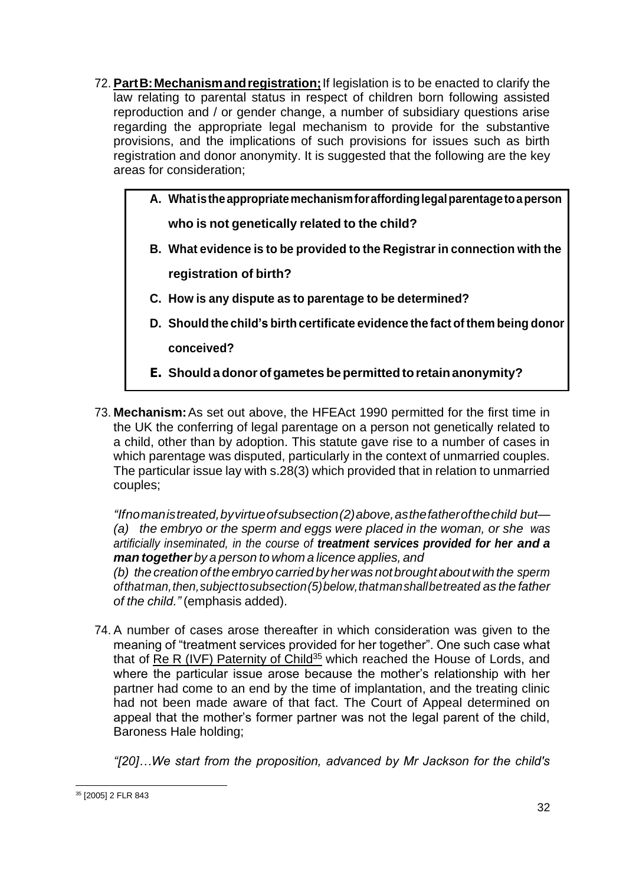72. **Part B: Mechanism and registration;** If legislation is to be enacted to clarify the law relating to parental status in respect of children born following assisted reproduction and / or gender change, a number of subsidiary questions arise regarding the appropriate legal mechanism to provide for the substantive provisions, and the implications of such provisions for issues such as birth registration and donor anonymity. It is suggested that the following are the key areas for consideration;

> **A. What is the appropriate mechanism for affording legal parentage to a person who is not genetically related to the child?**
>
> **B. What evidence is to be provided to the Registrar in connection with the registration of birth?**
>
> **C. How is any dispute as to parentage to be determined?**
>
> **D. Should the child's birth certificate evidence the fact of them being donor conceived?**
>
> **E. Should a donor of gametes be permitted to retain anonymity?**

73. **Mechanism:** As set out above, the HFEAct 1990 permitted for the first time in the UK the conferring of legal parentage on a person not genetically related to a child, other than by adoption. This statute gave rise to a number of cases in which parentage was disputed, particularly in the context of unmarried couples. The particular issue lay with s.28(3) which provided that in relation to unmarried couples;

*"If no man is treated, by virtue of subsection (2) above, as the father of the child but—*
*(a) the embryo or the sperm and eggs were placed in the woman, or she was artificially inseminated, in the course of* ***treatment services provided for her and a man together*** *by a person to whom a licence applies, and*
*(b) the creation of the embryo carried by her was not brought about with the sperm of that man, then, subject to subsection (5) below, that man shall be treated as the father of the child."* (emphasis added).

74. A number of cases arose thereafter in which consideration was given to the meaning of "treatment services provided for her together". One such case what that of Re R (IVF) Paternity of Child[35] which reached the House of Lords, and where the particular issue arose because the mother's relationship with her partner had come to an end by the time of implantation, and the treating clinic had not been made aware of that fact. The Court of Appeal determined on appeal that the mother's former partner was not the legal parent of the child, Baroness Hale holding;

*"[20]…We start from the proposition, advanced by Mr Jackson for the child's*

[35] [2005] 2 FLR 843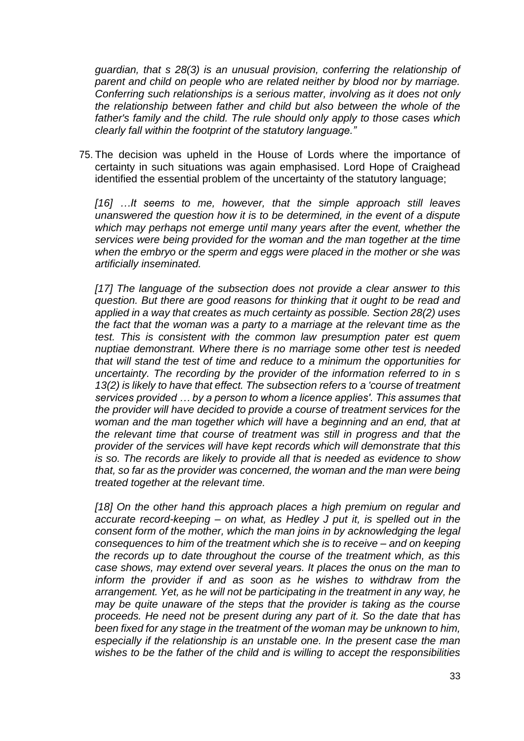*guardian, that s 28(3) is an unusual provision, conferring the relationship of parent and child on people who are related neither by blood nor by marriage. Conferring such relationships is a serious matter, involving as it does not only the relationship between father and child but also between the whole of the father's family and the child. The rule should only apply to those cases which clearly fall within the footprint of the statutory language."*

75. The decision was upheld in the House of Lords where the importance of certainty in such situations was again emphasised. Lord Hope of Craighead identified the essential problem of the uncertainty of the statutory language;

*[16] …It seems to me, however, that the simple approach still leaves unanswered the question how it is to be determined, in the event of a dispute which may perhaps not emerge until many years after the event, whether the services were being provided for the woman and the man together at the time when the embryo or the sperm and eggs were placed in the mother or she was artificially inseminated.*

*[17] The language of the subsection does not provide a clear answer to this question. But there are good reasons for thinking that it ought to be read and applied in a way that creates as much certainty as possible. Section 28(2) uses the fact that the woman was a party to a marriage at the relevant time as the test. This is consistent with the common law presumption pater est quem nuptiae demonstrant. Where there is no marriage some other test is needed that will stand the test of time and reduce to a minimum the opportunities for uncertainty. The recording by the provider of the information referred to in s 13(2) is likely to have that effect. The subsection refers to a 'course of treatment services provided … by a person to whom a licence applies'. This assumes that the provider will have decided to provide a course of treatment services for the woman and the man together which will have a beginning and an end, that at the relevant time that course of treatment was still in progress and that the provider of the services will have kept records which will demonstrate that this is so. The records are likely to provide all that is needed as evidence to show that, so far as the provider was concerned, the woman and the man were being treated together at the relevant time.*

*[18] On the other hand this approach places a high premium on regular and accurate record-keeping – on what, as Hedley J put it, is spelled out in the consent form of the mother, which the man joins in by acknowledging the legal consequences to him of the treatment which she is to receive – and on keeping the records up to date throughout the course of the treatment which, as this case shows, may extend over several years. It places the onus on the man to inform the provider if and as soon as he wishes to withdraw from the arrangement. Yet, as he will not be participating in the treatment in any way, he may be quite unaware of the steps that the provider is taking as the course proceeds. He need not be present during any part of it. So the date that has been fixed for any stage in the treatment of the woman may be unknown to him, especially if the relationship is an unstable one. In the present case the man wishes to be the father of the child and is willing to accept the responsibilities*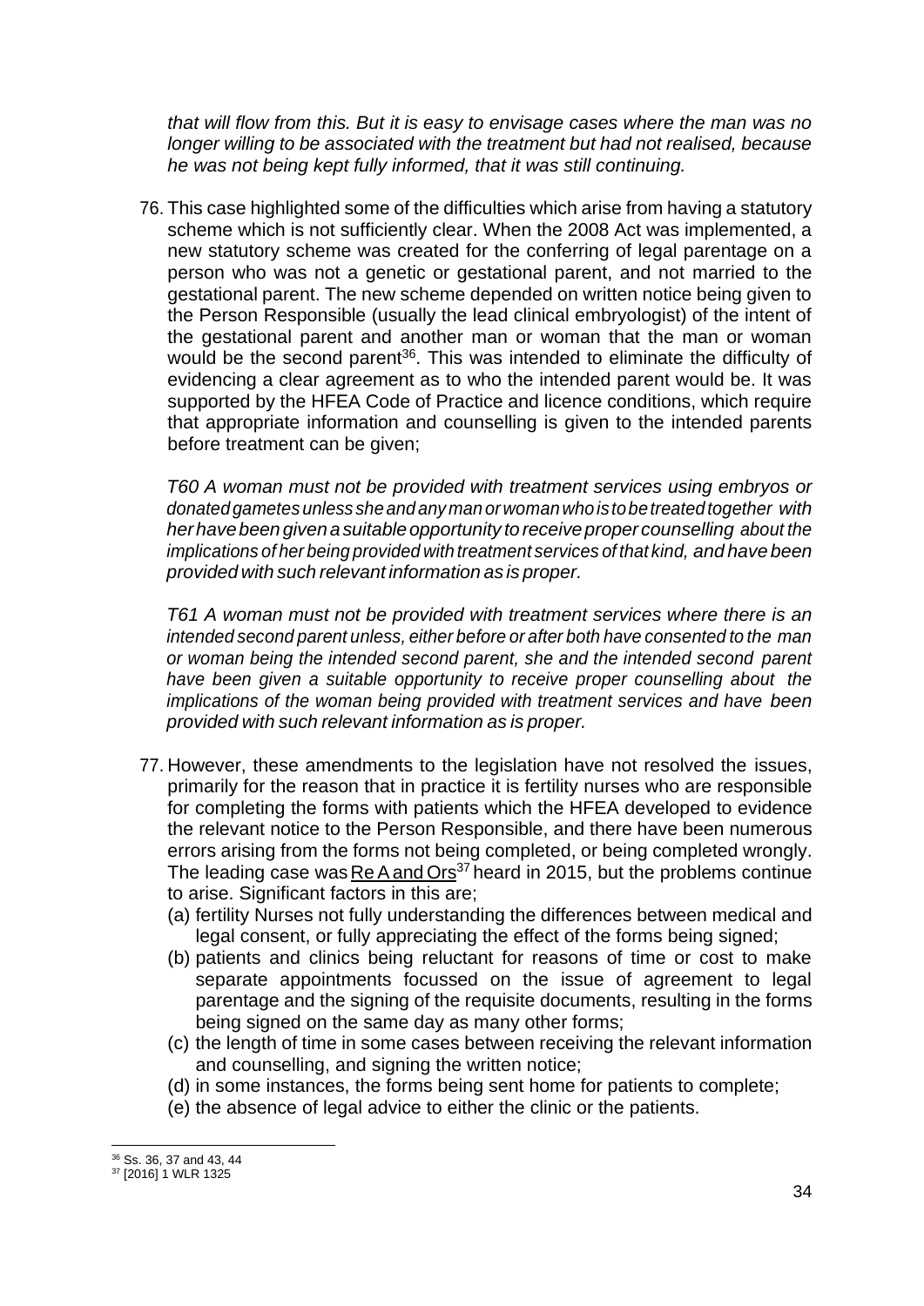*that will flow from this. But it is easy to envisage cases where the man was no longer willing to be associated with the treatment but had not realised, because he was not being kept fully informed, that it was still continuing.*

76. This case highlighted some of the difficulties which arise from having a statutory scheme which is not sufficiently clear. When the 2008 Act was implemented, a new statutory scheme was created for the conferring of legal parentage on a person who was not a genetic or gestational parent, and not married to the gestational parent. The new scheme depended on written notice being given to the Person Responsible (usually the lead clinical embryologist) of the intent of the gestational parent and another man or woman that the man or woman would be the second parent[36]. This was intended to eliminate the difficulty of evidencing a clear agreement as to who the intended parent would be. It was supported by the HFEA Code of Practice and licence conditions, which require that appropriate information and counselling is given to the intended parents before treatment can be given;

    *T60 A woman must not be provided with treatment services using embryos or donated gametes unless she and any man or woman who is to be treated together with her have been given a suitable opportunity to receive proper counselling about the implications of her being provided with treatment services of that kind, and have been provided with such relevant information as is proper.*

    *T61 A woman must not be provided with treatment services where there is an intended second parent unless, either before or after both have consented to the man or woman being the intended second parent, she and the intended second parent have been given a suitable opportunity to receive proper counselling about the implications of the woman being provided with treatment services and have been provided with such relevant information as is proper.*

77. However, these amendments to the legislation have not resolved the issues, primarily for the reason that in practice it is fertility nurses who are responsible for completing the forms with patients which the HFEA developed to evidence the relevant notice to the Person Responsible, and there have been numerous errors arising from the forms not being completed, or being completed wrongly. The leading case was Re A and Ors[37] heard in 2015, but the problems continue to arise. Significant factors in this are;
    (a) fertility Nurses not fully understanding the differences between medical and legal consent, or fully appreciating the effect of the forms being signed;
    (b) patients and clinics being reluctant for reasons of time or cost to make separate appointments focussed on the issue of agreement to legal parentage and the signing of the requisite documents, resulting in the forms being signed on the same day as many other forms;
    (c) the length of time in some cases between receiving the relevant information and counselling, and signing the written notice;
    (d) in some instances, the forms being sent home for patients to complete;
    (e) the absence of legal advice to either the clinic or the patients.

---

[36] Ss. 36, 37 and 43, 44

[37] [2016] 1 WLR 1325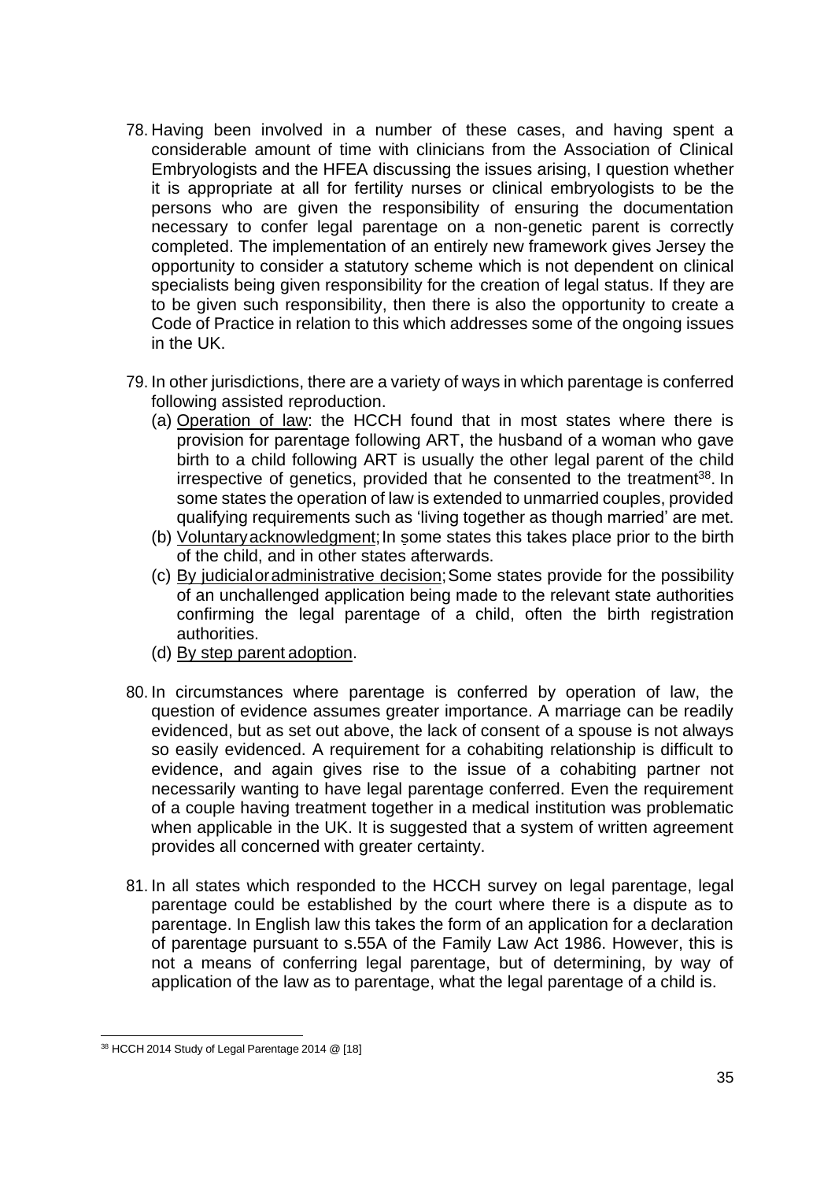78. Having been involved in a number of these cases, and having spent a considerable amount of time with clinicians from the Association of Clinical Embryologists and the HFEA discussing the issues arising, I question whether it is appropriate at all for fertility nurses or clinical embryologists to be the persons who are given the responsibility of ensuring the documentation necessary to confer legal parentage on a non-genetic parent is correctly completed. The implementation of an entirely new framework gives Jersey the opportunity to consider a statutory scheme which is not dependent on clinical specialists being given responsibility for the creation of legal status. If they are to be given such responsibility, then there is also the opportunity to create a Code of Practice in relation to this which addresses some of the ongoing issues in the UK.

79. In other jurisdictions, there are a variety of ways in which parentage is conferred following assisted reproduction.
    (a) <u>Operation of law</u>: the HCCH found that in most states where there is provision for parentage following ART, the husband of a woman who gave birth to a child following ART is usually the other legal parent of the child irrespective of genetics, provided that he consented to the treatment[38]. In some states the operation of law is extended to unmarried couples, provided qualifying requirements such as 'living together as though married' are met.
    (b) <u>Voluntary acknowledgment</u>; In some states this takes place prior to the birth of the child, and in other states afterwards.
    (c) <u>By judicial or administrative decision</u>; Some states provide for the possibility of an unchallenged application being made to the relevant state authorities confirming the legal parentage of a child, often the birth registration authorities.
    (d) <u>By step parent adoption</u>.

80. In circumstances where parentage is conferred by operation of law, the question of evidence assumes greater importance. A marriage can be readily evidenced, but as set out above, the lack of consent of a spouse is not always so easily evidenced. A requirement for a cohabiting relationship is difficult to evidence, and again gives rise to the issue of a cohabiting partner not necessarily wanting to have legal parentage conferred. Even the requirement of a couple having treatment together in a medical institution was problematic when applicable in the UK. It is suggested that a system of written agreement provides all concerned with greater certainty.

81. In all states which responded to the HCCH survey on legal parentage, legal parentage could be established by the court where there is a dispute as to parentage. In English law this takes the form of an application for a declaration of parentage pursuant to s.55A of the Family Law Act 1986. However, this is not a means of conferring legal parentage, but of determining, by way of application of the law as to parentage, what the legal parentage of a child is.

[38] HCCH 2014 Study of Legal Parentage 2014 @ [18]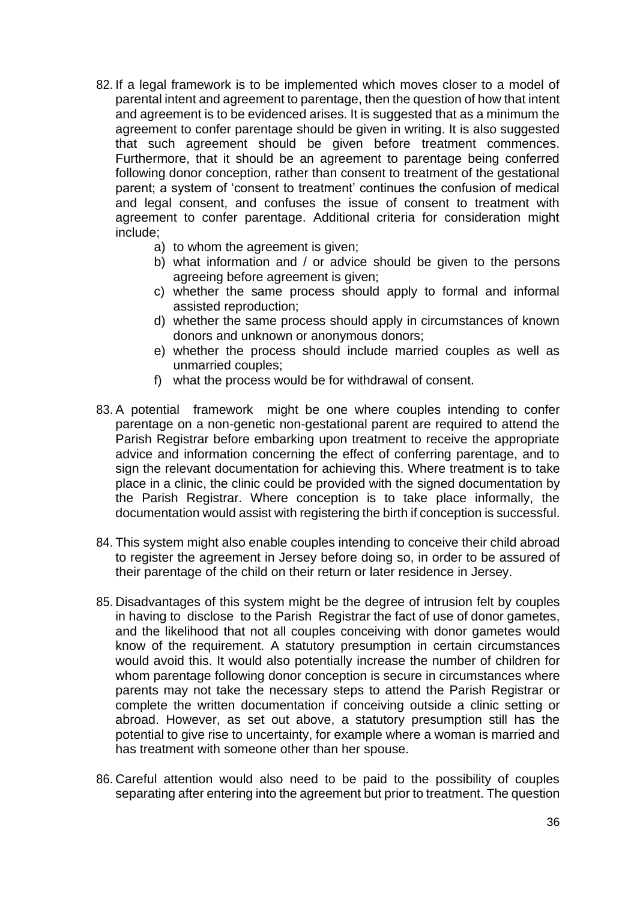82. If a legal framework is to be implemented which moves closer to a model of parental intent and agreement to parentage, then the question of how that intent and agreement is to be evidenced arises. It is suggested that as a minimum the agreement to confer parentage should be given in writing. It is also suggested that such agreement should be given before treatment commences. Furthermore, that it should be an agreement to parentage being conferred following donor conception, rather than consent to treatment of the gestational parent; a system of 'consent to treatment' continues the confusion of medical and legal consent, and confuses the issue of consent to treatment with agreement to confer parentage. Additional criteria for consideration might include;
    a) to whom the agreement is given;
    b) what information and / or advice should be given to the persons agreeing before agreement is given;
    c) whether the same process should apply to formal and informal assisted reproduction;
    d) whether the same process should apply in circumstances of known donors and unknown or anonymous donors;
    e) whether the process should include married couples as well as unmarried couples;
    f) what the process would be for withdrawal of consent.

83. A potential framework might be one where couples intending to confer parentage on a non-genetic non-gestational parent are required to attend the Parish Registrar before embarking upon treatment to receive the appropriate advice and information concerning the effect of conferring parentage, and to sign the relevant documentation for achieving this. Where treatment is to take place in a clinic, the clinic could be provided with the signed documentation by the Parish Registrar. Where conception is to take place informally, the documentation would assist with registering the birth if conception is successful.

84. This system might also enable couples intending to conceive their child abroad to register the agreement in Jersey before doing so, in order to be assured of their parentage of the child on their return or later residence in Jersey.

85. Disadvantages of this system might be the degree of intrusion felt by couples in having to disclose to the Parish Registrar the fact of use of donor gametes, and the likelihood that not all couples conceiving with donor gametes would know of the requirement. A statutory presumption in certain circumstances would avoid this. It would also potentially increase the number of children for whom parentage following donor conception is secure in circumstances where parents may not take the necessary steps to attend the Parish Registrar or complete the written documentation if conceiving outside a clinic setting or abroad. However, as set out above, a statutory presumption still has the potential to give rise to uncertainty, for example where a woman is married and has treatment with someone other than her spouse.

86. Careful attention would also need to be paid to the possibility of couples separating after entering into the agreement but prior to treatment. The question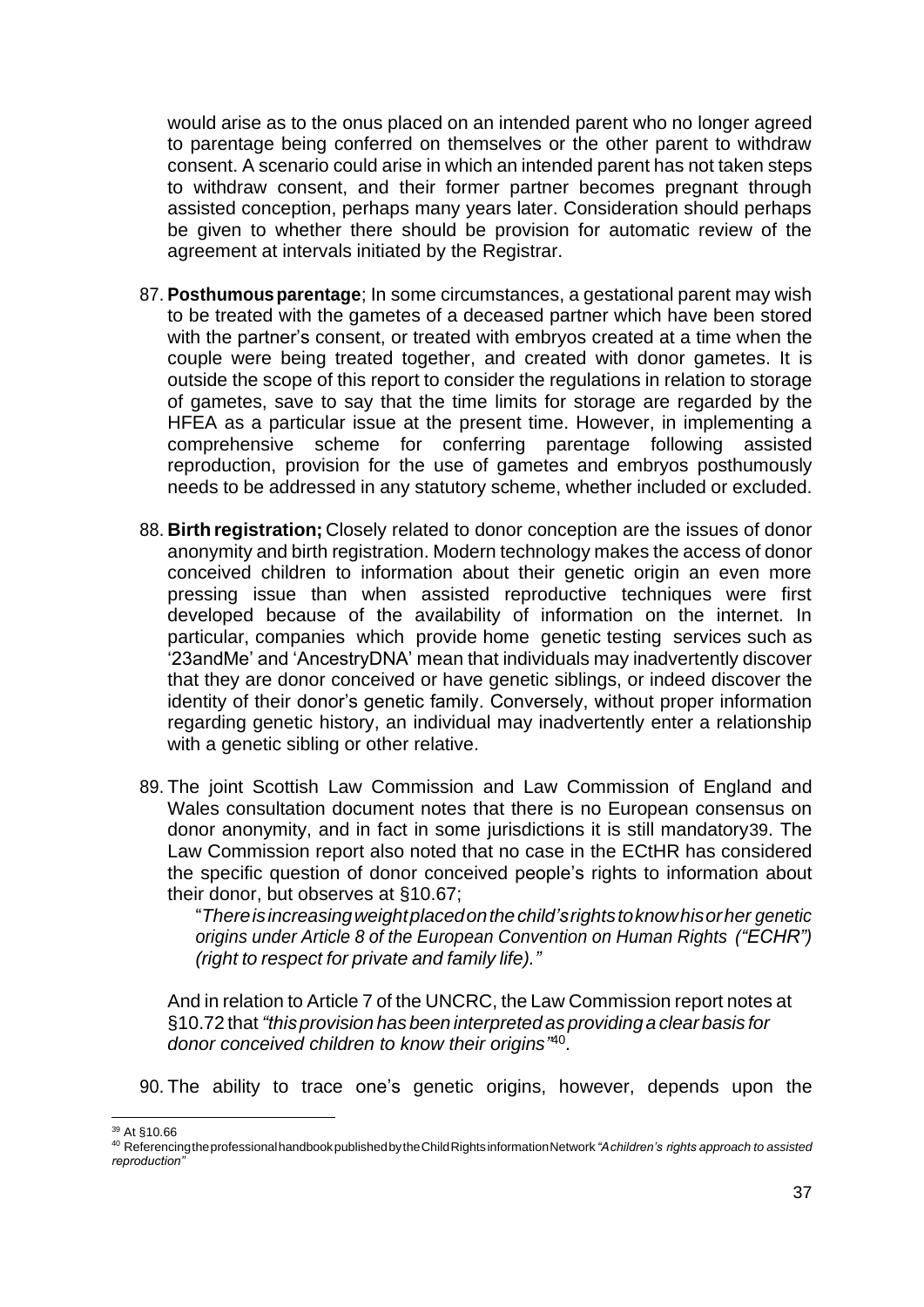would arise as to the onus placed on an intended parent who no longer agreed to parentage being conferred on themselves or the other parent to withdraw consent. A scenario could arise in which an intended parent has not taken steps to withdraw consent, and their former partner becomes pregnant through assisted conception, perhaps many years later. Consideration should perhaps be given to whether there should be provision for automatic review of the agreement at intervals initiated by the Registrar.

87. **Posthumous parentage**; In some circumstances, a gestational parent may wish to be treated with the gametes of a deceased partner which have been stored with the partner's consent, or treated with embryos created at a time when the couple were being treated together, and created with donor gametes. It is outside the scope of this report to consider the regulations in relation to storage of gametes, save to say that the time limits for storage are regarded by the HFEA as a particular issue at the present time. However, in implementing a comprehensive scheme for conferring parentage following assisted reproduction, provision for the use of gametes and embryos posthumously needs to be addressed in any statutory scheme, whether included or excluded.

88. **Birth registration;** Closely related to donor conception are the issues of donor anonymity and birth registration. Modern technology makes the access of donor conceived children to information about their genetic origin an even more pressing issue than when assisted reproductive techniques were first developed because of the availability of information on the internet. In particular, companies which provide home genetic testing services such as '23andMe' and 'AncestryDNA' mean that individuals may inadvertently discover that they are donor conceived or have genetic siblings, or indeed discover the identity of their donor's genetic family. Conversely, without proper information regarding genetic history, an individual may inadvertently enter a relationship with a genetic sibling or other relative.

89. The joint Scottish Law Commission and Law Commission of England and Wales consultation document notes that there is no European consensus on donor anonymity, and in fact in some jurisdictions it is still mandatory[39]. The Law Commission report also noted that no case in the ECtHR has considered the specific question of donor conceived people's rights to information about their donor, but observes at §10.67;

   "*There is increasing weight placed on the child's rights to know his or her genetic origins under Article 8 of the European Convention on Human Rights ("ECHR") (right to respect for private and family life)."*

   And in relation to Article 7 of the UNCRC, the Law Commission report notes at §10.72 that *"this provision has been interpreted as providing a clear basis for donor conceived children to know their origins"*[40].

90. The ability to trace one's genetic origins, however, depends upon the

---

[39] At §10.66

[40] Referencing the professional handbook published by the Child Rights information Network *"A children's rights approach to assisted reproduction"*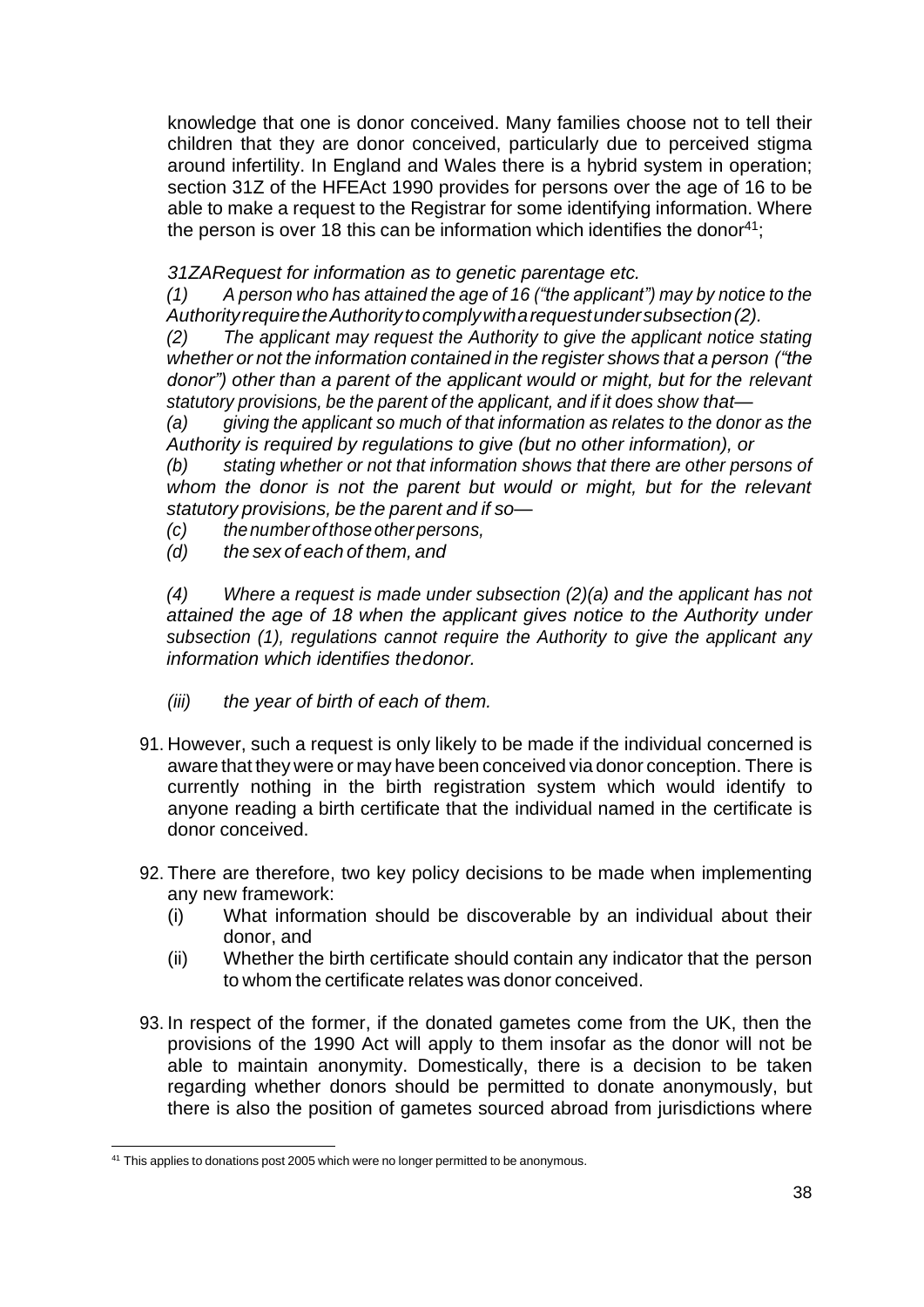knowledge that one is donor conceived. Many families choose not to tell their children that they are donor conceived, particularly due to perceived stigma around infertility. In England and Wales there is a hybrid system in operation; section 31Z of the HFEAct 1990 provides for persons over the age of 16 to be able to make a request to the Registrar for some identifying information. Where the person is over 18 this can be information which identifies the donor[41];

*31ZARequest for information as to genetic parentage etc.*

*(1) A person who has attained the age of 16 ("the applicant") may by notice to the Authority require the Authority to comply with a request under subsection (2).*

*(2) The applicant may request the Authority to give the applicant notice stating whether or not the information contained in the register shows that a person ("the donor") other than a parent of the applicant would or might, but for the relevant statutory provisions, be the parent of the applicant, and if it does show that—*

*(a) giving the applicant so much of that information as relates to the donor as the Authority is required by regulations to give (but no other information), or*

*(b) stating whether or not that information shows that there are other persons of whom the donor is not the parent but would or might, but for the relevant statutory provisions, be the parent and if so—*

*(c) the number of those other persons,*

*(d) the sex of each of them, and*

*(4) Where a request is made under subsection (2)(a) and the applicant has not attained the age of 18 when the applicant gives notice to the Authority under subsection (1), regulations cannot require the Authority to give the applicant any information which identifies the donor.*

*(iii) the year of birth of each of them.*

91. However, such a request is only likely to be made if the individual concerned is aware that they were or may have been conceived via donor conception. There is currently nothing in the birth registration system which would identify to anyone reading a birth certificate that the individual named in the certificate is donor conceived.

92. There are therefore, two key policy decisions to be made when implementing any new framework:
    (i) What information should be discoverable by an individual about their donor, and
    (ii) Whether the birth certificate should contain any indicator that the person to whom the certificate relates was donor conceived.

93. In respect of the former, if the donated gametes come from the UK, then the provisions of the 1990 Act will apply to them insofar as the donor will not be able to maintain anonymity. Domestically, there is a decision to be taken regarding whether donors should be permitted to donate anonymously, but there is also the position of gametes sourced abroad from jurisdictions where

[41] This applies to donations post 2005 which were no longer permitted to be anonymous.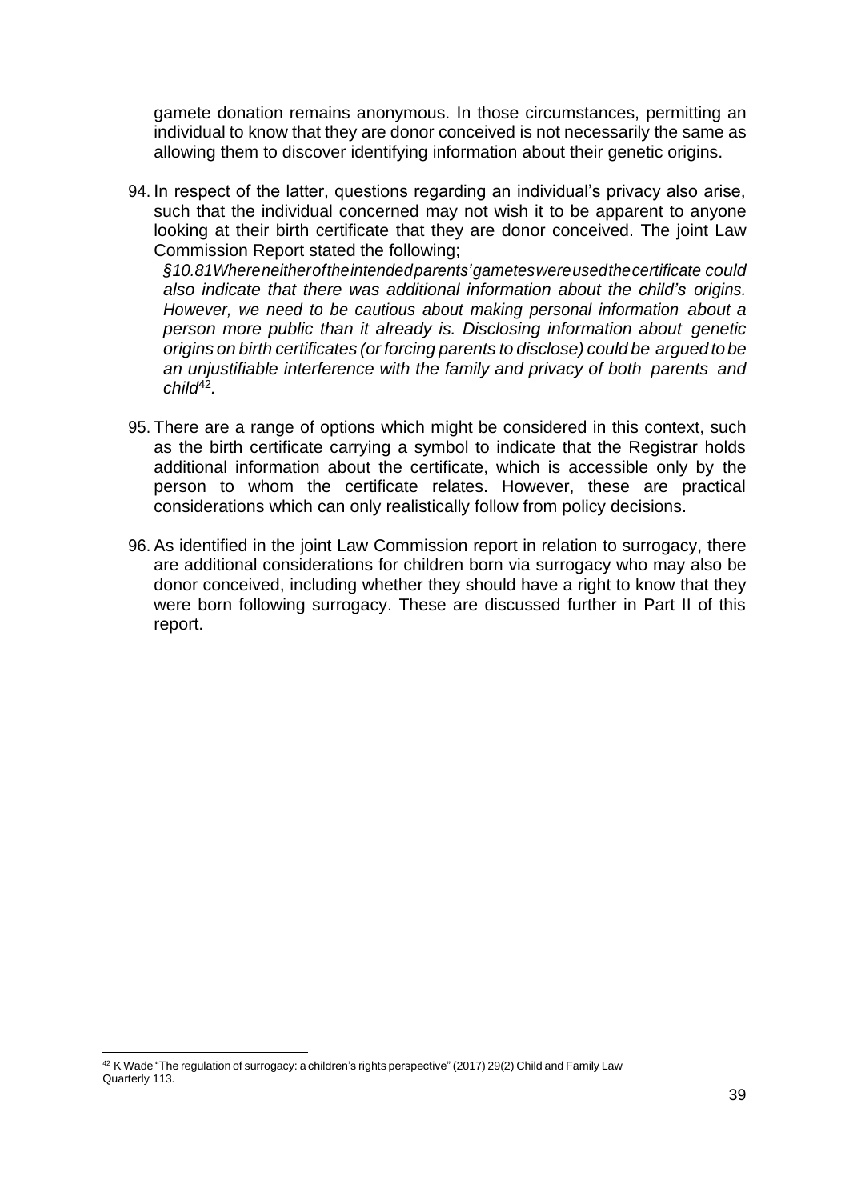gamete donation remains anonymous. In those circumstances, permitting an individual to know that they are donor conceived is not necessarily the same as allowing them to discover identifying information about their genetic origins.

94. In respect of the latter, questions regarding an individual's privacy also arise, such that the individual concerned may not wish it to be apparent to anyone looking at their birth certificate that they are donor conceived. The joint Law Commission Report stated the following;

    *§10.81 Where neither of the intended parents' gametes were used the certificate could also indicate that there was additional information about the child's origins. However, we need to be cautious about making personal information about a person more public than it already is. Disclosing information about genetic origins on birth certificates (or forcing parents to disclose) could be argued to be an unjustifiable interference with the family and privacy of both parents and child*[42]*.*

95. There are a range of options which might be considered in this context, such as the birth certificate carrying a symbol to indicate that the Registrar holds additional information about the certificate, which is accessible only by the person to whom the certificate relates. However, these are practical considerations which can only realistically follow from policy decisions.

96. As identified in the joint Law Commission report in relation to surrogacy, there are additional considerations for children born via surrogacy who may also be donor conceived, including whether they should have a right to know that they were born following surrogacy. These are discussed further in Part II of this report.

---

[42] K Wade "The regulation of surrogacy: a children's rights perspective" (2017) 29(2) Child and Family Law Quarterly 113.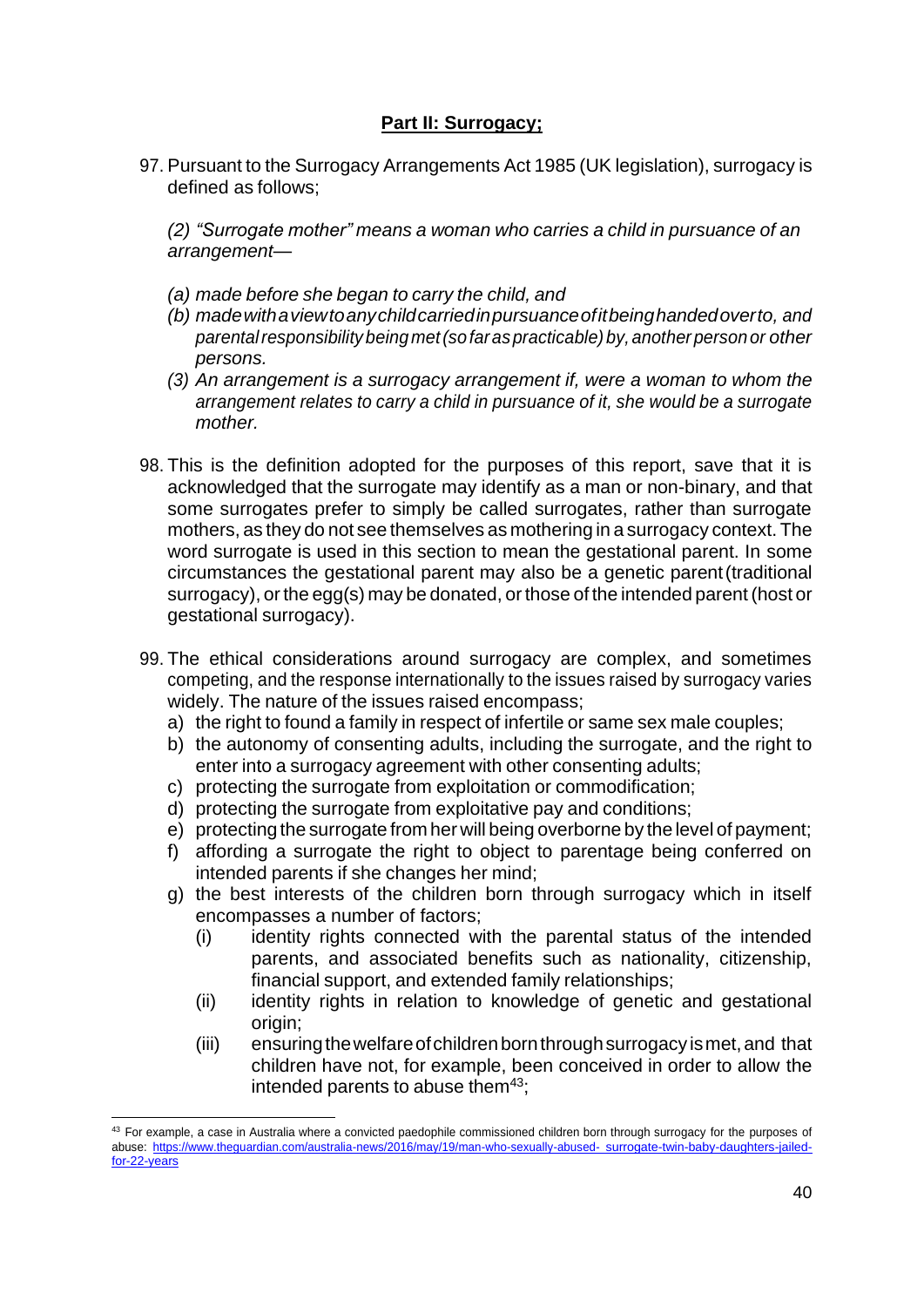## **Part II: Surrogacy;**

97. Pursuant to the Surrogacy Arrangements Act 1985 (UK legislation), surrogacy is defined as follows;

    *(2) "Surrogate mother" means a woman who carries a child in pursuance of an arrangement—*

    *(a) made before she began to carry the child, and*
    *(b) made with a view to any child carried in pursuance of it being handed over to, and parental responsibility being met (so far as practicable) by, another person or other persons.*
    *(3) An arrangement is a surrogacy arrangement if, were a woman to whom the arrangement relates to carry a child in pursuance of it, she would be a surrogate mother.*

98. This is the definition adopted for the purposes of this report, save that it is acknowledged that the surrogate may identify as a man or non-binary, and that some surrogates prefer to simply be called surrogates, rather than surrogate mothers, as they do not see themselves as mothering in a surrogacy context. The word surrogate is used in this section to mean the gestational parent. In some circumstances the gestational parent may also be a genetic parent (traditional surrogacy), or the egg(s) may be donated, or those of the intended parent (host or gestational surrogacy).

99. The ethical considerations around surrogacy are complex, and sometimes competing, and the response internationally to the issues raised by surrogacy varies widely. The nature of the issues raised encompass;
    a) the right to found a family in respect of infertile or same sex male couples;
    b) the autonomy of consenting adults, including the surrogate, and the right to enter into a surrogacy agreement with other consenting adults;
    c) protecting the surrogate from exploitation or commodification;
    d) protecting the surrogate from exploitative pay and conditions;
    e) protecting the surrogate from her will being overborne by the level of payment;
    f) affording a surrogate the right to object to parentage being conferred on intended parents if she changes her mind;
    g) the best interests of the children born through surrogacy which in itself encompasses a number of factors;
        (i) identity rights connected with the parental status of the intended parents, and associated benefits such as nationality, citizenship, financial support, and extended family relationships;
        (ii) identity rights in relation to knowledge of genetic and gestational origin;
        (iii) ensuring the welfare of children born through surrogacy is met, and that children have not, for example, been conceived in order to allow the intended parents to abuse them[43];

[43] For example, a case in Australia where a convicted paedophile commissioned children born through surrogacy for the purposes of abuse: https://www.theguardian.com/australia-news/2016/may/19/man-who-sexually-abused- surrogate-twin-baby-daughters-jailed-for-22-years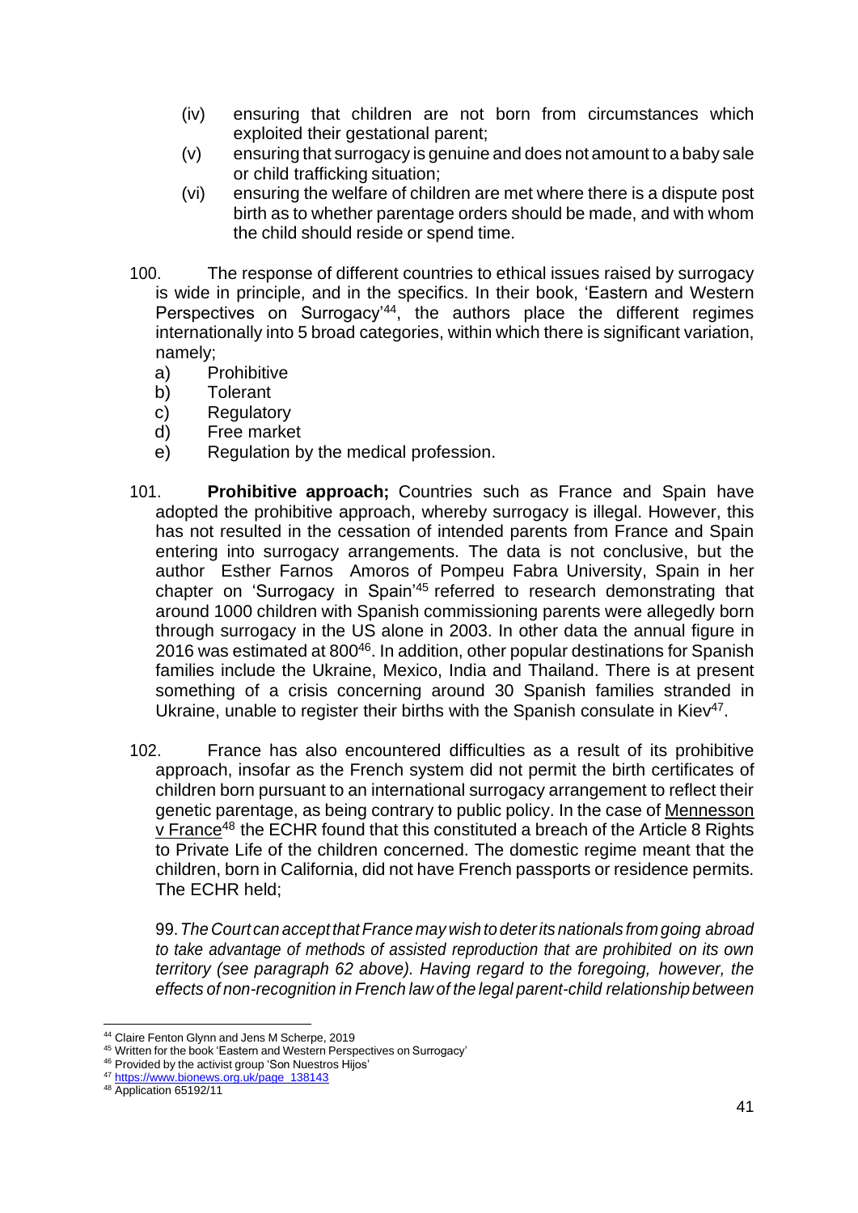(iv) ensuring that children are not born from circumstances which exploited their gestational parent;

(v) ensuring that surrogacy is genuine and does not amount to a baby sale or child trafficking situation;

(vi) ensuring the welfare of children are met where there is a dispute post birth as to whether parentage orders should be made, and with whom the child should reside or spend time.

100. The response of different countries to ethical issues raised by surrogacy is wide in principle, and in the specifics. In their book, 'Eastern and Western Perspectives on Surrogacy'[44], the authors place the different regimes internationally into 5 broad categories, within which there is significant variation, namely;

a) Prohibitive
b) Tolerant
c) Regulatory
d) Free market
e) Regulation by the medical profession.

101. **Prohibitive approach;** Countries such as France and Spain have adopted the prohibitive approach, whereby surrogacy is illegal. However, this has not resulted in the cessation of intended parents from France and Spain entering into surrogacy arrangements. The data is not conclusive, but the author Esther Farnos Amoros of Pompeu Fabra University, Spain in her chapter on 'Surrogacy in Spain'[45] referred to research demonstrating that around 1000 children with Spanish commissioning parents were allegedly born through surrogacy in the US alone in 2003. In other data the annual figure in 2016 was estimated at 800[46]. In addition, other popular destinations for Spanish families include the Ukraine, Mexico, India and Thailand. There is at present something of a crisis concerning around 30 Spanish families stranded in Ukraine, unable to register their births with the Spanish consulate in Kiev[47].

102. France has also encountered difficulties as a result of its prohibitive approach, insofar as the French system did not permit the birth certificates of children born pursuant to an international surrogacy arrangement to reflect their genetic parentage, as being contrary to public policy. In the case of <u>Mennesson v France</u>[48] the ECHR found that this constituted a breach of the Article 8 Rights to Private Life of the children concerned. The domestic regime meant that the children, born in California, did not have French passports or residence permits. The ECHR held;

*99. The Court can accept that France may wish to deter its nationals from going abroad to take advantage of methods of assisted reproduction that are prohibited on its own territory (see paragraph 62 above). Having regard to the foregoing, however, the effects of non-recognition in French law of the legal parent-child relationship between*

---

[44] Claire Fenton Glynn and Jens M Scherpe, 2019
[45] Written for the book 'Eastern and Western Perspectives on Surrogacy'
[46] Provided by the activist group 'Son Nuestros Hijos'
[47] https://www.bionews.org.uk/page_138143
[48] Application 65192/11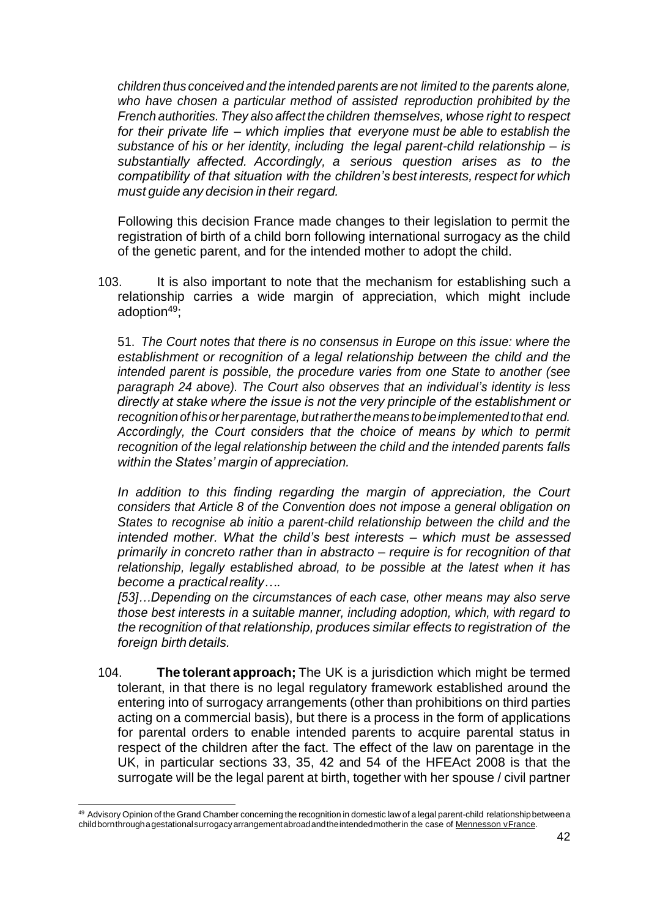*children thus conceived and the intended parents are not limited to the parents alone, who have chosen a particular method of assisted reproduction prohibited by the French authorities. They also affect the children themselves, whose right to respect for their private life – which implies that everyone must be able to establish the substance of his or her identity, including the legal parent-child relationship – is substantially affected. Accordingly, a serious question arises as to the compatibility of that situation with the children's best interests, respect for which must guide any decision in their regard.*

Following this decision France made changes to their legislation to permit the registration of birth of a child born following international surrogacy as the child of the genetic parent, and for the intended mother to adopt the child.

103. It is also important to note that the mechanism for establishing such a relationship carries a wide margin of appreciation, which might include adoption[49];

51. *The Court notes that there is no consensus in Europe on this issue: where the establishment or recognition of a legal relationship between the child and the intended parent is possible, the procedure varies from one State to another (see paragraph 24 above). The Court also observes that an individual's identity is less directly at stake where the issue is not the very principle of the establishment or recognition of his or her parentage, but rather the means to be implemented to that end. Accordingly, the Court considers that the choice of means by which to permit recognition of the legal relationship between the child and the intended parents falls within the States' margin of appreciation.*

*In addition to this finding regarding the margin of appreciation, the Court considers that Article 8 of the Convention does not impose a general obligation on States to recognise ab initio a parent-child relationship between the child and the intended mother. What the child's best interests – which must be assessed primarily in concreto rather than in abstracto – require is for recognition of that relationship, legally established abroad, to be possible at the latest when it has become a practical reality….*

*[53]…Depending on the circumstances of each case, other means may also serve those best interests in a suitable manner, including adoption, which, with regard to the recognition of that relationship, produces similar effects to registration of the foreign birth details.*

104. **The tolerant approach;** The UK is a jurisdiction which might be termed tolerant, in that there is no legal regulatory framework established around the entering into of surrogacy arrangements (other than prohibitions on third parties acting on a commercial basis), but there is a process in the form of applications for parental orders to enable intended parents to acquire parental status in respect of the children after the fact. The effect of the law on parentage in the UK, in particular sections 33, 35, 42 and 54 of the HFEAct 2008 is that the surrogate will be the legal parent at birth, together with her spouse / civil partner

---

[49] Advisory Opinion of the Grand Chamber concerning the recognition in domestic law of a legal parent-child relationship between a child born through a gestational surrogacy arrangement abroad and the intended mother in the case of Mennesson v France.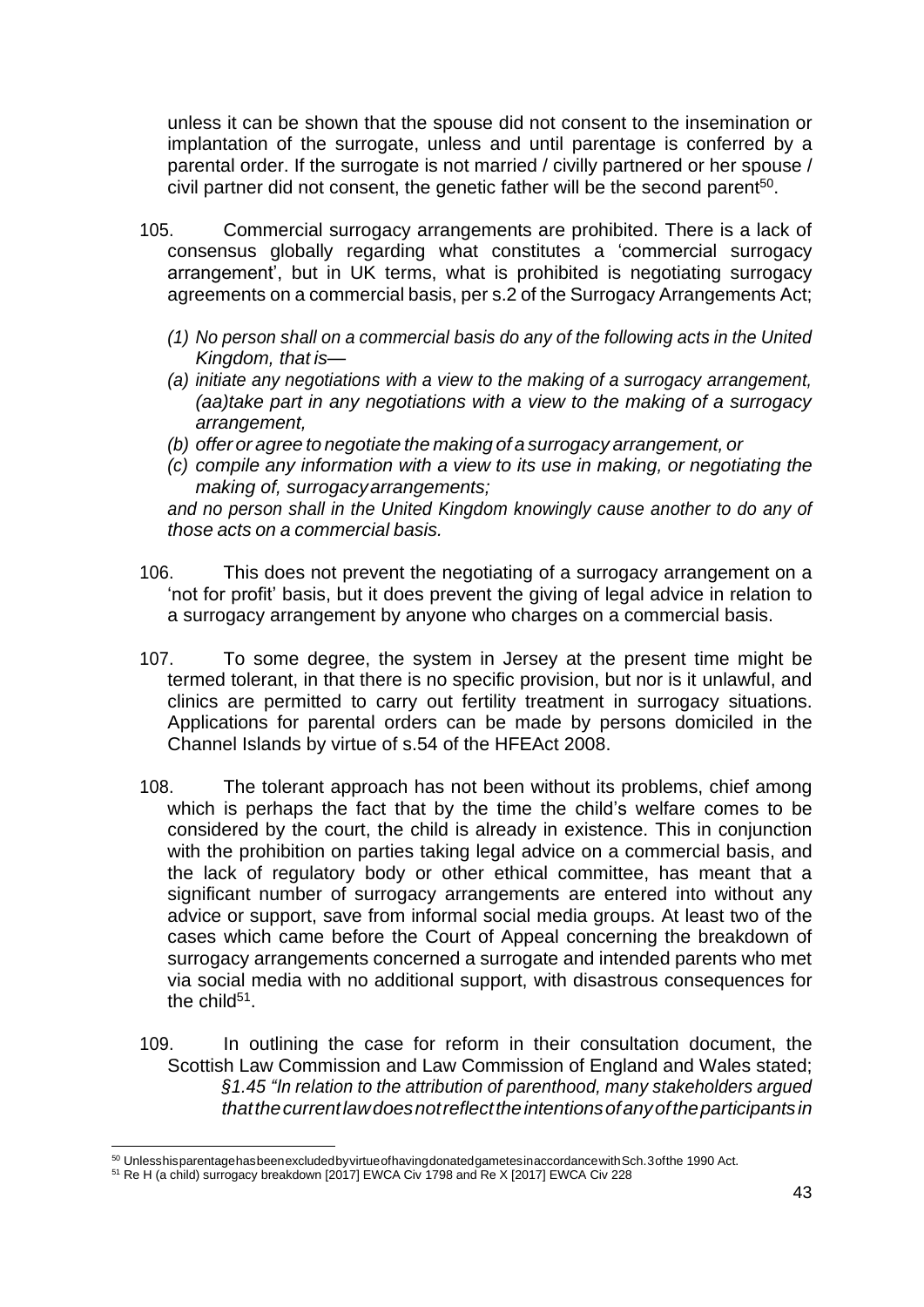unless it can be shown that the spouse did not consent to the insemination or implantation of the surrogate, unless and until parentage is conferred by a parental order. If the surrogate is not married / civilly partnered or her spouse / civil partner did not consent, the genetic father will be the second parent[50].

105. Commercial surrogacy arrangements are prohibited. There is a lack of consensus globally regarding what constitutes a 'commercial surrogacy arrangement', but in UK terms, what is prohibited is negotiating surrogacy agreements on a commercial basis, per s.2 of the Surrogacy Arrangements Act;

*(1) No person shall on a commercial basis do any of the following acts in the United Kingdom, that is—*

*(a) initiate any negotiations with a view to the making of a surrogacy arrangement, (aa)take part in any negotiations with a view to the making of a surrogacy arrangement,*

*(b) offer or agree to negotiate the making of a surrogacy arrangement, or*

*(c) compile any information with a view to its use in making, or negotiating the making of, surrogacy arrangements;*

*and no person shall in the United Kingdom knowingly cause another to do any of those acts on a commercial basis.*

106. This does not prevent the negotiating of a surrogacy arrangement on a 'not for profit' basis, but it does prevent the giving of legal advice in relation to a surrogacy arrangement by anyone who charges on a commercial basis.

107. To some degree, the system in Jersey at the present time might be termed tolerant, in that there is no specific provision, but nor is it unlawful, and clinics are permitted to carry out fertility treatment in surrogacy situations. Applications for parental orders can be made by persons domiciled in the Channel Islands by virtue of s.54 of the HFEAct 2008.

108. The tolerant approach has not been without its problems, chief among which is perhaps the fact that by the time the child's welfare comes to be considered by the court, the child is already in existence. This in conjunction with the prohibition on parties taking legal advice on a commercial basis, and the lack of regulatory body or other ethical committee, has meant that a significant number of surrogacy arrangements are entered into without any advice or support, save from informal social media groups. At least two of the cases which came before the Court of Appeal concerning the breakdown of surrogacy arrangements concerned a surrogate and intended parents who met via social media with no additional support, with disastrous consequences for the child[51].

109. In outlining the case for reform in their consultation document, the Scottish Law Commission and Law Commission of England and Wales stated;

*§1.45 "In relation to the attribution of parenthood, many stakeholders argued that the current law does not reflect the intentions of any of the participants in*

---

[50] Unless his parentage has been excluded by virtue of having donated gametes in accordance with Sch.3 of the 1990 Act.

[51] Re H (a child) surrogacy breakdown [2017] EWCA Civ 1798 and Re X [2017] EWCA Civ 228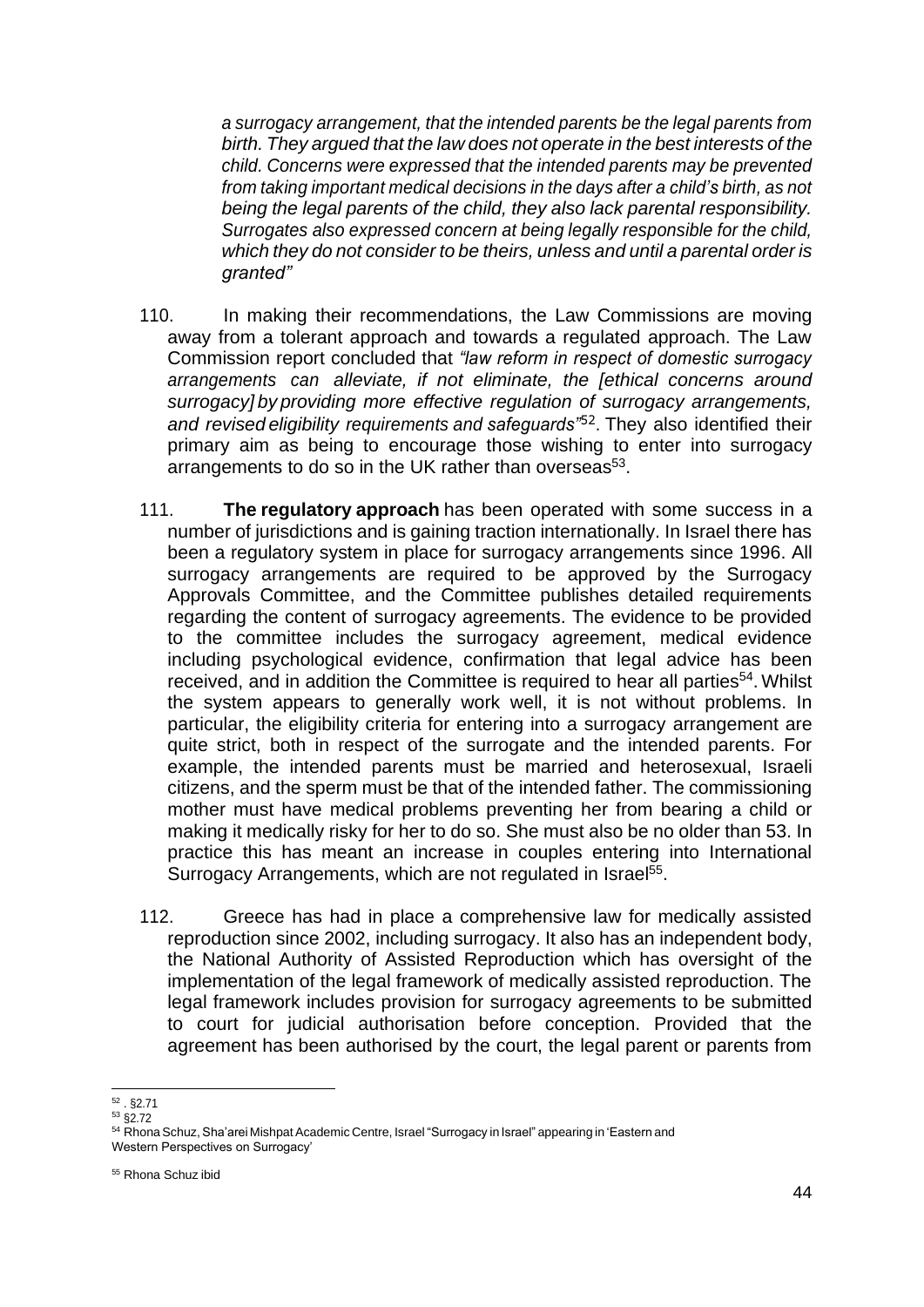*a surrogacy arrangement, that the intended parents be the legal parents from birth. They argued that the law does not operate in the best interests of the child. Concerns were expressed that the intended parents may be prevented from taking important medical decisions in the days after a child's birth, as not being the legal parents of the child, they also lack parental responsibility. Surrogates also expressed concern at being legally responsible for the child, which they do not consider to be theirs, unless and until a parental order is granted"*

110. In making their recommendations, the Law Commissions are moving away from a tolerant approach and towards a regulated approach. The Law Commission report concluded that *"law reform in respect of domestic surrogacy arrangements can alleviate, if not eliminate, the [ethical concerns around surrogacy] by providing more effective regulation of surrogacy arrangements, and revised eligibility requirements and safeguards"*[52]. They also identified their primary aim as being to encourage those wishing to enter into surrogacy arrangements to do so in the UK rather than overseas[53].

111. **The regulatory approach** has been operated with some success in a number of jurisdictions and is gaining traction internationally. In Israel there has been a regulatory system in place for surrogacy arrangements since 1996. All surrogacy arrangements are required to be approved by the Surrogacy Approvals Committee, and the Committee publishes detailed requirements regarding the content of surrogacy agreements. The evidence to be provided to the committee includes the surrogacy agreement, medical evidence including psychological evidence, confirmation that legal advice has been received, and in addition the Committee is required to hear all parties[54]. Whilst the system appears to generally work well, it is not without problems. In particular, the eligibility criteria for entering into a surrogacy arrangement are quite strict, both in respect of the surrogate and the intended parents. For example, the intended parents must be married and heterosexual, Israeli citizens, and the sperm must be that of the intended father. The commissioning mother must have medical problems preventing her from bearing a child or making it medically risky for her to do so. She must also be no older than 53. In practice this has meant an increase in couples entering into International Surrogacy Arrangements, which are not regulated in Israel[55].

112. Greece has had in place a comprehensive law for medically assisted reproduction since 2002, including surrogacy. It also has an independent body, the National Authority of Assisted Reproduction which has oversight of the implementation of the legal framework of medically assisted reproduction. The legal framework includes provision for surrogacy agreements to be submitted to court for judicial authorisation before conception. Provided that the agreement has been authorised by the court, the legal parent or parents from

---

[52] . §2.71

[53] §2.72

[54] Rhona Schuz, Sha'arei Mishpat Academic Centre, Israel "Surrogacy in Israel" appearing in 'Eastern and Western Perspectives on Surrogacy'

[55] Rhona Schuz ibid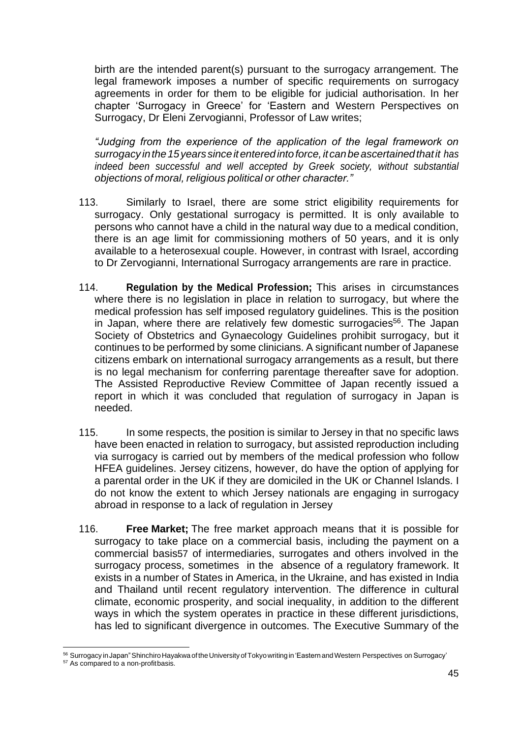birth are the intended parent(s) pursuant to the surrogacy arrangement. The legal framework imposes a number of specific requirements on surrogacy agreements in order for them to be eligible for judicial authorisation. In her chapter 'Surrogacy in Greece' for 'Eastern and Western Perspectives on Surrogacy, Dr Eleni Zervogianni, Professor of Law writes;

*"Judging from the experience of the application of the legal framework on surrogacy in the 15 years since it entered into force, it can be ascertained that it has indeed been successful and well accepted by Greek society, without substantial objections of moral, religious political or other character."*

113. Similarly to Israel, there are some strict eligibility requirements for surrogacy. Only gestational surrogacy is permitted. It is only available to persons who cannot have a child in the natural way due to a medical condition, there is an age limit for commissioning mothers of 50 years, and it is only available to a heterosexual couple. However, in contrast with Israel, according to Dr Zervogianni, International Surrogacy arrangements are rare in practice.

114. **Regulation by the Medical Profession;** This arises in circumstances where there is no legislation in place in relation to surrogacy, but where the medical profession has self imposed regulatory guidelines. This is the position in Japan, where there are relatively few domestic surrogacies[56]. The Japan Society of Obstetrics and Gynaecology Guidelines prohibit surrogacy, but it continues to be performed by some clinicians. A significant number of Japanese citizens embark on international surrogacy arrangements as a result, but there is no legal mechanism for conferring parentage thereafter save for adoption. The Assisted Reproductive Review Committee of Japan recently issued a report in which it was concluded that regulation of surrogacy in Japan is needed.

115. In some respects, the position is similar to Jersey in that no specific laws have been enacted in relation to surrogacy, but assisted reproduction including via surrogacy is carried out by members of the medical profession who follow HFEA guidelines. Jersey citizens, however, do have the option of applying for a parental order in the UK if they are domiciled in the UK or Channel Islands. I do not know the extent to which Jersey nationals are engaging in surrogacy abroad in response to a lack of regulation in Jersey

116. **Free Market;** The free market approach means that it is possible for surrogacy to take place on a commercial basis, including the payment on a commercial basis[57] of intermediaries, surrogates and others involved in the surrogacy process, sometimes in the absence of a regulatory framework. It exists in a number of States in America, in the Ukraine, and has existed in India and Thailand until recent regulatory intervention. The difference in cultural climate, economic prosperity, and social inequality, in addition to the different ways in which the system operates in practice in these different jurisdictions, has led to significant divergence in outcomes. The Executive Summary of the

---

[56] Surrogacy in Japan" Shinchiro Hayakwa of the University of Tokyo writing in 'Eastern and Western Perspectives on Surrogacy'

[57] As compared to a non-profit basis.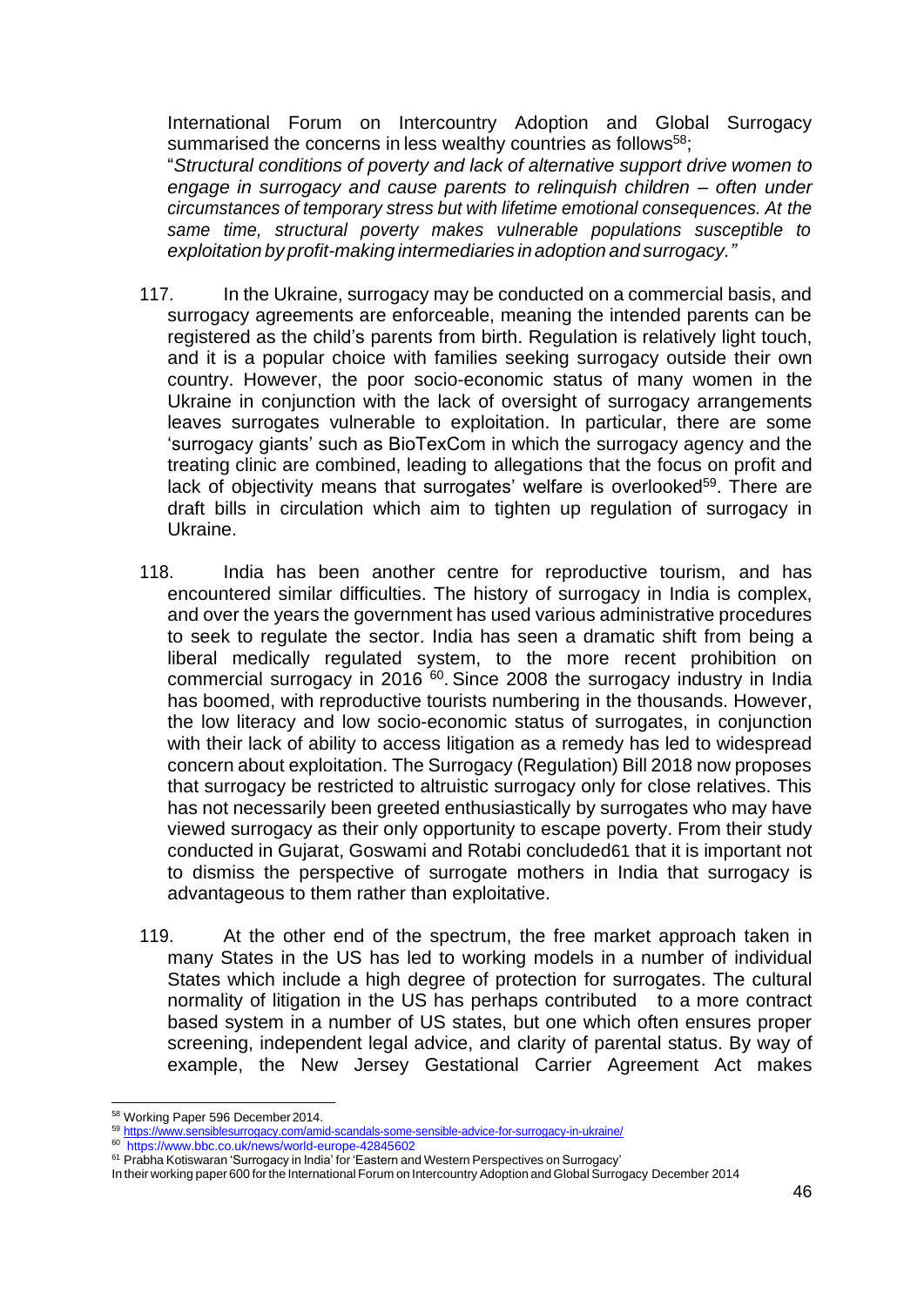International Forum on Intercountry Adoption and Global Surrogacy summarised the concerns in less wealthy countries as follows[58];

"*Structural conditions of poverty and lack of alternative support drive women to engage in surrogacy and cause parents to relinquish children – often under circumstances of temporary stress but with lifetime emotional consequences. At the same time, structural poverty makes vulnerable populations susceptible to exploitation by profit-making intermediaries in adoption and surrogacy."*

117. In the Ukraine, surrogacy may be conducted on a commercial basis, and surrogacy agreements are enforceable, meaning the intended parents can be registered as the child's parents from birth. Regulation is relatively light touch, and it is a popular choice with families seeking surrogacy outside their own country. However, the poor socio-economic status of many women in the Ukraine in conjunction with the lack of oversight of surrogacy arrangements leaves surrogates vulnerable to exploitation. In particular, there are some 'surrogacy giants' such as BioTexCom in which the surrogacy agency and the treating clinic are combined, leading to allegations that the focus on profit and lack of objectivity means that surrogates' welfare is overlooked[59]. There are draft bills in circulation which aim to tighten up regulation of surrogacy in Ukraine.

118. India has been another centre for reproductive tourism, and has encountered similar difficulties. The history of surrogacy in India is complex, and over the years the government has used various administrative procedures to seek to regulate the sector. India has seen a dramatic shift from being a liberal medically regulated system, to the more recent prohibition on commercial surrogacy in 2016 [60]. Since 2008 the surrogacy industry in India has boomed, with reproductive tourists numbering in the thousands. However, the low literacy and low socio-economic status of surrogates, in conjunction with their lack of ability to access litigation as a remedy has led to widespread concern about exploitation. The Surrogacy (Regulation) Bill 2018 now proposes that surrogacy be restricted to altruistic surrogacy only for close relatives. This has not necessarily been greeted enthusiastically by surrogates who may have viewed surrogacy as their only opportunity to escape poverty. From their study conducted in Gujarat, Goswami and Rotabi concluded61 that it is important not to dismiss the perspective of surrogate mothers in India that surrogacy is advantageous to them rather than exploitative.

119. At the other end of the spectrum, the free market approach taken in many States in the US has led to working models in a number of individual States which include a high degree of protection for surrogates. The cultural normality of litigation in the US has perhaps contributed to a more contract based system in a number of US states, but one which often ensures proper screening, independent legal advice, and clarity of parental status. By way of example, the New Jersey Gestational Carrier Agreement Act makes

---

[58] Working Paper 596 December 2014.

[59] https://www.sensiblesurrogacy.com/amid-scandals-some-sensible-advice-for-surrogacy-in-ukraine/

[60] https://www.bbc.co.uk/news/world-europe-42845602

[61] Prabha Kotiswaran 'Surrogacy in India' for 'Eastern and Western Perspectives on Surrogacy'

In their working paper 600 for the International Forum on Intercountry Adoption and Global Surrogacy December 2014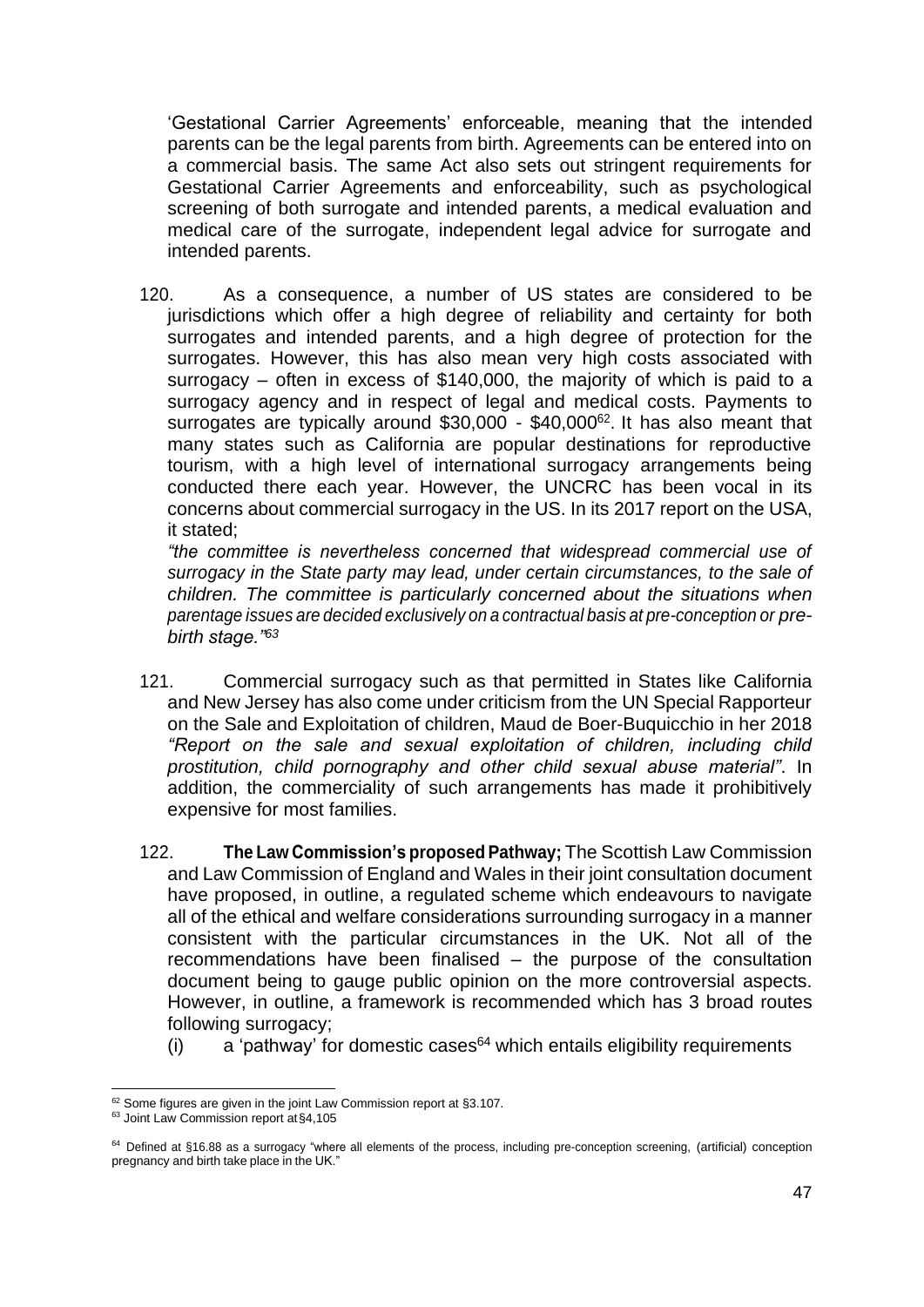'Gestational Carrier Agreements' enforceable, meaning that the intended parents can be the legal parents from birth. Agreements can be entered into on a commercial basis. The same Act also sets out stringent requirements for Gestational Carrier Agreements and enforceability, such as psychological screening of both surrogate and intended parents, a medical evaluation and medical care of the surrogate, independent legal advice for surrogate and intended parents.

120. As a consequence, a number of US states are considered to be jurisdictions which offer a high degree of reliability and certainty for both surrogates and intended parents, and a high degree of protection for the surrogates. However, this has also mean very high costs associated with surrogacy – often in excess of $140,000, the majority of which is paid to a surrogacy agency and in respect of legal and medical costs. Payments to surrogates are typically around $30,000 - $40,000[62]. It has also meant that many states such as California are popular destinations for reproductive tourism, with a high level of international surrogacy arrangements being conducted there each year. However, the UNCRC has been vocal in its concerns about commercial surrogacy in the US. In its 2017 report on the USA, it stated;

*"the committee is nevertheless concerned that widespread commercial use of surrogacy in the State party may lead, under certain circumstances, to the sale of children. The committee is particularly concerned about the situations when parentage issues are decided exclusively on a contractual basis at pre-conception or pre-birth stage."*[63]

121. Commercial surrogacy such as that permitted in States like California and New Jersey has also come under criticism from the UN Special Rapporteur on the Sale and Exploitation of children, Maud de Boer-Buquicchio in her 2018 *"Report on the sale and sexual exploitation of children, including child prostitution, child pornography and other child sexual abuse material"*. In addition, the commerciality of such arrangements has made it prohibitively expensive for most families.

122. **The Law Commission's proposed Pathway;** The Scottish Law Commission and Law Commission of England and Wales in their joint consultation document have proposed, in outline, a regulated scheme which endeavours to navigate all of the ethical and welfare considerations surrounding surrogacy in a manner consistent with the particular circumstances in the UK. Not all of the recommendations have been finalised – the purpose of the consultation document being to gauge public opinion on the more controversial aspects. However, in outline, a framework is recommended which has 3 broad routes following surrogacy;

(i) a 'pathway' for domestic cases[64] which entails eligibility requirements

---

[62] Some figures are given in the joint Law Commission report at §3.107.

[63] Joint Law Commission report at §4,105

[64] Defined at §16.88 as a surrogacy "where all elements of the process, including pre-conception screening, (artificial) conception pregnancy and birth take place in the UK."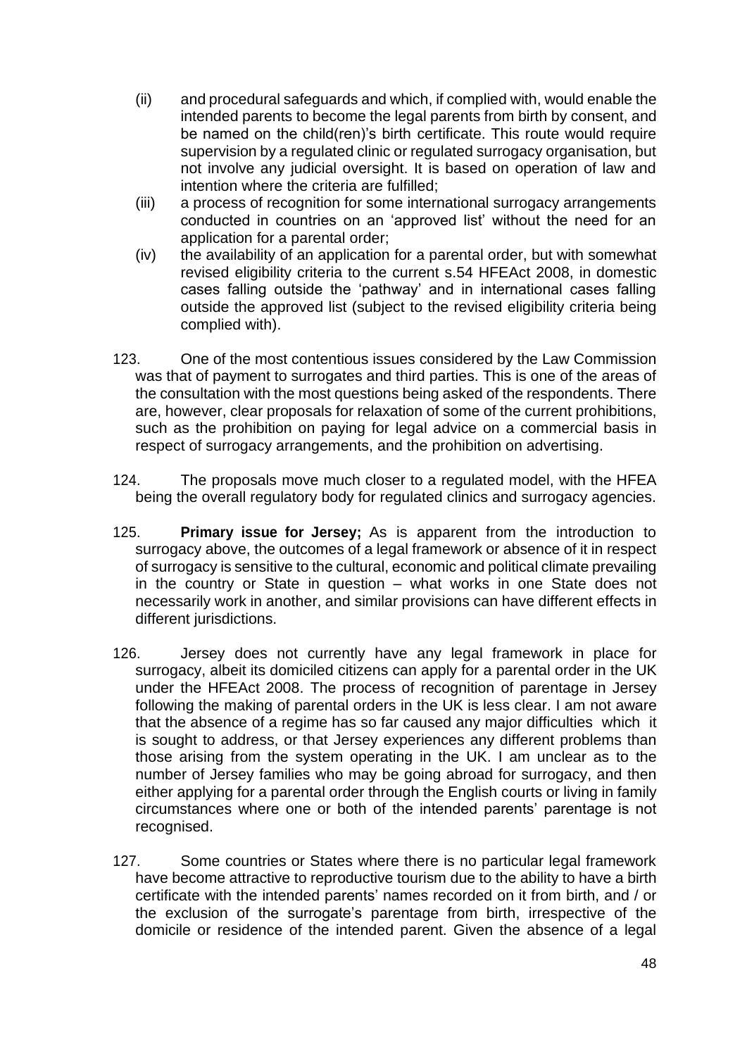(ii) and procedural safeguards and which, if complied with, would enable the intended parents to become the legal parents from birth by consent, and be named on the child(ren)'s birth certificate. This route would require supervision by a regulated clinic or regulated surrogacy organisation, but not involve any judicial oversight. It is based on operation of law and intention where the criteria are fulfilled;

(iii) a process of recognition for some international surrogacy arrangements conducted in countries on an 'approved list' without the need for an application for a parental order;

(iv) the availability of an application for a parental order, but with somewhat revised eligibility criteria to the current s.54 HFEAct 2008, in domestic cases falling outside the 'pathway' and in international cases falling outside the approved list (subject to the revised eligibility criteria being complied with).

123. One of the most contentious issues considered by the Law Commission was that of payment to surrogates and third parties. This is one of the areas of the consultation with the most questions being asked of the respondents. There are, however, clear proposals for relaxation of some of the current prohibitions, such as the prohibition on paying for legal advice on a commercial basis in respect of surrogacy arrangements, and the prohibition on advertising.

124. The proposals move much closer to a regulated model, with the HFEA being the overall regulatory body for regulated clinics and surrogacy agencies.

125. **Primary issue for Jersey;** As is apparent from the introduction to surrogacy above, the outcomes of a legal framework or absence of it in respect of surrogacy is sensitive to the cultural, economic and political climate prevailing in the country or State in question – what works in one State does not necessarily work in another, and similar provisions can have different effects in different jurisdictions.

126. Jersey does not currently have any legal framework in place for surrogacy, albeit its domiciled citizens can apply for a parental order in the UK under the HFEAct 2008. The process of recognition of parentage in Jersey following the making of parental orders in the UK is less clear. I am not aware that the absence of a regime has so far caused any major difficulties which it is sought to address, or that Jersey experiences any different problems than those arising from the system operating in the UK. I am unclear as to the number of Jersey families who may be going abroad for surrogacy, and then either applying for a parental order through the English courts or living in family circumstances where one or both of the intended parents' parentage is not recognised.

127. Some countries or States where there is no particular legal framework have become attractive to reproductive tourism due to the ability to have a birth certificate with the intended parents' names recorded on it from birth, and / or the exclusion of the surrogate's parentage from birth, irrespective of the domicile or residence of the intended parent. Given the absence of a legal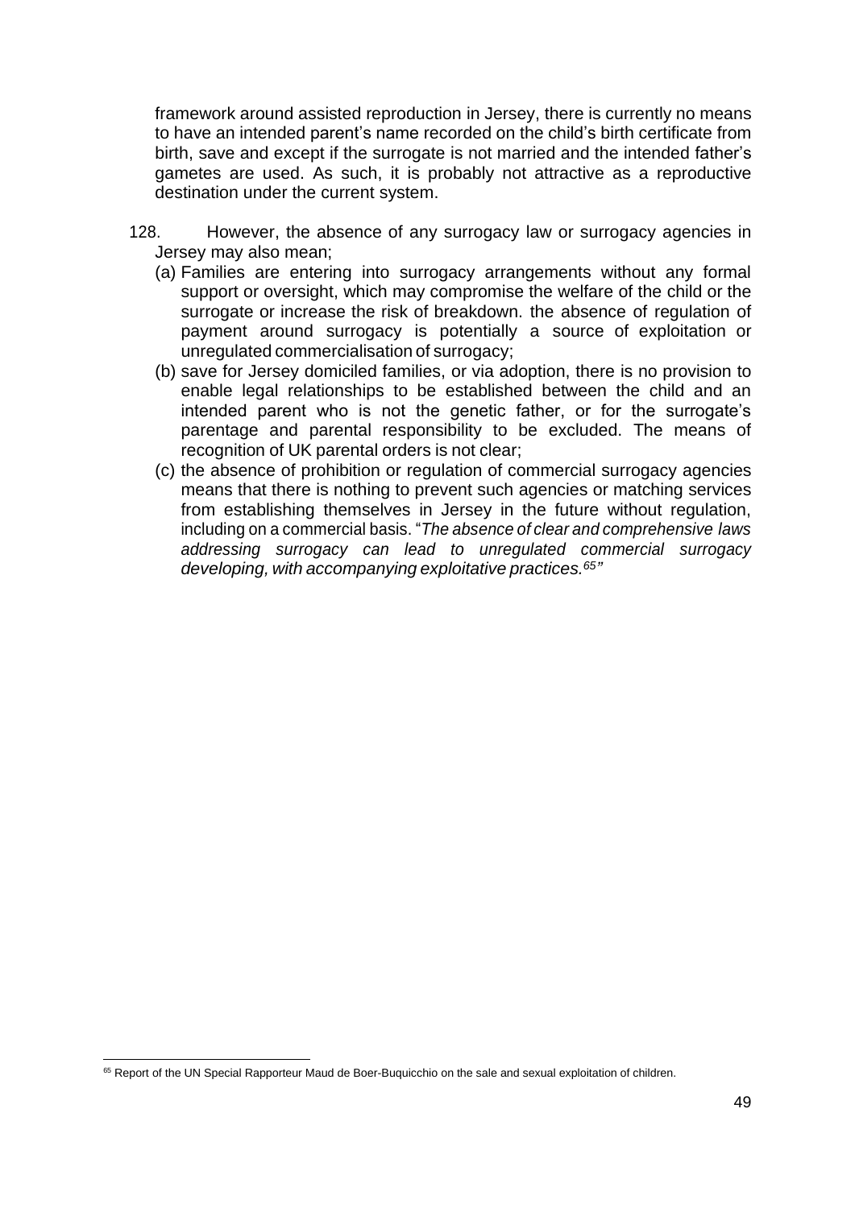framework around assisted reproduction in Jersey, there is currently no means to have an intended parent's name recorded on the child's birth certificate from birth, save and except if the surrogate is not married and the intended father's gametes are used. As such, it is probably not attractive as a reproductive destination under the current system.

128. However, the absence of any surrogacy law or surrogacy agencies in Jersey may also mean;

(a) Families are entering into surrogacy arrangements without any formal support or oversight, which may compromise the welfare of the child or the surrogate or increase the risk of breakdown. the absence of regulation of payment around surrogacy is potentially a source of exploitation or unregulated commercialisation of surrogacy;

(b) save for Jersey domiciled families, or via adoption, there is no provision to enable legal relationships to be established between the child and an intended parent who is not the genetic father, or for the surrogate's parentage and parental responsibility to be excluded. The means of recognition of UK parental orders is not clear;

(c) the absence of prohibition or regulation of commercial surrogacy agencies means that there is nothing to prevent such agencies or matching services from establishing themselves in Jersey in the future without regulation, including on a commercial basis. "*The absence of clear and comprehensive laws addressing surrogacy can lead to unregulated commercial surrogacy developing, with accompanying exploitative practices.*[65]"

[65] Report of the UN Special Rapporteur Maud de Boer-Buquicchio on the sale and sexual exploitation of children.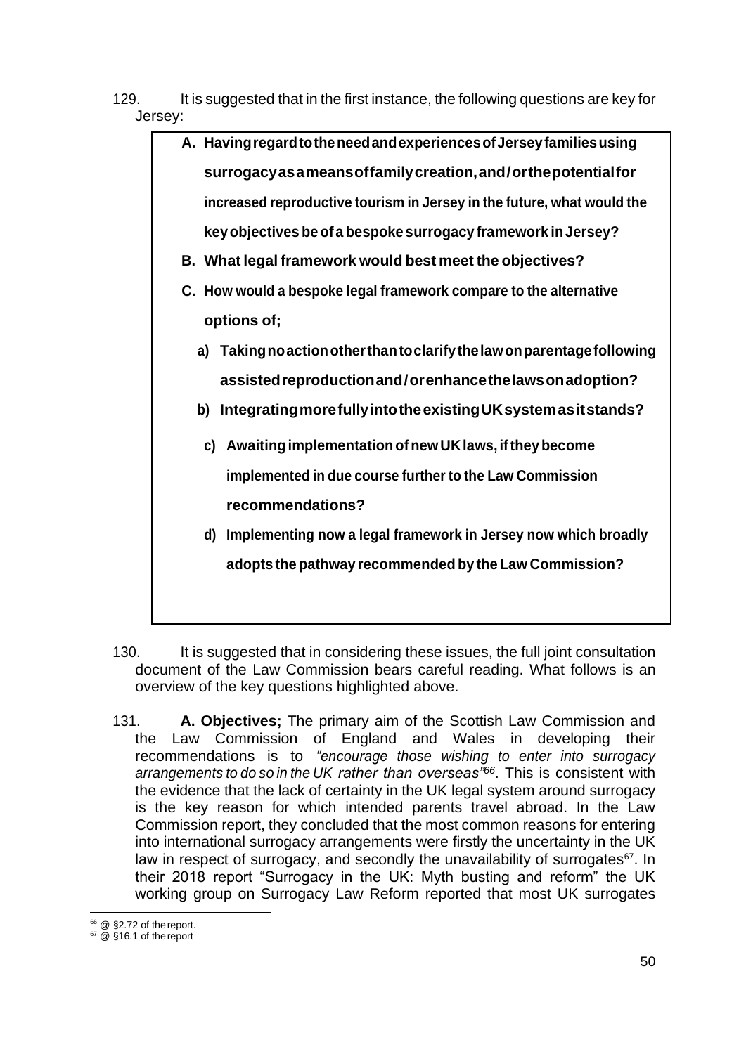129. It is suggested that in the first instance, the following questions are key for Jersey:

> **A. Having regard to the need and experiences of Jersey families using surrogacy as a means of family creation, and/or the potential for increased reproductive tourism in Jersey in the future, what would the key objectives be of a bespoke surrogacy framework in Jersey?**
>
> **B. What legal framework would best meet the objectives?**
>
> **C. How would a bespoke legal framework compare to the alternative options of;**
>
> **a) Taking no action other than to clarify the law on parentage following assisted reproduction and/or enhance the laws on adoption?**
>
> **b) Integrating more fully into the existing UK system as it stands?**
>
> **c) Awaiting implementation of new UK laws, if they become implemented in due course further to the Law Commission recommendations?**
>
> **d) Implementing now a legal framework in Jersey now which broadly adopts the pathway recommended by the Law Commission?**

130. It is suggested that in considering these issues, the full joint consultation document of the Law Commission bears careful reading. What follows is an overview of the key questions highlighted above.

131. **A. Objectives;** The primary aim of the Scottish Law Commission and the Law Commission of England and Wales in developing their recommendations is to *"encourage those wishing to enter into surrogacy arrangements to do so in the UK rather than overseas"*[66]. This is consistent with the evidence that the lack of certainty in the UK legal system around surrogacy is the key reason for which intended parents travel abroad. In the Law Commission report, they concluded that the most common reasons for entering into international surrogacy arrangements were firstly the uncertainty in the UK law in respect of surrogacy, and secondly the unavailability of surrogates[67]. In their 2018 report "Surrogacy in the UK: Myth busting and reform" the UK working group on Surrogacy Law Reform reported that most UK surrogates

---

[66] @ §2.72 of the report.

[67] @ §16.1 of the report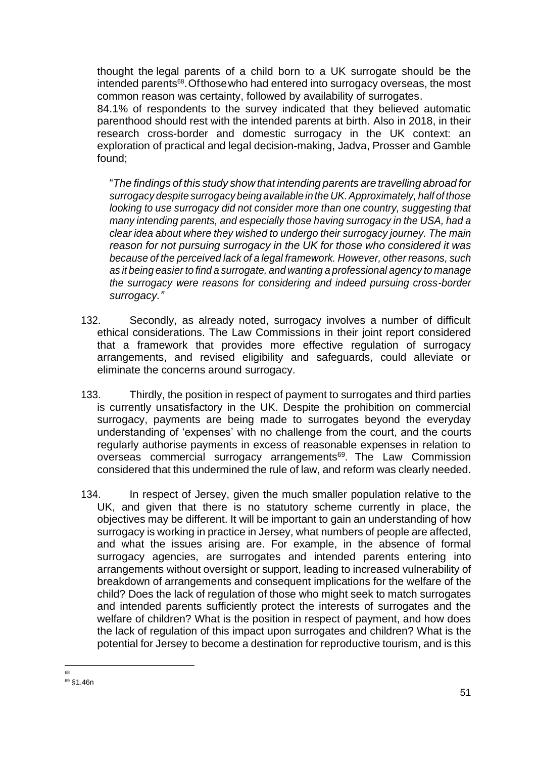thought the legal parents of a child born to a UK surrogate should be the intended parents[68]. Of those who had entered into surrogacy overseas, the most common reason was certainty, followed by availability of surrogates.

84.1% of respondents to the survey indicated that they believed automatic parenthood should rest with the intended parents at birth. Also in 2018, in their research cross-border and domestic surrogacy in the UK context: an exploration of practical and legal decision-making, Jadva, Prosser and Gamble found;

> "*The findings of this study show that intending parents are travelling abroad for surrogacy despite surrogacy being available in the UK. Approximately, half of those looking to use surrogacy did not consider more than one country, suggesting that many intending parents, and especially those having surrogacy in the USA, had a clear idea about where they wished to undergo their surrogacy journey. The main reason for not pursuing surrogacy in the UK for those who considered it was because of the perceived lack of a legal framework. However, other reasons, such as it being easier to find a surrogate, and wanting a professional agency to manage the surrogacy were reasons for considering and indeed pursuing cross-border surrogacy.*"

132. Secondly, as already noted, surrogacy involves a number of difficult ethical considerations. The Law Commissions in their joint report considered that a framework that provides more effective regulation of surrogacy arrangements, and revised eligibility and safeguards, could alleviate or eliminate the concerns around surrogacy.

133. Thirdly, the position in respect of payment to surrogates and third parties is currently unsatisfactory in the UK. Despite the prohibition on commercial surrogacy, payments are being made to surrogates beyond the everyday understanding of 'expenses' with no challenge from the court, and the courts regularly authorise payments in excess of reasonable expenses in relation to overseas commercial surrogacy arrangements[69]. The Law Commission considered that this undermined the rule of law, and reform was clearly needed.

134. In respect of Jersey, given the much smaller population relative to the UK, and given that there is no statutory scheme currently in place, the objectives may be different. It will be important to gain an understanding of how surrogacy is working in practice in Jersey, what numbers of people are affected, and what the issues arising are. For example, in the absence of formal surrogacy agencies, are surrogates and intended parents entering into arrangements without oversight or support, leading to increased vulnerability of breakdown of arrangements and consequent implications for the welfare of the child? Does the lack of regulation of those who might seek to match surrogates and intended parents sufficiently protect the interests of surrogates and the welfare of children? What is the position in respect of payment, and how does the lack of regulation of this impact upon surrogates and children? What is the potential for Jersey to become a destination for reproductive tourism, and is this

---

[68]

[69] §1.46n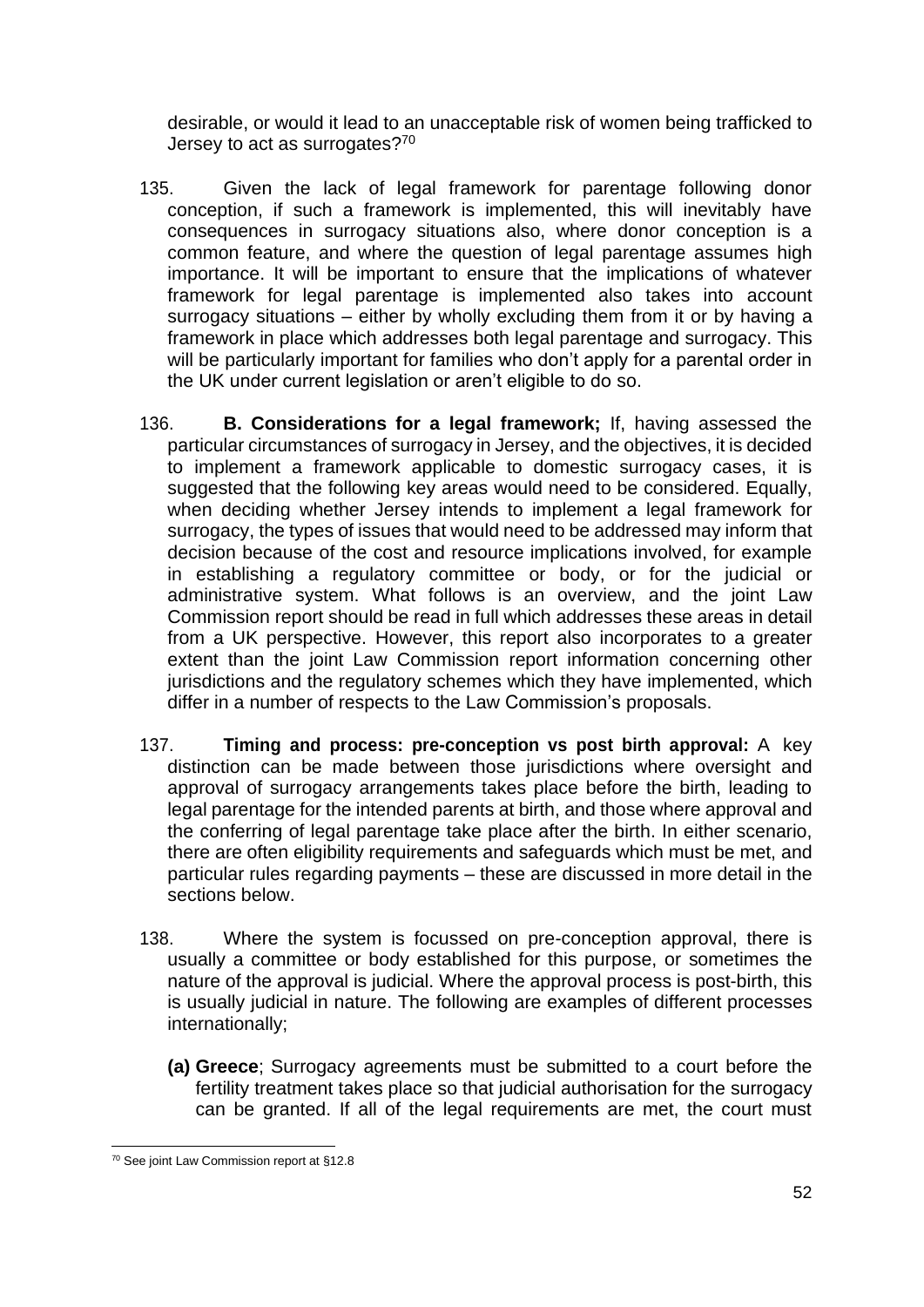desirable, or would it lead to an unacceptable risk of women being trafficked to Jersey to act as surrogates?[70]

135. Given the lack of legal framework for parentage following donor conception, if such a framework is implemented, this will inevitably have consequences in surrogacy situations also, where donor conception is a common feature, and where the question of legal parentage assumes high importance. It will be important to ensure that the implications of whatever framework for legal parentage is implemented also takes into account surrogacy situations – either by wholly excluding them from it or by having a framework in place which addresses both legal parentage and surrogacy. This will be particularly important for families who don't apply for a parental order in the UK under current legislation or aren't eligible to do so.

136. **B. Considerations for a legal framework;** If, having assessed the particular circumstances of surrogacy in Jersey, and the objectives, it is decided to implement a framework applicable to domestic surrogacy cases, it is suggested that the following key areas would need to be considered. Equally, when deciding whether Jersey intends to implement a legal framework for surrogacy, the types of issues that would need to be addressed may inform that decision because of the cost and resource implications involved, for example in establishing a regulatory committee or body, or for the judicial or administrative system. What follows is an overview, and the joint Law Commission report should be read in full which addresses these areas in detail from a UK perspective. However, this report also incorporates to a greater extent than the joint Law Commission report information concerning other jurisdictions and the regulatory schemes which they have implemented, which differ in a number of respects to the Law Commission's proposals.

137. **Timing and process: pre-conception vs post birth approval:** A key distinction can be made between those jurisdictions where oversight and approval of surrogacy arrangements takes place before the birth, leading to legal parentage for the intended parents at birth, and those where approval and the conferring of legal parentage take place after the birth. In either scenario, there are often eligibility requirements and safeguards which must be met, and particular rules regarding payments – these are discussed in more detail in the sections below.

138. Where the system is focussed on pre-conception approval, there is usually a committee or body established for this purpose, or sometimes the nature of the approval is judicial. Where the approval process is post-birth, this is usually judicial in nature. The following are examples of different processes internationally;

**(a) Greece**; Surrogacy agreements must be submitted to a court before the fertility treatment takes place so that judicial authorisation for the surrogacy can be granted. If all of the legal requirements are met, the court must

[70] See joint Law Commission report at §12.8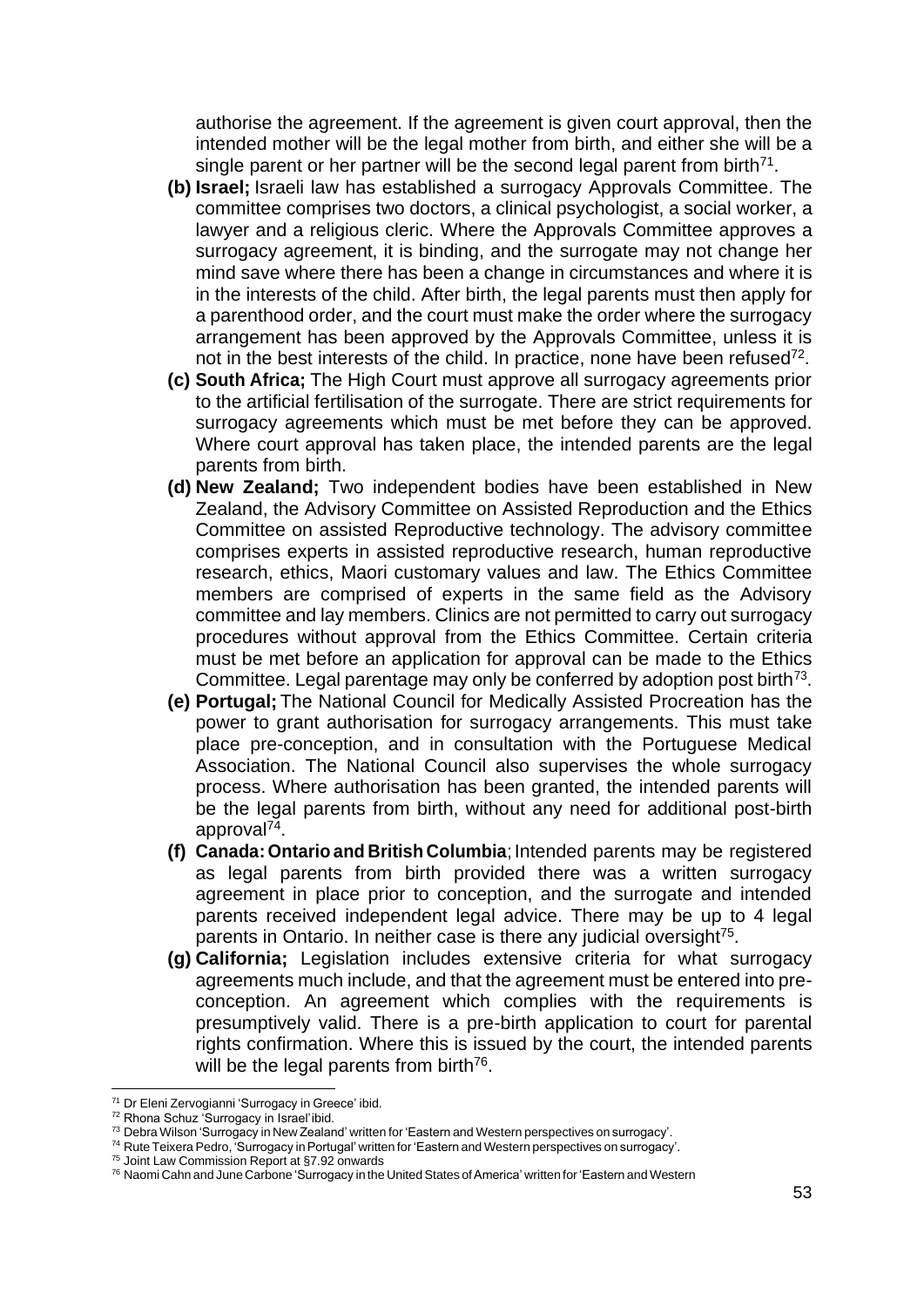authorise the agreement. If the agreement is given court approval, then the intended mother will be the legal mother from birth, and either she will be a single parent or her partner will be the second legal parent from birth[71].

- **(b) Israel;** Israeli law has established a surrogacy Approvals Committee. The committee comprises two doctors, a clinical psychologist, a social worker, a lawyer and a religious cleric. Where the Approvals Committee approves a surrogacy agreement, it is binding, and the surrogate may not change her mind save where there has been a change in circumstances and where it is in the interests of the child. After birth, the legal parents must then apply for a parenthood order, and the court must make the order where the surrogacy arrangement has been approved by the Approvals Committee, unless it is not in the best interests of the child. In practice, none have been refused[72].
- **(c) South Africa;** The High Court must approve all surrogacy agreements prior to the artificial fertilisation of the surrogate. There are strict requirements for surrogacy agreements which must be met before they can be approved. Where court approval has taken place, the intended parents are the legal parents from birth.
- **(d) New Zealand;** Two independent bodies have been established in New Zealand, the Advisory Committee on Assisted Reproduction and the Ethics Committee on assisted Reproductive technology. The advisory committee comprises experts in assisted reproductive research, human reproductive research, ethics, Maori customary values and law. The Ethics Committee members are comprised of experts in the same field as the Advisory committee and lay members. Clinics are not permitted to carry out surrogacy procedures without approval from the Ethics Committee. Certain criteria must be met before an application for approval can be made to the Ethics Committee. Legal parentage may only be conferred by adoption post birth[73].
- **(e) Portugal;** The National Council for Medically Assisted Procreation has the power to grant authorisation for surrogacy arrangements. This must take place pre-conception, and in consultation with the Portuguese Medical Association. The National Council also supervises the whole surrogacy process. Where authorisation has been granted, the intended parents will be the legal parents from birth, without any need for additional post-birth approval[74].
- **(f) Canada: Ontario and British Columbia**; Intended parents may be registered as legal parents from birth provided there was a written surrogacy agreement in place prior to conception, and the surrogate and intended parents received independent legal advice. There may be up to 4 legal parents in Ontario. In neither case is there any judicial oversight[75].
- **(g) California;** Legislation includes extensive criteria for what surrogacy agreements much include, and that the agreement must be entered into pre-conception. An agreement which complies with the requirements is presumptively valid. There is a pre-birth application to court for parental rights confirmation. Where this is issued by the court, the intended parents will be the legal parents from birth[76].

---

[71] Dr Eleni Zervogianni 'Surrogacy in Greece' ibid.

[72] Rhona Schuz 'Surrogacy in Israel' ibid.

[73] Debra Wilson 'Surrogacy in New Zealand' written for 'Eastern and Western perspectives on surrogacy'.

[74] Rute Teixera Pedro, 'Surrogacy in Portugal' written for 'Eastern and Western perspectives on surrogacy'.

[75] Joint Law Commission Report at §7.92 onwards

[76] Naomi Cahn and June Carbone 'Surrogacy in the United States of America' written for 'Eastern and Western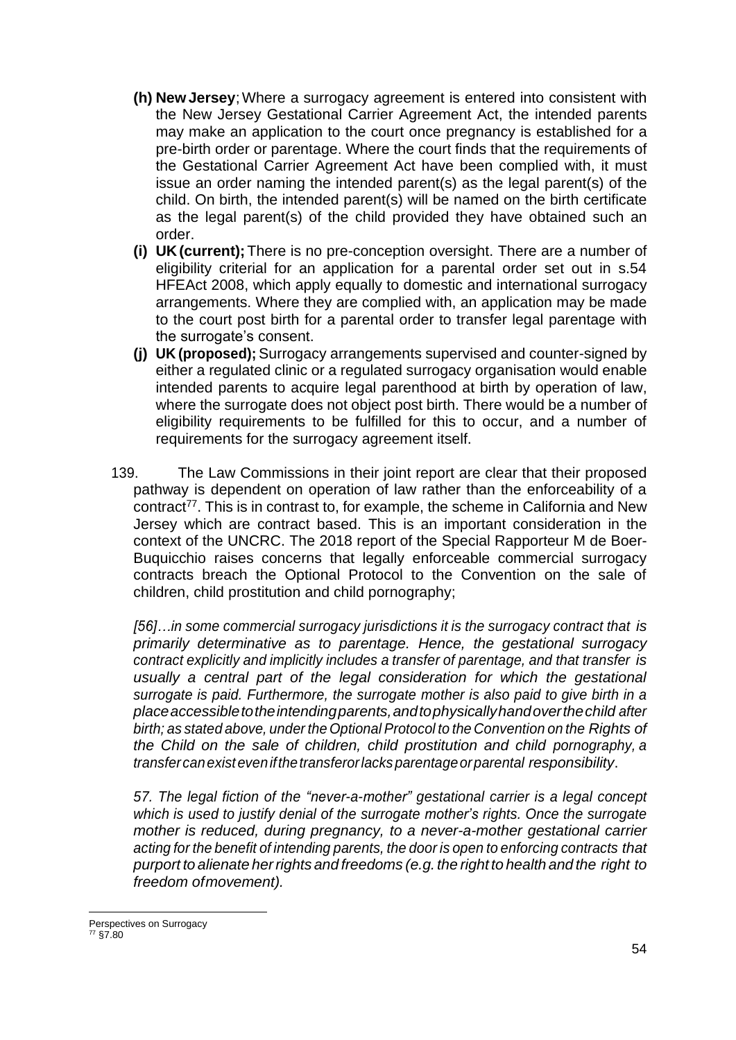- **(h) New Jersey**; Where a surrogacy agreement is entered into consistent with the New Jersey Gestational Carrier Agreement Act, the intended parents may make an application to the court once pregnancy is established for a pre-birth order or parentage. Where the court finds that the requirements of the Gestational Carrier Agreement Act have been complied with, it must issue an order naming the intended parent(s) as the legal parent(s) of the child. On birth, the intended parent(s) will be named on the birth certificate as the legal parent(s) of the child provided they have obtained such an order.
- **(i) UK (current);** There is no pre-conception oversight. There are a number of eligibility criterial for an application for a parental order set out in s.54 HFEAct 2008, which apply equally to domestic and international surrogacy arrangements. Where they are complied with, an application may be made to the court post birth for a parental order to transfer legal parentage with the surrogate's consent.
- **(j) UK (proposed);** Surrogacy arrangements supervised and counter-signed by either a regulated clinic or a regulated surrogacy organisation would enable intended parents to acquire legal parenthood at birth by operation of law, where the surrogate does not object post birth. There would be a number of eligibility requirements to be fulfilled for this to occur, and a number of requirements for the surrogacy agreement itself.

139. The Law Commissions in their joint report are clear that their proposed pathway is dependent on operation of law rather than the enforceability of a contract[77]. This is in contrast to, for example, the scheme in California and New Jersey which are contract based. This is an important consideration in the context of the UNCRC. The 2018 report of the Special Rapporteur M de Boer-Buquicchio raises concerns that legally enforceable commercial surrogacy contracts breach the Optional Protocol to the Convention on the sale of children, child prostitution and child pornography;

*[56]…in some commercial surrogacy jurisdictions it is the surrogacy contract that is primarily determinative as to parentage. Hence, the gestational surrogacy contract explicitly and implicitly includes a transfer of parentage, and that transfer is usually a central part of the legal consideration for which the gestational surrogate is paid. Furthermore, the surrogate mother is also paid to give birth in a place accessible to the intending parents, and to physically hand over the child after birth; as stated above, under the Optional Protocol to the Convention on the Rights of the Child on the sale of children, child prostitution and child pornography, a transfer can exist even if the transferor lacks parentage or parental responsibility.*

*57. The legal fiction of the "never-a-mother" gestational carrier is a legal concept which is used to justify denial of the surrogate mother's rights. Once the surrogate mother is reduced, during pregnancy, to a never-a-mother gestational carrier acting for the benefit of intending parents, the door is open to enforcing contracts that purport to alienate her rights and freedoms (e.g. the right to health and the right to freedom of movement).*

---

Perspectives on Surrogacy

[77] §7.80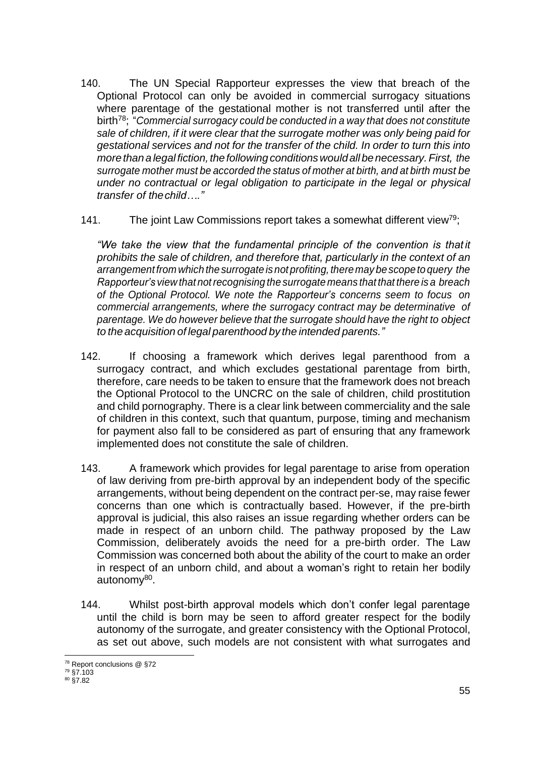140. The UN Special Rapporteur expresses the view that breach of the Optional Protocol can only be avoided in commercial surrogacy situations where parentage of the gestational mother is not transferred until after the birth[78]; "*Commercial surrogacy could be conducted in a way that does not constitute sale of children, if it were clear that the surrogate mother was only being paid for gestational services and not for the transfer of the child. In order to turn this into more than a legal fiction, the following conditions would all be necessary. First, the surrogate mother must be accorded the status of mother at birth, and at birth must be under no contractual or legal obligation to participate in the legal or physical transfer of the child…."*

141. The joint Law Commissions report takes a somewhat different view[79];

*"We take the view that the fundamental principle of the convention is that it prohibits the sale of children, and therefore that, particularly in the context of an arrangement from which the surrogate is not profiting, there may be scope to query the Rapporteur's view that not recognising the surrogate means that that there is a breach of the Optional Protocol. We note the Rapporteur's concerns seem to focus on commercial arrangements, where the surrogacy contract may be determinative of parentage. We do however believe that the surrogate should have the right to object to the acquisition of legal parenthood by the intended parents."*

142. If choosing a framework which derives legal parenthood from a surrogacy contract, and which excludes gestational parentage from birth, therefore, care needs to be taken to ensure that the framework does not breach the Optional Protocol to the UNCRC on the sale of children, child prostitution and child pornography. There is a clear link between commerciality and the sale of children in this context, such that quantum, purpose, timing and mechanism for payment also fall to be considered as part of ensuring that any framework implemented does not constitute the sale of children.

143. A framework which provides for legal parentage to arise from operation of law deriving from pre-birth approval by an independent body of the specific arrangements, without being dependent on the contract per-se, may raise fewer concerns than one which is contractually based. However, if the pre-birth approval is judicial, this also raises an issue regarding whether orders can be made in respect of an unborn child. The pathway proposed by the Law Commission, deliberately avoids the need for a pre-birth order. The Law Commission was concerned both about the ability of the court to make an order in respect of an unborn child, and about a woman's right to retain her bodily autonomy[80].

144. Whilst post-birth approval models which don't confer legal parentage until the child is born may be seen to afford greater respect for the bodily autonomy of the surrogate, and greater consistency with the Optional Protocol, as set out above, such models are not consistent with what surrogates and

---

[78] Report conclusions @ §72

[79] §7.103

[80] §7.82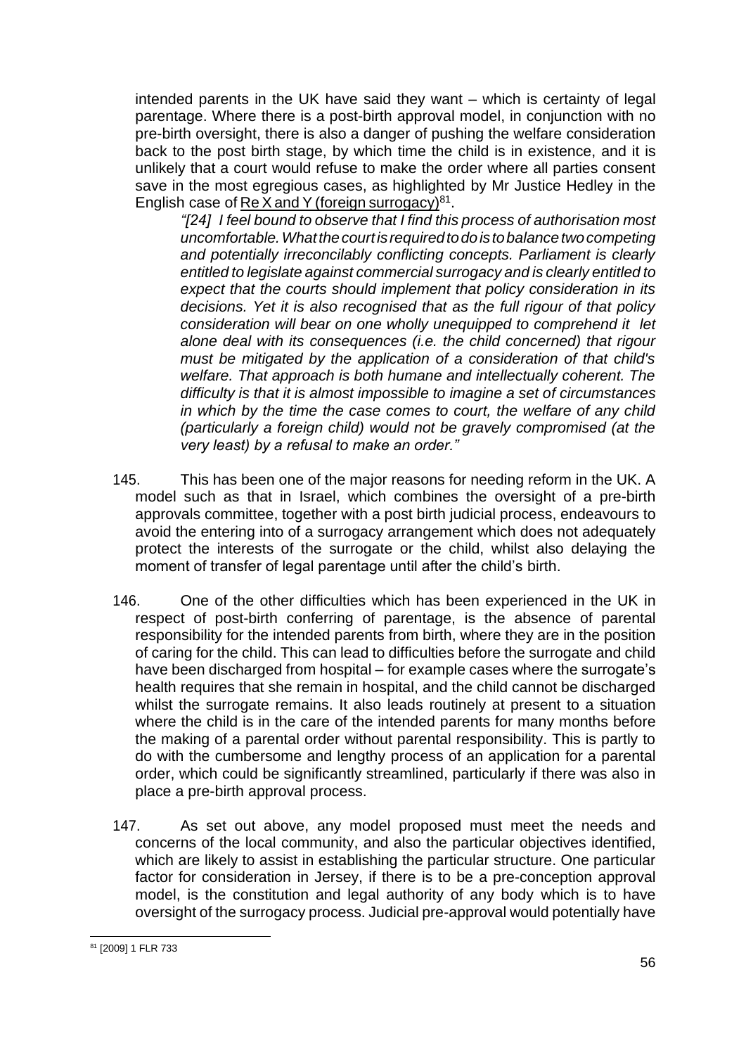intended parents in the UK have said they want – which is certainty of legal parentage. Where there is a post-birth approval model, in conjunction with no pre-birth oversight, there is also a danger of pushing the welfare consideration back to the post birth stage, by which time the child is in existence, and it is unlikely that a court would refuse to make the order where all parties consent save in the most egregious cases, as highlighted by Mr Justice Hedley in the English case of Re X and Y (foreign surrogacy)[81].

> *"[24] I feel bound to observe that I find this process of authorisation most uncomfortable. What the court is required to do is to balance two competing and potentially irreconcilably conflicting concepts. Parliament is clearly entitled to legislate against commercial surrogacy and is clearly entitled to expect that the courts should implement that policy consideration in its decisions. Yet it is also recognised that as the full rigour of that policy consideration will bear on one wholly unequipped to comprehend it let alone deal with its consequences (i.e. the child concerned) that rigour must be mitigated by the application of a consideration of that child's welfare. That approach is both humane and intellectually coherent. The difficulty is that it is almost impossible to imagine a set of circumstances in which by the time the case comes to court, the welfare of any child (particularly a foreign child) would not be gravely compromised (at the very least) by a refusal to make an order."*

145. This has been one of the major reasons for needing reform in the UK. A model such as that in Israel, which combines the oversight of a pre-birth approvals committee, together with a post birth judicial process, endeavours to avoid the entering into of a surrogacy arrangement which does not adequately protect the interests of the surrogate or the child, whilst also delaying the moment of transfer of legal parentage until after the child's birth.

146. One of the other difficulties which has been experienced in the UK in respect of post-birth conferring of parentage, is the absence of parental responsibility for the intended parents from birth, where they are in the position of caring for the child. This can lead to difficulties before the surrogate and child have been discharged from hospital – for example cases where the surrogate's health requires that she remain in hospital, and the child cannot be discharged whilst the surrogate remains. It also leads routinely at present to a situation where the child is in the care of the intended parents for many months before the making of a parental order without parental responsibility. This is partly to do with the cumbersome and lengthy process of an application for a parental order, which could be significantly streamlined, particularly if there was also in place a pre-birth approval process.

147. As set out above, any model proposed must meet the needs and concerns of the local community, and also the particular objectives identified, which are likely to assist in establishing the particular structure. One particular factor for consideration in Jersey, if there is to be a pre-conception approval model, is the constitution and legal authority of any body which is to have oversight of the surrogacy process. Judicial pre-approval would potentially have

[81] [2009] 1 FLR 733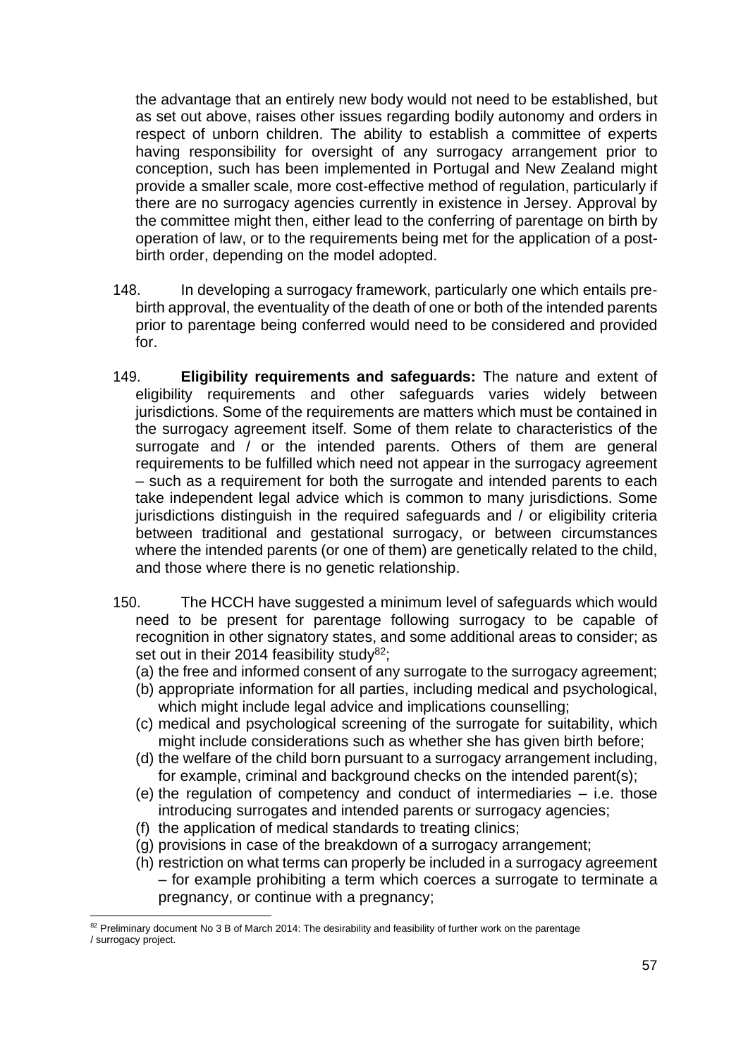the advantage that an entirely new body would not need to be established, but as set out above, raises other issues regarding bodily autonomy and orders in respect of unborn children. The ability to establish a committee of experts having responsibility for oversight of any surrogacy arrangement prior to conception, such has been implemented in Portugal and New Zealand might provide a smaller scale, more cost-effective method of regulation, particularly if there are no surrogacy agencies currently in existence in Jersey. Approval by the committee might then, either lead to the conferring of parentage on birth by operation of law, or to the requirements being met for the application of a post-birth order, depending on the model adopted.

148. In developing a surrogacy framework, particularly one which entails pre-birth approval, the eventuality of the death of one or both of the intended parents prior to parentage being conferred would need to be considered and provided for.

149. **Eligibility requirements and safeguards:** The nature and extent of eligibility requirements and other safeguards varies widely between jurisdictions. Some of the requirements are matters which must be contained in the surrogacy agreement itself. Some of them relate to characteristics of the surrogate and / or the intended parents. Others of them are general requirements to be fulfilled which need not appear in the surrogacy agreement – such as a requirement for both the surrogate and intended parents to each take independent legal advice which is common to many jurisdictions. Some jurisdictions distinguish in the required safeguards and / or eligibility criteria between traditional and gestational surrogacy, or between circumstances where the intended parents (or one of them) are genetically related to the child, and those where there is no genetic relationship.

150. The HCCH have suggested a minimum level of safeguards which would need to be present for parentage following surrogacy to be capable of recognition in other signatory states, and some additional areas to consider; as set out in their 2014 feasibility study[82];

(a) the free and informed consent of any surrogate to the surrogacy agreement;
(b) appropriate information for all parties, including medical and psychological, which might include legal advice and implications counselling;
(c) medical and psychological screening of the surrogate for suitability, which might include considerations such as whether she has given birth before;
(d) the welfare of the child born pursuant to a surrogacy arrangement including, for example, criminal and background checks on the intended parent(s);
(e) the regulation of competency and conduct of intermediaries – i.e. those introducing surrogates and intended parents or surrogacy agencies;
(f) the application of medical standards to treating clinics;
(g) provisions in case of the breakdown of a surrogacy arrangement;
(h) restriction on what terms can properly be included in a surrogacy agreement – for example prohibiting a term which coerces a surrogate to terminate a pregnancy, or continue with a pregnancy;

[82] Preliminary document No 3 B of March 2014: The desirability and feasibility of further work on the parentage / surrogacy project.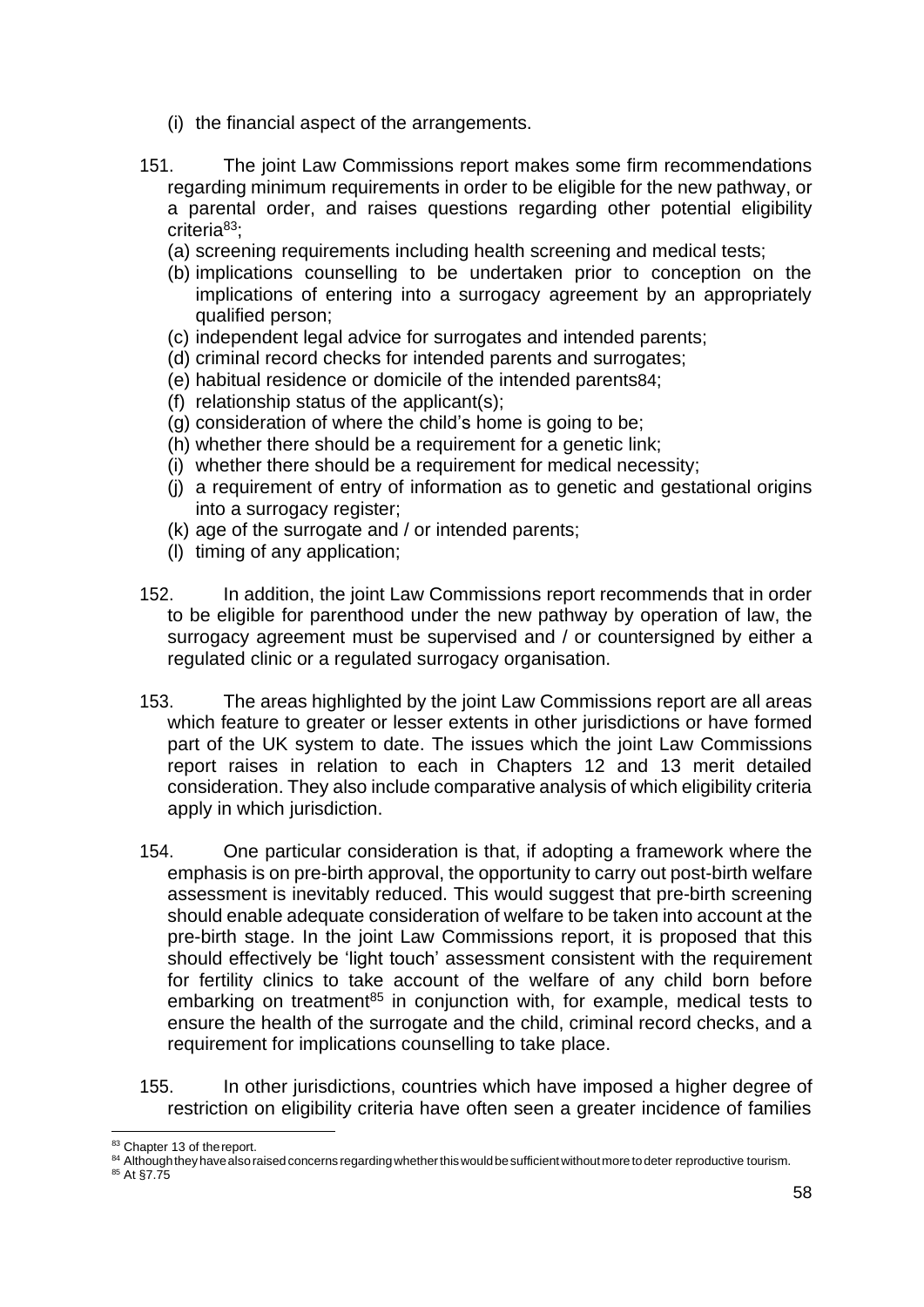(i) the financial aspect of the arrangements.

151. The joint Law Commissions report makes some firm recommendations regarding minimum requirements in order to be eligible for the new pathway, or a parental order, and raises questions regarding other potential eligibility criteria[83];

(a) screening requirements including health screening and medical tests;
(b) implications counselling to be undertaken prior to conception on the implications of entering into a surrogacy agreement by an appropriately qualified person;
(c) independent legal advice for surrogates and intended parents;
(d) criminal record checks for intended parents and surrogates;
(e) habitual residence or domicile of the intended parents[84];
(f) relationship status of the applicant(s);
(g) consideration of where the child's home is going to be;
(h) whether there should be a requirement for a genetic link;
(i) whether there should be a requirement for medical necessity;
(j) a requirement of entry of information as to genetic and gestational origins into a surrogacy register;
(k) age of the surrogate and / or intended parents;
(l) timing of any application;

152. In addition, the joint Law Commissions report recommends that in order to be eligible for parenthood under the new pathway by operation of law, the surrogacy agreement must be supervised and / or countersigned by either a regulated clinic or a regulated surrogacy organisation.

153. The areas highlighted by the joint Law Commissions report are all areas which feature to greater or lesser extents in other jurisdictions or have formed part of the UK system to date. The issues which the joint Law Commissions report raises in relation to each in Chapters 12 and 13 merit detailed consideration. They also include comparative analysis of which eligibility criteria apply in which jurisdiction.

154. One particular consideration is that, if adopting a framework where the emphasis is on pre-birth approval, the opportunity to carry out post-birth welfare assessment is inevitably reduced. This would suggest that pre-birth screening should enable adequate consideration of welfare to be taken into account at the pre-birth stage. In the joint Law Commissions report, it is proposed that this should effectively be 'light touch' assessment consistent with the requirement for fertility clinics to take account of the welfare of any child born before embarking on treatment[85] in conjunction with, for example, medical tests to ensure the health of the surrogate and the child, criminal record checks, and a requirement for implications counselling to take place.

155. In other jurisdictions, countries which have imposed a higher degree of restriction on eligibility criteria have often seen a greater incidence of families

---

[83] Chapter 13 of the report.

[84] Although they have also raised concerns regarding whether this would be sufficient without more to deter reproductive tourism.

[85] At §7.75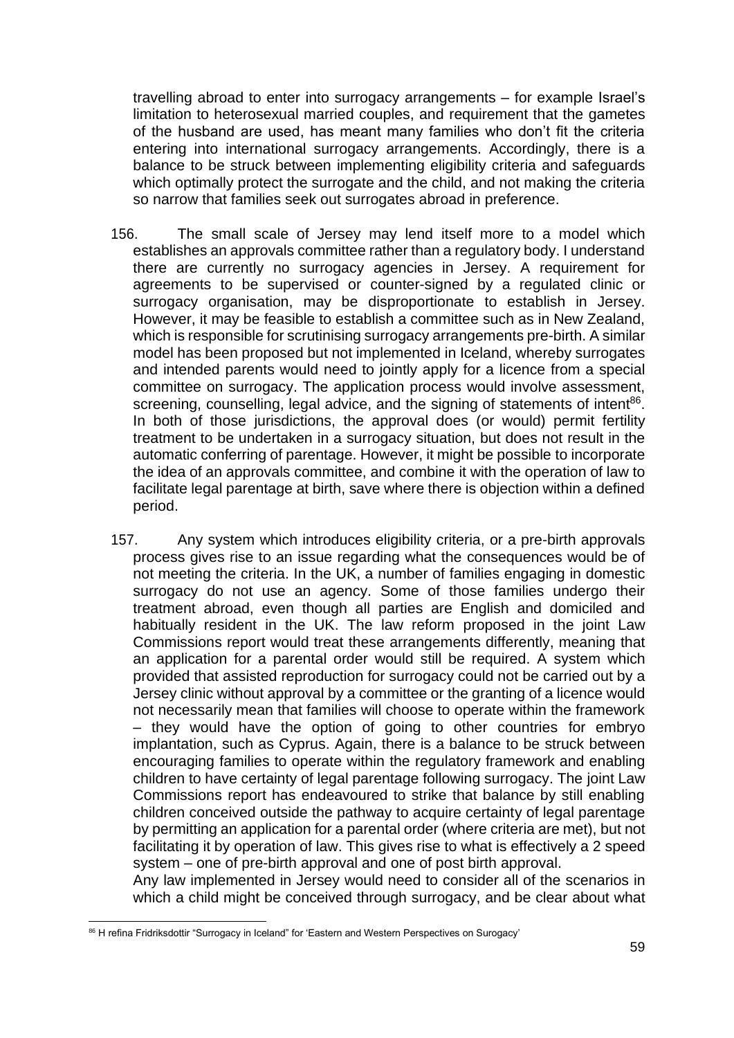travelling abroad to enter into surrogacy arrangements – for example Israel's limitation to heterosexual married couples, and requirement that the gametes of the husband are used, has meant many families who don't fit the criteria entering into international surrogacy arrangements. Accordingly, there is a balance to be struck between implementing eligibility criteria and safeguards which optimally protect the surrogate and the child, and not making the criteria so narrow that families seek out surrogates abroad in preference.

156. The small scale of Jersey may lend itself more to a model which establishes an approvals committee rather than a regulatory body. I understand there are currently no surrogacy agencies in Jersey. A requirement for agreements to be supervised or counter-signed by a regulated clinic or surrogacy organisation, may be disproportionate to establish in Jersey. However, it may be feasible to establish a committee such as in New Zealand, which is responsible for scrutinising surrogacy arrangements pre-birth. A similar model has been proposed but not implemented in Iceland, whereby surrogates and intended parents would need to jointly apply for a licence from a special committee on surrogacy. The application process would involve assessment, screening, counselling, legal advice, and the signing of statements of intent[86]. In both of those jurisdictions, the approval does (or would) permit fertility treatment to be undertaken in a surrogacy situation, but does not result in the automatic conferring of parentage. However, it might be possible to incorporate the idea of an approvals committee, and combine it with the operation of law to facilitate legal parentage at birth, save where there is objection within a defined period.

157. Any system which introduces eligibility criteria, or a pre-birth approvals process gives rise to an issue regarding what the consequences would be of not meeting the criteria. In the UK, a number of families engaging in domestic surrogacy do not use an agency. Some of those families undergo their treatment abroad, even though all parties are English and domiciled and habitually resident in the UK. The law reform proposed in the joint Law Commissions report would treat these arrangements differently, meaning that an application for a parental order would still be required. A system which provided that assisted reproduction for surrogacy could not be carried out by a Jersey clinic without approval by a committee or the granting of a licence would not necessarily mean that families will choose to operate within the framework – they would have the option of going to other countries for embryo implantation, such as Cyprus. Again, there is a balance to be struck between encouraging families to operate within the regulatory framework and enabling children to have certainty of legal parentage following surrogacy. The joint Law Commissions report has endeavoured to strike that balance by still enabling children conceived outside the pathway to acquire certainty of legal parentage by permitting an application for a parental order (where criteria are met), but not facilitating it by operation of law. This gives rise to what is effectively a 2 speed system – one of pre-birth approval and one of post birth approval.
Any law implemented in Jersey would need to consider all of the scenarios in which a child might be conceived through surrogacy, and be clear about what

[86] H refina Fridriksdottir "Surrogacy in Iceland" for 'Eastern and Western Perspectives on Surogacy'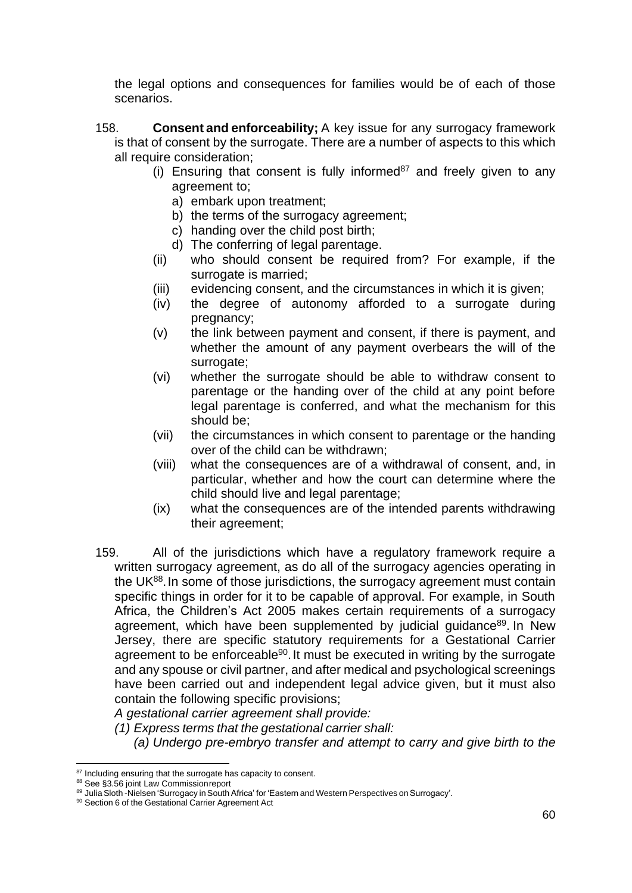the legal options and consequences for families would be of each of those scenarios.

158. **Consent and enforceability;** A key issue for any surrogacy framework is that of consent by the surrogate. There are a number of aspects to this which all require consideration;

   (i) Ensuring that consent is fully informed[87] and freely given to any agreement to;
      a) embark upon treatment;
      b) the terms of the surrogacy agreement;
      c) handing over the child post birth;
      d) The conferring of legal parentage.

   (ii) who should consent be required from? For example, if the surrogate is married;

   (iii) evidencing consent, and the circumstances in which it is given;

   (iv) the degree of autonomy afforded to a surrogate during pregnancy;

   (v) the link between payment and consent, if there is payment, and whether the amount of any payment overbears the will of the surrogate;

   (vi) whether the surrogate should be able to withdraw consent to parentage or the handing over of the child at any point before legal parentage is conferred, and what the mechanism for this should be;

   (vii) the circumstances in which consent to parentage or the handing over of the child can be withdrawn;

   (viii) what the consequences are of a withdrawal of consent, and, in particular, whether and how the court can determine where the child should live and legal parentage;

   (ix) what the consequences are of the intended parents withdrawing their agreement;

159. All of the jurisdictions which have a regulatory framework require a written surrogacy agreement, as do all of the surrogacy agencies operating in the UK[88]. In some of those jurisdictions, the surrogacy agreement must contain specific things in order for it to be capable of approval. For example, in South Africa, the Children's Act 2005 makes certain requirements of a surrogacy agreement, which have been supplemented by judicial guidance[89]. In New Jersey, there are specific statutory requirements for a Gestational Carrier agreement to be enforceable[90]. It must be executed in writing by the surrogate and any spouse or civil partner, and after medical and psychological screenings have been carried out and independent legal advice given, but it must also contain the following specific provisions;

*A gestational carrier agreement shall provide:*

*(1) Express terms that the gestational carrier shall:*

*(a) Undergo pre-embryo transfer and attempt to carry and give birth to the*

---

[87] Including ensuring that the surrogate has capacity to consent.

[88] See §3.56 joint Law Commission report

[89] Julia Sloth-Nielsen 'Surrogacy in South Africa' for 'Eastern and Western Perspectives on Surrogacy'.

[90] Section 6 of the Gestational Carrier Agreement Act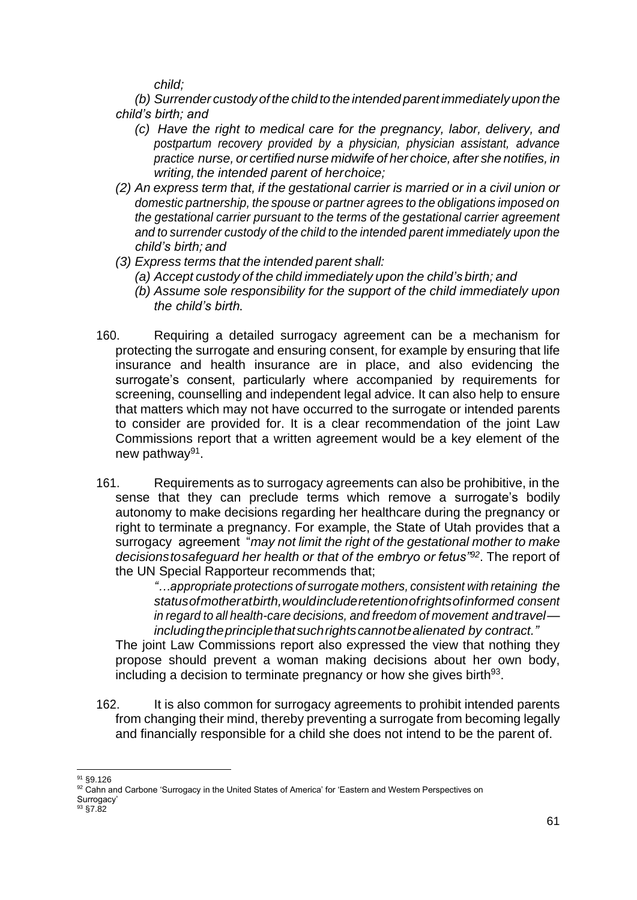*child;*

*(b) Surrender custody of the child to the intended parent immediately upon the child's birth; and*

*(c) Have the right to medical care for the pregnancy, labor, delivery, and postpartum recovery provided by a physician, physician assistant, advance practice nurse, or certified nurse midwife of her choice, after she notifies, in writing, the intended parent of her choice;*

*(2) An express term that, if the gestational carrier is married or in a civil union or domestic partnership, the spouse or partner agrees to the obligations imposed on the gestational carrier pursuant to the terms of the gestational carrier agreement and to surrender custody of the child to the intended parent immediately upon the child's birth; and*

*(3) Express terms that the intended parent shall:*

*(a) Accept custody of the child immediately upon the child's birth; and*

*(b) Assume sole responsibility for the support of the child immediately upon the child's birth.*

160. Requiring a detailed surrogacy agreement can be a mechanism for protecting the surrogate and ensuring consent, for example by ensuring that life insurance and health insurance are in place, and also evidencing the surrogate's consent, particularly where accompanied by requirements for screening, counselling and independent legal advice. It can also help to ensure that matters which may not have occurred to the surrogate or intended parents to consider are provided for. It is a clear recommendation of the joint Law Commissions report that a written agreement would be a key element of the new pathway[91].

161. Requirements as to surrogacy agreements can also be prohibitive, in the sense that they can preclude terms which remove a surrogate's bodily autonomy to make decisions regarding her healthcare during the pregnancy or right to terminate a pregnancy. For example, the State of Utah provides that a surrogacy agreement "*may not limit the right of the gestational mother to make decisions to safeguard her health or that of the embryo or fetus*"[92]. The report of the UN Special Rapporteur recommends that;

> *"…appropriate protections of surrogate mothers, consistent with retaining the status of mother at birth, would include retention of rights of informed consent in regard to all health-care decisions, and freedom of movement and travel — including the principle that such rights cannot be alienated by contract."*

The joint Law Commissions report also expressed the view that nothing they propose should prevent a woman making decisions about her own body, including a decision to terminate pregnancy or how she gives birth[93].

162. It is also common for surrogacy agreements to prohibit intended parents from changing their mind, thereby preventing a surrogate from becoming legally and financially responsible for a child she does not intend to be the parent of.

---

[91] §9.126

[92] Cahn and Carbone 'Surrogacy in the United States of America' for 'Eastern and Western Perspectives on Surrogacy'

[93] §7.82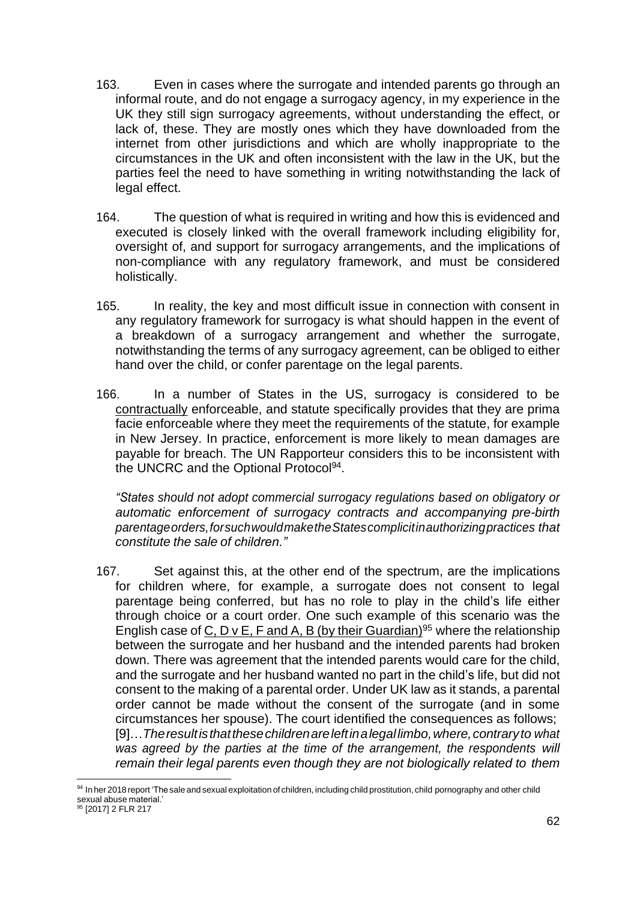163. Even in cases where the surrogate and intended parents go through an informal route, and do not engage a surrogacy agency, in my experience in the UK they still sign surrogacy agreements, without understanding the effect, or lack of, these. They are mostly ones which they have downloaded from the internet from other jurisdictions and which are wholly inappropriate to the circumstances in the UK and often inconsistent with the law in the UK, but the parties feel the need to have something in writing notwithstanding the lack of legal effect.

164. The question of what is required in writing and how this is evidenced and executed is closely linked with the overall framework including eligibility for, oversight of, and support for surrogacy arrangements, and the implications of non-compliance with any regulatory framework, and must be considered holistically.

165. In reality, the key and most difficult issue in connection with consent in any regulatory framework for surrogacy is what should happen in the event of a breakdown of a surrogacy arrangement and whether the surrogate, notwithstanding the terms of any surrogacy agreement, can be obliged to either hand over the child, or confer parentage on the legal parents.

166. In a number of States in the US, surrogacy is considered to be contractually enforceable, and statute specifically provides that they are prima facie enforceable where they meet the requirements of the statute, for example in New Jersey. In practice, enforcement is more likely to mean damages are payable for breach. The UN Rapporteur considers this to be inconsistent with the UNCRC and the Optional Protocol[94].

*"States should not adopt commercial surrogacy regulations based on obligatory or automatic enforcement of surrogacy contracts and accompanying pre-birth parentage orders, for such would make the States complicit in authorizing practices that constitute the sale of children."*

167. Set against this, at the other end of the spectrum, are the implications for children where, for example, a surrogate does not consent to legal parentage being conferred, but has no role to play in the child's life either through choice or a court order. One such example of this scenario was the English case of C, D v E, F and A, B (by their Guardian)[95] where the relationship between the surrogate and her husband and the intended parents had broken down. There was agreement that the intended parents would care for the child, and the surrogate and her husband wanted no part in the child's life, but did not consent to the making of a parental order. Under UK law as it stands, a parental order cannot be made without the consent of the surrogate (and in some circumstances her spouse). The court identified the consequences as follows; [9]…*The result is that these children are left in a legal limbo, where, contrary to what was agreed by the parties at the time of the arrangement, the respondents will remain their legal parents even though they are not biologically related to them*

---

[94] In her 2018 report 'The sale and sexual exploitation of children, including child prostitution, child pornography and other child sexual abuse material.'

[95] [2017] 2 FLR 217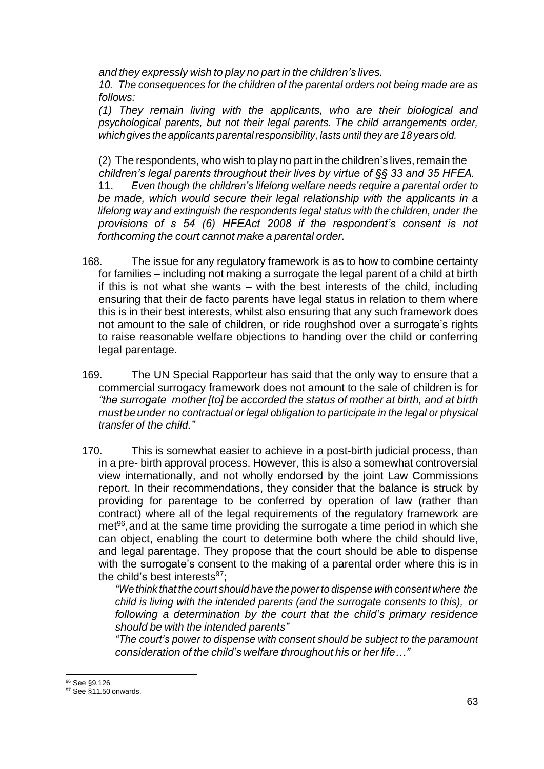*and they expressly wish to play no part in the children's lives.*

*10. The consequences for the children of the parental orders not being made are as follows:*

*(1) They remain living with the applicants, who are their biological and psychological parents, but not their legal parents. The child arrangements order, which gives the applicants parental responsibility, lasts until they are 18 years old.*

(2) The respondents, who wish to play no part in the children's lives, remain the *children's legal parents throughout their lives by virtue of §§ 33 and 35 HFEA.*

11. *Even though the children's lifelong welfare needs require a parental order to be made, which would secure their legal relationship with the applicants in a lifelong way and extinguish the respondents legal status with the children, under the provisions of s 54 (6) HFEAct 2008 if the respondent's consent is not forthcoming the court cannot make a parental order.*

168. The issue for any regulatory framework is as to how to combine certainty for families – including not making a surrogate the legal parent of a child at birth if this is not what she wants – with the best interests of the child, including ensuring that their de facto parents have legal status in relation to them where this is in their best interests, whilst also ensuring that any such framework does not amount to the sale of children, or ride roughshod over a surrogate's rights to raise reasonable welfare objections to handing over the child or conferring legal parentage.

169. The UN Special Rapporteur has said that the only way to ensure that a commercial surrogacy framework does not amount to the sale of children is for *"the surrogate mother [to] be accorded the status of mother at birth, and at birth must be under no contractual or legal obligation to participate in the legal or physical transfer of the child."*

170. This is somewhat easier to achieve in a post-birth judicial process, than in a pre- birth approval process. However, this is also a somewhat controversial view internationally, and not wholly endorsed by the joint Law Commissions report. In their recommendations, they consider that the balance is struck by providing for parentage to be conferred by operation of law (rather than contract) where all of the legal requirements of the regulatory framework are met[96], and at the same time providing the surrogate a time period in which she can object, enabling the court to determine both where the child should live, and legal parentage. They propose that the court should be able to dispense with the surrogate's consent to the making of a parental order where this is in the child's best interests[97];

*"We think that the court should have the power to dispense with consent where the child is living with the intended parents (and the surrogate consents to this), or following a determination by the court that the child's primary residence should be with the intended parents"*

*"The court's power to dispense with consent should be subject to the paramount consideration of the child's welfare throughout his or her life…"*

---

[96] See §9.126

[97] See §11.50 onwards.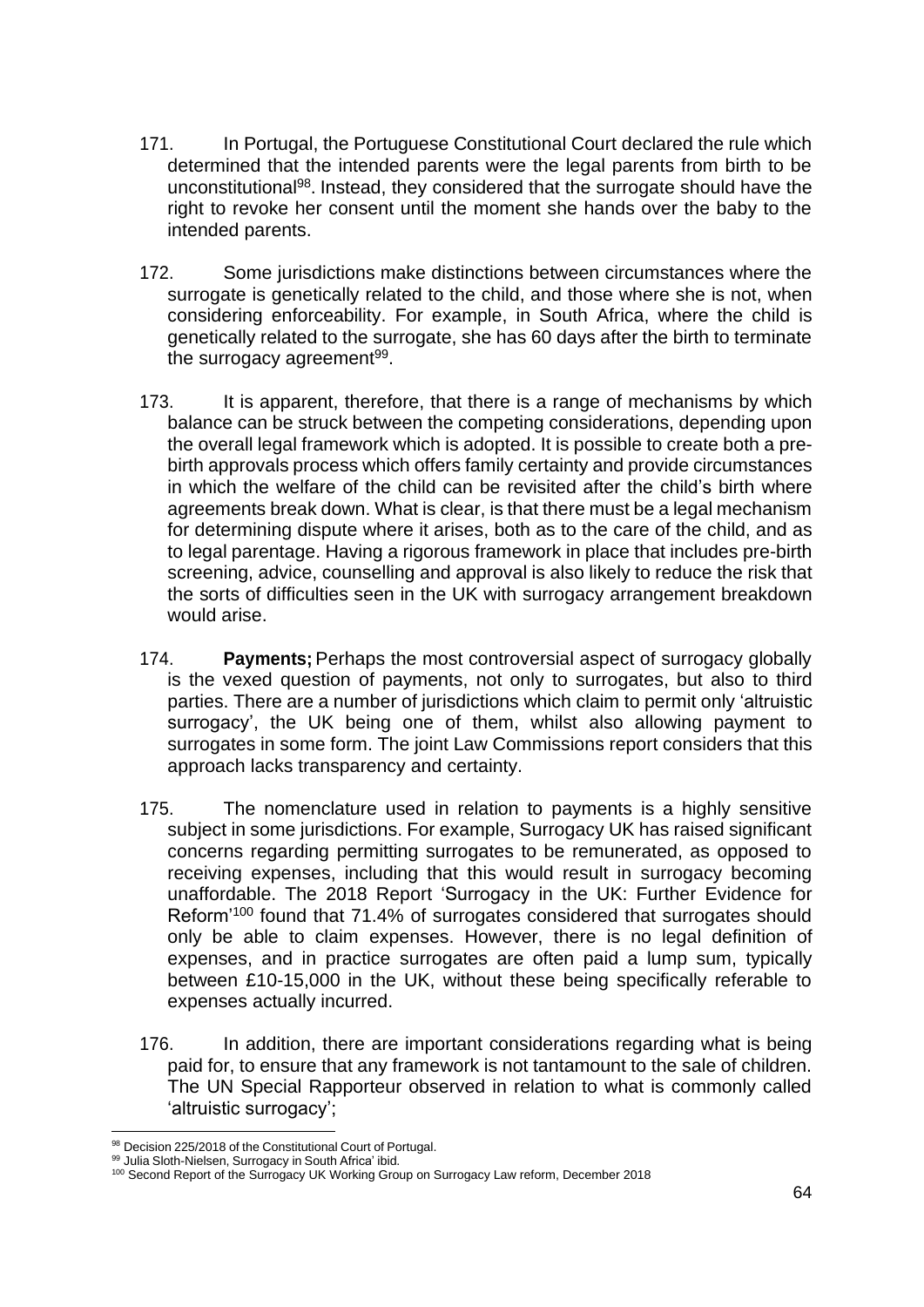171. In Portugal, the Portuguese Constitutional Court declared the rule which determined that the intended parents were the legal parents from birth to be unconstitutional[98]. Instead, they considered that the surrogate should have the right to revoke her consent until the moment she hands over the baby to the intended parents.

172. Some jurisdictions make distinctions between circumstances where the surrogate is genetically related to the child, and those where she is not, when considering enforceability. For example, in South Africa, where the child is genetically related to the surrogate, she has 60 days after the birth to terminate the surrogacy agreement[99].

173. It is apparent, therefore, that there is a range of mechanisms by which balance can be struck between the competing considerations, depending upon the overall legal framework which is adopted. It is possible to create both a pre-birth approvals process which offers family certainty and provide circumstances in which the welfare of the child can be revisited after the child's birth where agreements break down. What is clear, is that there must be a legal mechanism for determining dispute where it arises, both as to the care of the child, and as to legal parentage. Having a rigorous framework in place that includes pre-birth screening, advice, counselling and approval is also likely to reduce the risk that the sorts of difficulties seen in the UK with surrogacy arrangement breakdown would arise.

174. **Payments;** Perhaps the most controversial aspect of surrogacy globally is the vexed question of payments, not only to surrogates, but also to third parties. There are a number of jurisdictions which claim to permit only 'altruistic surrogacy', the UK being one of them, whilst also allowing payment to surrogates in some form. The joint Law Commissions report considers that this approach lacks transparency and certainty.

175. The nomenclature used in relation to payments is a highly sensitive subject in some jurisdictions. For example, Surrogacy UK has raised significant concerns regarding permitting surrogates to be remunerated, as opposed to receiving expenses, including that this would result in surrogacy becoming unaffordable. The 2018 Report 'Surrogacy in the UK: Further Evidence for Reform'[100] found that 71.4% of surrogates considered that surrogates should only be able to claim expenses. However, there is no legal definition of expenses, and in practice surrogates are often paid a lump sum, typically between £10-15,000 in the UK, without these being specifically referable to expenses actually incurred.

176. In addition, there are important considerations regarding what is being paid for, to ensure that any framework is not tantamount to the sale of children. The UN Special Rapporteur observed in relation to what is commonly called 'altruistic surrogacy';

---

[98] Decision 225/2018 of the Constitutional Court of Portugal.

[99] Julia Sloth-Nielsen, Surrogacy in South Africa' ibid.

[100] Second Report of the Surrogacy UK Working Group on Surrogacy Law reform, December 2018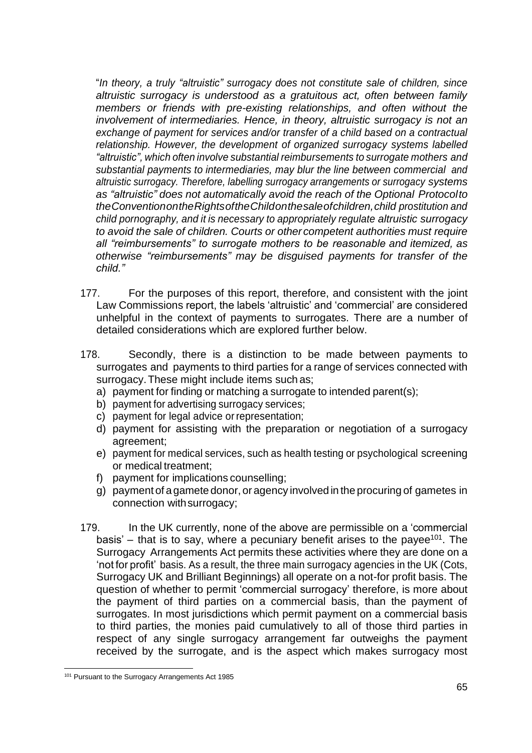"*In theory, a truly "altruistic" surrogacy does not constitute sale of children, since altruistic surrogacy is understood as a gratuitous act, often between family members or friends with pre-existing relationships, and often without the involvement of intermediaries. Hence, in theory, altruistic surrogacy is not an exchange of payment for services and/or transfer of a child based on a contractual relationship. However, the development of organized surrogacy systems labelled "altruistic", which often involve substantial reimbursements to surrogate mothers and substantial payments to intermediaries, may blur the line between commercial and altruistic surrogacy. Therefore, labelling surrogacy arrangements or surrogacy systems as "altruistic" does not automatically avoid the reach of the Optional Protocol to the Convention on the Rights of the Child on the sale of children, child prostitution and child pornography, and it is necessary to appropriately regulate altruistic surrogacy to avoid the sale of children. Courts or other competent authorities must require all "reimbursements" to surrogate mothers to be reasonable and itemized, as otherwise "reimbursements" may be disguised payments for transfer of the child."*

177. For the purposes of this report, therefore, and consistent with the joint Law Commissions report, the labels 'altruistic' and 'commercial' are considered unhelpful in the context of payments to surrogates. There are a number of detailed considerations which are explored further below.

178. Secondly, there is a distinction to be made between payments to surrogates and payments to third parties for a range of services connected with surrogacy. These might include items such as;

a) payment for finding or matching a surrogate to intended parent(s);
b) payment for advertising surrogacy services;
c) payment for legal advice or representation;
d) payment for assisting with the preparation or negotiation of a surrogacy agreement;
e) payment for medical services, such as health testing or psychological screening or medical treatment;
f) payment for implications counselling;
g) payment of a gamete donor, or agency involved in the procuring of gametes in connection with surrogacy;

179. In the UK currently, none of the above are permissible on a 'commercial basis' – that is to say, where a pecuniary benefit arises to the payee[101]. The Surrogacy Arrangements Act permits these activities where they are done on a 'not for profit' basis. As a result, the three main surrogacy agencies in the UK (Cots, Surrogacy UK and Brilliant Beginnings) all operate on a not-for profit basis. The question of whether to permit 'commercial surrogacy' therefore, is more about the payment of third parties on a commercial basis, than the payment of surrogates. In most jurisdictions which permit payment on a commercial basis to third parties, the monies paid cumulatively to all of those third parties in respect of any single surrogacy arrangement far outweighs the payment received by the surrogate, and is the aspect which makes surrogacy most

[101] Pursuant to the Surrogacy Arrangements Act 1985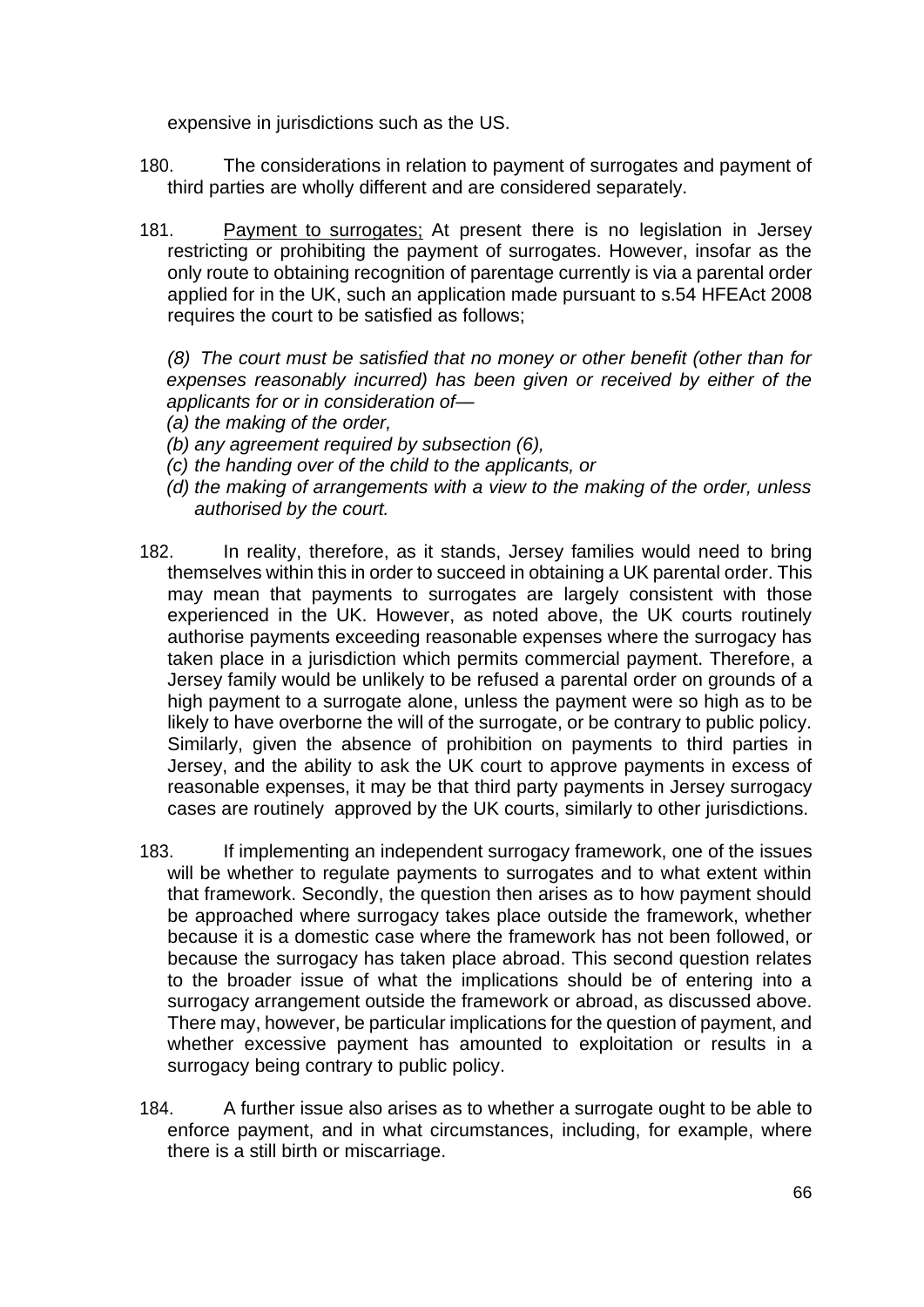expensive in jurisdictions such as the US.

180. The considerations in relation to payment of surrogates and payment of third parties are wholly different and are considered separately.

181. Payment to surrogates; At present there is no legislation in Jersey restricting or prohibiting the payment of surrogates. However, insofar as the only route to obtaining recognition of parentage currently is via a parental order applied for in the UK, such an application made pursuant to s.54 HFEAct 2008 requires the court to be satisfied as follows;

*(8) The court must be satisfied that no money or other benefit (other than for expenses reasonably incurred) has been given or received by either of the applicants for or in consideration of—*
*(a) the making of the order,*
*(b) any agreement required by subsection (6),*
*(c) the handing over of the child to the applicants, or*
*(d) the making of arrangements with a view to the making of the order, unless authorised by the court.*

182. In reality, therefore, as it stands, Jersey families would need to bring themselves within this in order to succeed in obtaining a UK parental order. This may mean that payments to surrogates are largely consistent with those experienced in the UK. However, as noted above, the UK courts routinely authorise payments exceeding reasonable expenses where the surrogacy has taken place in a jurisdiction which permits commercial payment. Therefore, a Jersey family would be unlikely to be refused a parental order on grounds of a high payment to a surrogate alone, unless the payment were so high as to be likely to have overborne the will of the surrogate, or be contrary to public policy. Similarly, given the absence of prohibition on payments to third parties in Jersey, and the ability to ask the UK court to approve payments in excess of reasonable expenses, it may be that third party payments in Jersey surrogacy cases are routinely approved by the UK courts, similarly to other jurisdictions.

183. If implementing an independent surrogacy framework, one of the issues will be whether to regulate payments to surrogates and to what extent within that framework. Secondly, the question then arises as to how payment should be approached where surrogacy takes place outside the framework, whether because it is a domestic case where the framework has not been followed, or because the surrogacy has taken place abroad. This second question relates to the broader issue of what the implications should be of entering into a surrogacy arrangement outside the framework or abroad, as discussed above. There may, however, be particular implications for the question of payment, and whether excessive payment has amounted to exploitation or results in a surrogacy being contrary to public policy.

184. A further issue also arises as to whether a surrogate ought to be able to enforce payment, and in what circumstances, including, for example, where there is a still birth or miscarriage.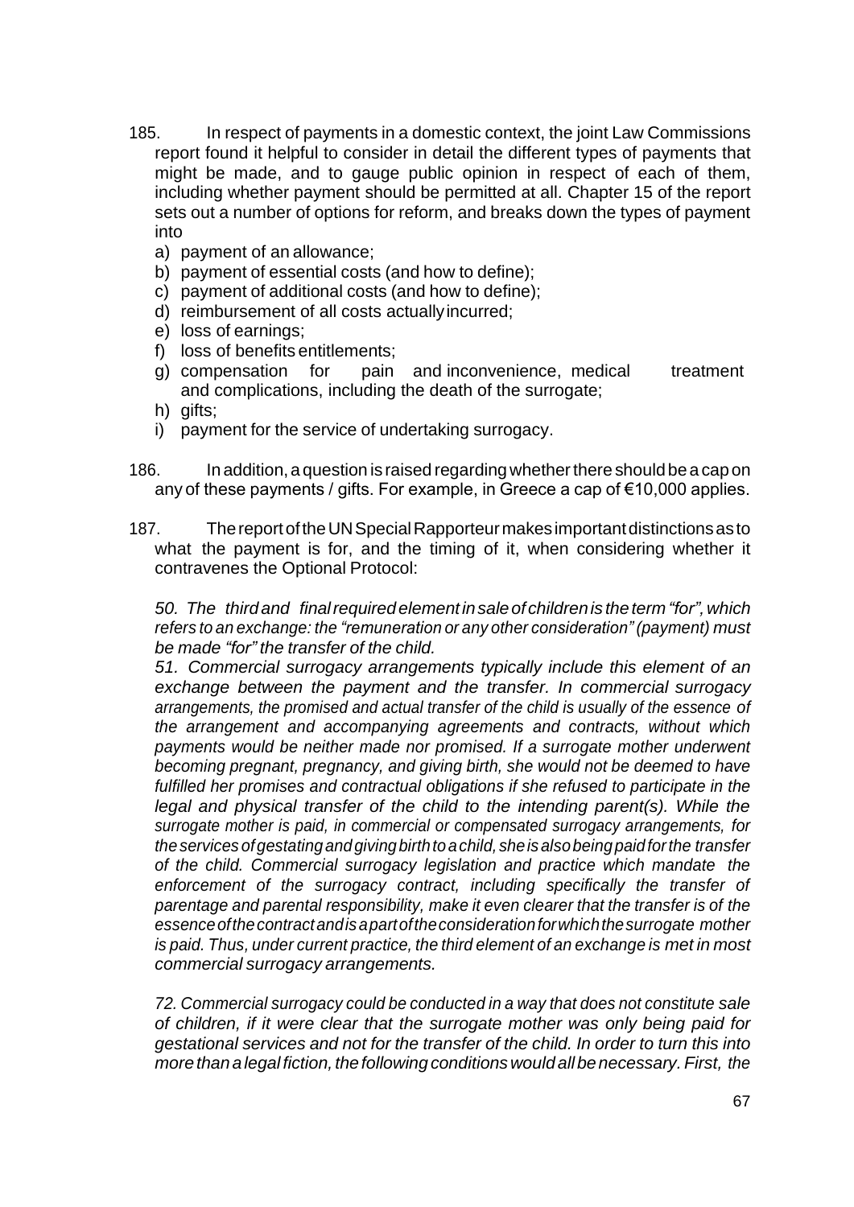185. In respect of payments in a domestic context, the joint Law Commissions report found it helpful to consider in detail the different types of payments that might be made, and to gauge public opinion in respect of each of them, including whether payment should be permitted at all. Chapter 15 of the report sets out a number of options for reform, and breaks down the types of payment into

a) payment of an allowance;
b) payment of essential costs (and how to define);
c) payment of additional costs (and how to define);
d) reimbursement of all costs actually incurred;
e) loss of earnings;
f) loss of benefits entitlements;
g) compensation for pain and inconvenience, medical treatment and complications, including the death of the surrogate;
h) gifts;
i) payment for the service of undertaking surrogacy.

186. In addition, a question is raised regarding whether there should be a cap on any of these payments / gifts. For example, in Greece a cap of €10,000 applies.

187. The report of the UN Special Rapporteur makes important distinctions as to what the payment is for, and the timing of it, when considering whether it contravenes the Optional Protocol:

*50. The third and final required element in sale of children is the term "for", which refers to an exchange: the "remuneration or any other consideration" (payment) must be made "for" the transfer of the child.*

*51. Commercial surrogacy arrangements typically include this element of an exchange between the payment and the transfer. In commercial surrogacy arrangements, the promised and actual transfer of the child is usually of the essence of the arrangement and accompanying agreements and contracts, without which payments would be neither made nor promised. If a surrogate mother underwent becoming pregnant, pregnancy, and giving birth, she would not be deemed to have fulfilled her promises and contractual obligations if she refused to participate in the legal and physical transfer of the child to the intending parent(s). While the surrogate mother is paid, in commercial or compensated surrogacy arrangements, for the services of gestating and giving birth to a child, she is also being paid for the transfer of the child. Commercial surrogacy legislation and practice which mandate the enforcement of the surrogacy contract, including specifically the transfer of parentage and parental responsibility, make it even clearer that the transfer is of the essence of the contract and is a part of the consideration for which the surrogate mother is paid. Thus, under current practice, the third element of an exchange is met in most commercial surrogacy arrangements.*

*72. Commercial surrogacy could be conducted in a way that does not constitute sale of children, if it were clear that the surrogate mother was only being paid for gestational services and not for the transfer of the child. In order to turn this into more than a legal fiction, the following conditions would all be necessary. First, the*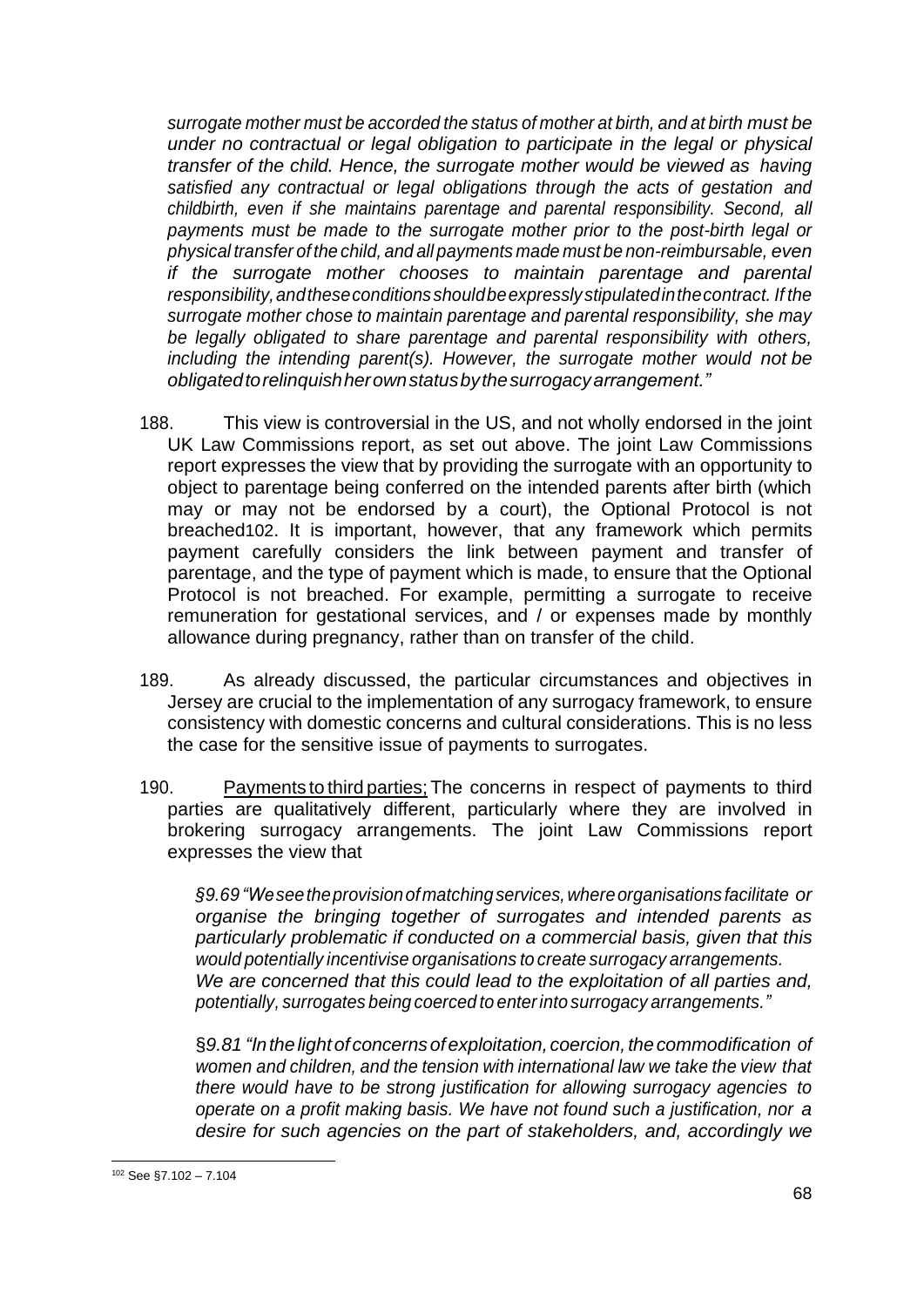*surrogate mother must be accorded the status of mother at birth, and at birth must be under no contractual or legal obligation to participate in the legal or physical transfer of the child. Hence, the surrogate mother would be viewed as having satisfied any contractual or legal obligations through the acts of gestation and childbirth, even if she maintains parentage and parental responsibility. Second, all payments must be made to the surrogate mother prior to the post-birth legal or physical transfer of the child, and all payments made must be non-reimbursable, even if the surrogate mother chooses to maintain parentage and parental responsibility, and these conditions should be expressly stipulated in the contract. If the surrogate mother chose to maintain parentage and parental responsibility, she may be legally obligated to share parentage and parental responsibility with others, including the intending parent(s). However, the surrogate mother would not be obligated to relinquish her own status by the surrogacy arrangement."*

188. This view is controversial in the US, and not wholly endorsed in the joint UK Law Commissions report, as set out above. The joint Law Commissions report expresses the view that by providing the surrogate with an opportunity to object to parentage being conferred on the intended parents after birth (which may or may not be endorsed by a court), the Optional Protocol is not breached[102]. It is important, however, that any framework which permits payment carefully considers the link between payment and transfer of parentage, and the type of payment which is made, to ensure that the Optional Protocol is not breached. For example, permitting a surrogate to receive remuneration for gestational services, and / or expenses made by monthly allowance during pregnancy, rather than on transfer of the child.

189. As already discussed, the particular circumstances and objectives in Jersey are crucial to the implementation of any surrogacy framework, to ensure consistency with domestic concerns and cultural considerations. This is no less the case for the sensitive issue of payments to surrogates.

190. Payments to third parties; The concerns in respect of payments to third parties are qualitatively different, particularly where they are involved in brokering surrogacy arrangements. The joint Law Commissions report expresses the view that

> *§9.69 "We see the provision of matching services, where organisations facilitate or organise the bringing together of surrogates and intended parents as particularly problematic if conducted on a commercial basis, given that this would potentially incentivise organisations to create surrogacy arrangements. We are concerned that this could lead to the exploitation of all parties and, potentially, surrogates being coerced to enter into surrogacy arrangements."*

> §*9.81 "In the light of concerns of exploitation, coercion, the commodification of women and children, and the tension with international law we take the view that there would have to be strong justification for allowing surrogacy agencies to operate on a profit making basis. We have not found such a justification, nor a desire for such agencies on the part of stakeholders, and, accordingly we*

---

[102] See §7.102 – 7.104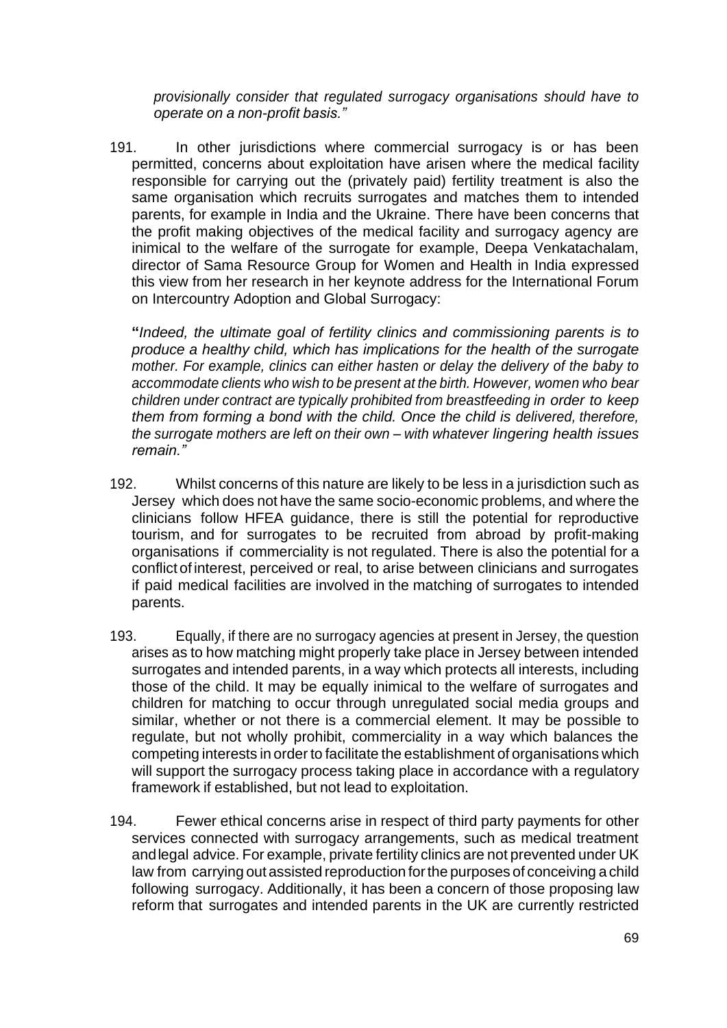*provisionally consider that regulated surrogacy organisations should have to operate on a non-profit basis."*

191. In other jurisdictions where commercial surrogacy is or has been permitted, concerns about exploitation have arisen where the medical facility responsible for carrying out the (privately paid) fertility treatment is also the same organisation which recruits surrogates and matches them to intended parents, for example in India and the Ukraine. There have been concerns that the profit making objectives of the medical facility and surrogacy agency are inimical to the welfare of the surrogate for example, Deepa Venkatachalam, director of Sama Resource Group for Women and Health in India expressed this view from her research in her keynote address for the International Forum on Intercountry Adoption and Global Surrogacy:

**"***Indeed, the ultimate goal of fertility clinics and commissioning parents is to produce a healthy child, which has implications for the health of the surrogate mother. For example, clinics can either hasten or delay the delivery of the baby to accommodate clients who wish to be present at the birth. However, women who bear children under contract are typically prohibited from breastfeeding in order to keep them from forming a bond with the child. Once the child is delivered, therefore, the surrogate mothers are left on their own – with whatever lingering health issues remain."*

192. Whilst concerns of this nature are likely to be less in a jurisdiction such as Jersey which does not have the same socio-economic problems, and where the clinicians follow HFEA guidance, there is still the potential for reproductive tourism, and for surrogates to be recruited from abroad by profit-making organisations if commerciality is not regulated. There is also the potential for a conflict of interest, perceived or real, to arise between clinicians and surrogates if paid medical facilities are involved in the matching of surrogates to intended parents.

193. Equally, if there are no surrogacy agencies at present in Jersey, the question arises as to how matching might properly take place in Jersey between intended surrogates and intended parents, in a way which protects all interests, including those of the child. It may be equally inimical to the welfare of surrogates and children for matching to occur through unregulated social media groups and similar, whether or not there is a commercial element. It may be possible to regulate, but not wholly prohibit, commerciality in a way which balances the competing interests in order to facilitate the establishment of organisations which will support the surrogacy process taking place in accordance with a regulatory framework if established, but not lead to exploitation.

194. Fewer ethical concerns arise in respect of third party payments for other services connected with surrogacy arrangements, such as medical treatment and legal advice. For example, private fertility clinics are not prevented under UK law from carrying out assisted reproduction for the purposes of conceiving a child following surrogacy. Additionally, it has been a concern of those proposing law reform that surrogates and intended parents in the UK are currently restricted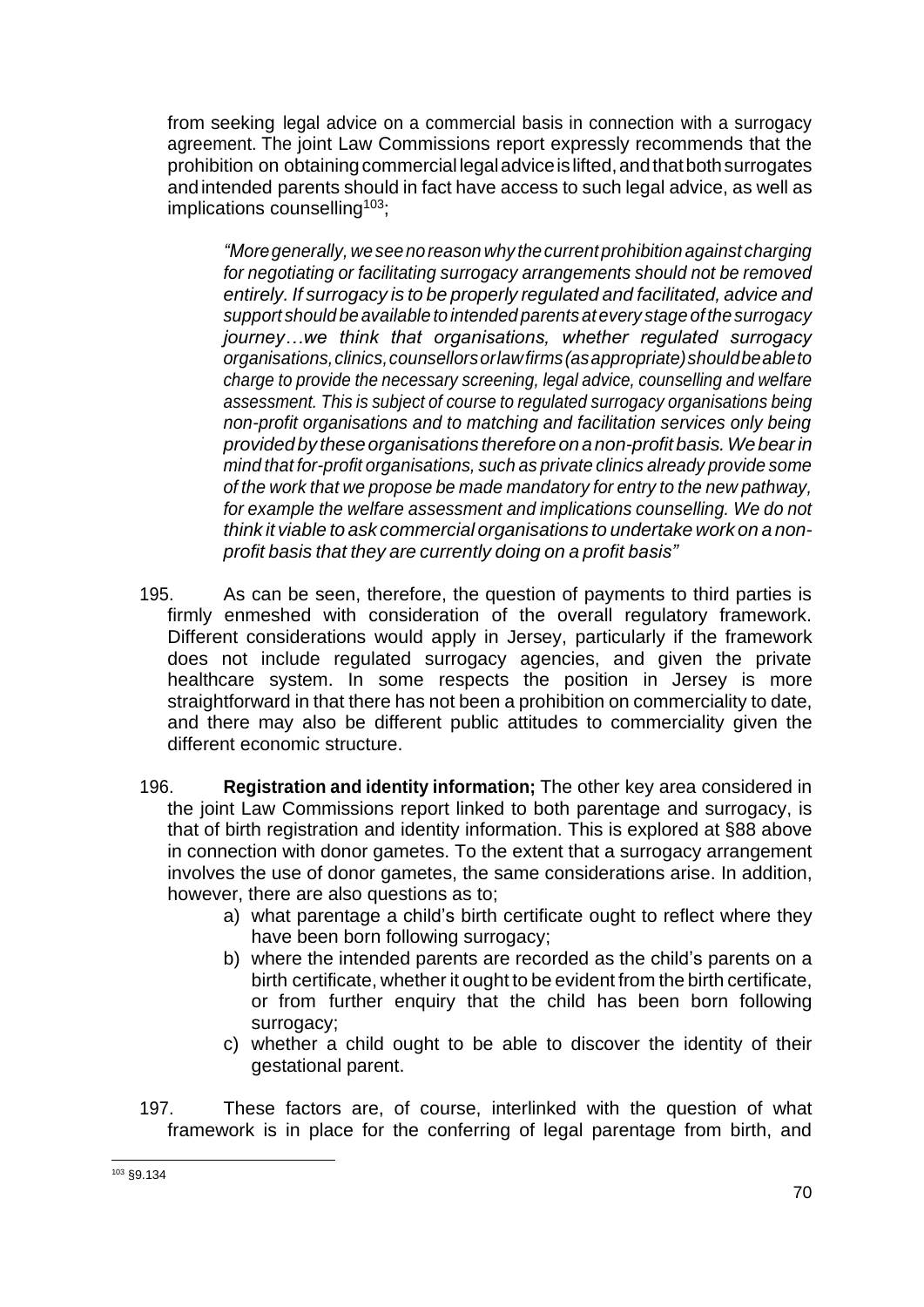from seeking legal advice on a commercial basis in connection with a surrogacy agreement. The joint Law Commissions report expressly recommends that the prohibition on obtaining commercial legal advice is lifted, and that both surrogates and intended parents should in fact have access to such legal advice, as well as implications counselling[103];

> *"More generally, we see no reason why the current prohibition against charging for negotiating or facilitating surrogacy arrangements should not be removed entirely. If surrogacy is to be properly regulated and facilitated, advice and support should be available to intended parents at every stage of the surrogacy journey…we think that organisations, whether regulated surrogacy organisations, clinics, counsellors or law firms (as appropriate) should be able to charge to provide the necessary screening, legal advice, counselling and welfare assessment. This is subject of course to regulated surrogacy organisations being non-profit organisations and to matching and facilitation services only being provided by these organisations therefore on a non-profit basis. We bear in mind that for-profit organisations, such as private clinics already provide some of the work that we propose be made mandatory for entry to the new pathway, for example the welfare assessment and implications counselling. We do not think it viable to ask commercial organisations to undertake work on a non-profit basis that they are currently doing on a profit basis"*

195. As can be seen, therefore, the question of payments to third parties is firmly enmeshed with consideration of the overall regulatory framework. Different considerations would apply in Jersey, particularly if the framework does not include regulated surrogacy agencies, and given the private healthcare system. In some respects the position in Jersey is more straightforward in that there has not been a prohibition on commerciality to date, and there may also be different public attitudes to commerciality given the different economic structure.

196. **Registration and identity information;** The other key area considered in the joint Law Commissions report linked to both parentage and surrogacy, is that of birth registration and identity information. This is explored at §88 above in connection with donor gametes. To the extent that a surrogacy arrangement involves the use of donor gametes, the same considerations arise. In addition, however, there are also questions as to;

   a) what parentage a child's birth certificate ought to reflect where they have been born following surrogacy;
   b) where the intended parents are recorded as the child's parents on a birth certificate, whether it ought to be evident from the birth certificate, or from further enquiry that the child has been born following surrogacy;
   c) whether a child ought to be able to discover the identity of their gestational parent.

197. These factors are, of course, interlinked with the question of what framework is in place for the conferring of legal parentage from birth, and

[103] §9.134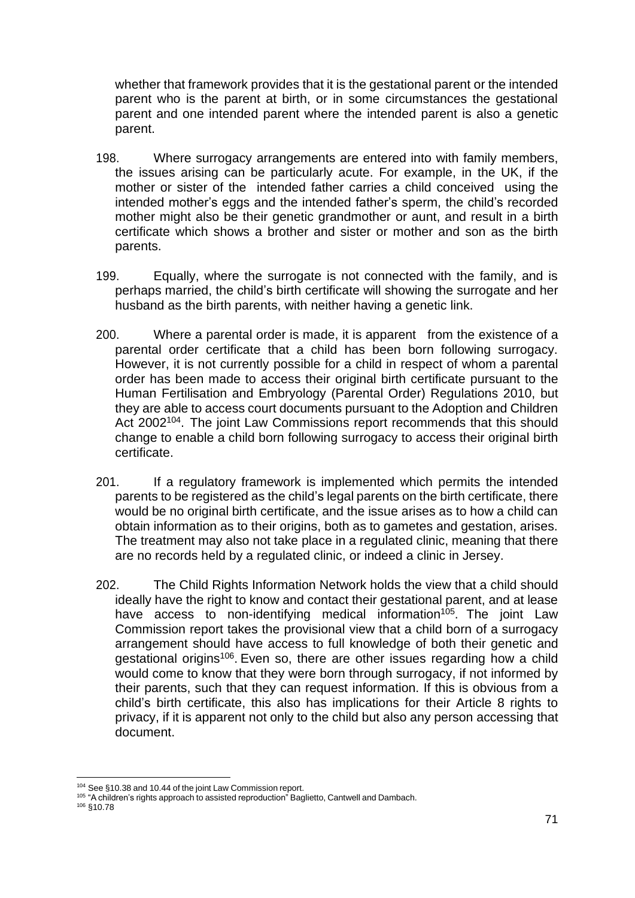whether that framework provides that it is the gestational parent or the intended parent who is the parent at birth, or in some circumstances the gestational parent and one intended parent where the intended parent is also a genetic parent.

198. Where surrogacy arrangements are entered into with family members, the issues arising can be particularly acute. For example, in the UK, if the mother or sister of the intended father carries a child conceived using the intended mother's eggs and the intended father's sperm, the child's recorded mother might also be their genetic grandmother or aunt, and result in a birth certificate which shows a brother and sister or mother and son as the birth parents.

199. Equally, where the surrogate is not connected with the family, and is perhaps married, the child's birth certificate will showing the surrogate and her husband as the birth parents, with neither having a genetic link.

200. Where a parental order is made, it is apparent from the existence of a parental order certificate that a child has been born following surrogacy. However, it is not currently possible for a child in respect of whom a parental order has been made to access their original birth certificate pursuant to the Human Fertilisation and Embryology (Parental Order) Regulations 2010, but they are able to access court documents pursuant to the Adoption and Children Act 2002[104]. The joint Law Commissions report recommends that this should change to enable a child born following surrogacy to access their original birth certificate.

201. If a regulatory framework is implemented which permits the intended parents to be registered as the child's legal parents on the birth certificate, there would be no original birth certificate, and the issue arises as to how a child can obtain information as to their origins, both as to gametes and gestation, arises. The treatment may also not take place in a regulated clinic, meaning that there are no records held by a regulated clinic, or indeed a clinic in Jersey.

202. The Child Rights Information Network holds the view that a child should ideally have the right to know and contact their gestational parent, and at lease have access to non-identifying medical information[105]. The joint Law Commission report takes the provisional view that a child born of a surrogacy arrangement should have access to full knowledge of both their genetic and gestational origins[106]. Even so, there are other issues regarding how a child would come to know that they were born through surrogacy, if not informed by their parents, such that they can request information. If this is obvious from a child's birth certificate, this also has implications for their Article 8 rights to privacy, if it is apparent not only to the child but also any person accessing that document.

---

[104] See §10.38 and 10.44 of the joint Law Commission report.

[105] "A children's rights approach to assisted reproduction" Baglietto, Cantwell and Dambach.

[106] §10.78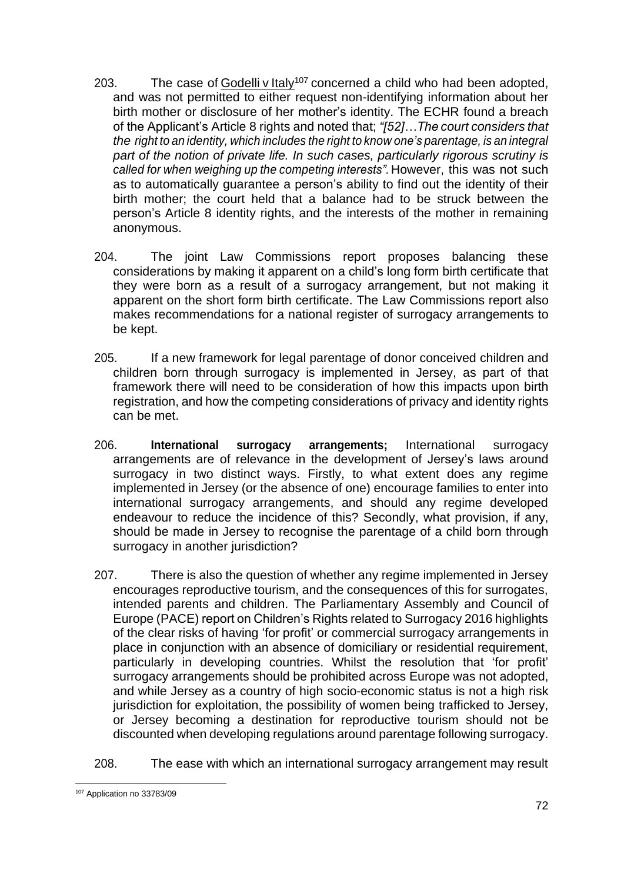203. The case of Godelli v Italy[107] concerned a child who had been adopted, and was not permitted to either request non-identifying information about her birth mother or disclosure of her mother's identity. The ECHR found a breach of the Applicant's Article 8 rights and noted that; *"[52]…The court considers that the right to an identity, which includes the right to know one's parentage, is an integral part of the notion of private life. In such cases, particularly rigorous scrutiny is called for when weighing up the competing interests".* However, this was not such as to automatically guarantee a person's ability to find out the identity of their birth mother; the court held that a balance had to be struck between the person's Article 8 identity rights, and the interests of the mother in remaining anonymous.

204. The joint Law Commissions report proposes balancing these considerations by making it apparent on a child's long form birth certificate that they were born as a result of a surrogacy arrangement, but not making it apparent on the short form birth certificate. The Law Commissions report also makes recommendations for a national register of surrogacy arrangements to be kept.

205. If a new framework for legal parentage of donor conceived children and children born through surrogacy is implemented in Jersey, as part of that framework there will need to be consideration of how this impacts upon birth registration, and how the competing considerations of privacy and identity rights can be met.

206. **International surrogacy arrangements;** International surrogacy arrangements are of relevance in the development of Jersey's laws around surrogacy in two distinct ways. Firstly, to what extent does any regime implemented in Jersey (or the absence of one) encourage families to enter into international surrogacy arrangements, and should any regime developed endeavour to reduce the incidence of this? Secondly, what provision, if any, should be made in Jersey to recognise the parentage of a child born through surrogacy in another jurisdiction?

207. There is also the question of whether any regime implemented in Jersey encourages reproductive tourism, and the consequences of this for surrogates, intended parents and children. The Parliamentary Assembly and Council of Europe (PACE) report on Children's Rights related to Surrogacy 2016 highlights of the clear risks of having 'for profit' or commercial surrogacy arrangements in place in conjunction with an absence of domiciliary or residential requirement, particularly in developing countries. Whilst the resolution that 'for profit' surrogacy arrangements should be prohibited across Europe was not adopted, and while Jersey as a country of high socio-economic status is not a high risk jurisdiction for exploitation, the possibility of women being trafficked to Jersey, or Jersey becoming a destination for reproductive tourism should not be discounted when developing regulations around parentage following surrogacy.

208. The ease with which an international surrogacy arrangement may result

[107] Application no 33783/09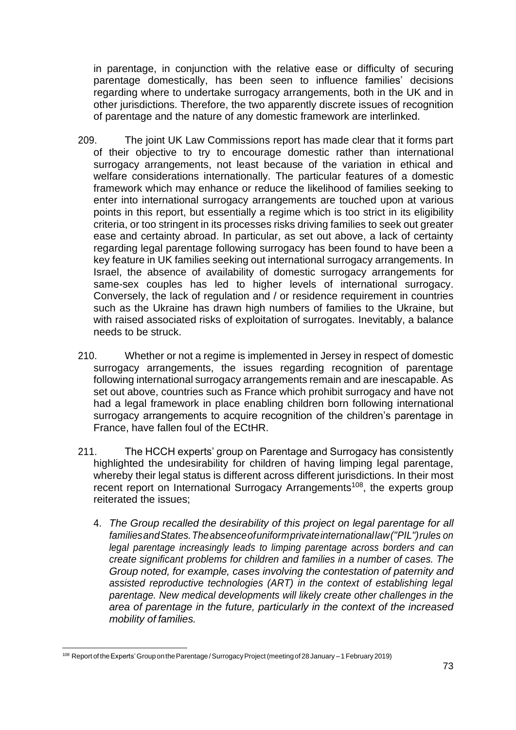in parentage, in conjunction with the relative ease or difficulty of securing parentage domestically, has been seen to influence families' decisions regarding where to undertake surrogacy arrangements, both in the UK and in other jurisdictions. Therefore, the two apparently discrete issues of recognition of parentage and the nature of any domestic framework are interlinked.

209. The joint UK Law Commissions report has made clear that it forms part of their objective to try to encourage domestic rather than international surrogacy arrangements, not least because of the variation in ethical and welfare considerations internationally. The particular features of a domestic framework which may enhance or reduce the likelihood of families seeking to enter into international surrogacy arrangements are touched upon at various points in this report, but essentially a regime which is too strict in its eligibility criteria, or too stringent in its processes risks driving families to seek out greater ease and certainty abroad. In particular, as set out above, a lack of certainty regarding legal parentage following surrogacy has been found to have been a key feature in UK families seeking out international surrogacy arrangements. In Israel, the absence of availability of domestic surrogacy arrangements for same-sex couples has led to higher levels of international surrogacy. Conversely, the lack of regulation and / or residence requirement in countries such as the Ukraine has drawn high numbers of families to the Ukraine, but with raised associated risks of exploitation of surrogates. Inevitably, a balance needs to be struck.

210. Whether or not a regime is implemented in Jersey in respect of domestic surrogacy arrangements, the issues regarding recognition of parentage following international surrogacy arrangements remain and are inescapable. As set out above, countries such as France which prohibit surrogacy and have not had a legal framework in place enabling children born following international surrogacy arrangements to acquire recognition of the children's parentage in France, have fallen foul of the ECtHR.

211. The HCCH experts' group on Parentage and Surrogacy has consistently highlighted the undesirability for children of having limping legal parentage, whereby their legal status is different across different jurisdictions. In their most recent report on International Surrogacy Arrangements[108], the experts group reiterated the issues;

4. *The Group recalled the desirability of this project on legal parentage for all families and States. The absence of uniform private international law ("PIL") rules on legal parentage increasingly leads to limping parentage across borders and can create significant problems for children and families in a number of cases. The Group noted, for example, cases involving the contestation of paternity and assisted reproductive technologies (ART) in the context of establishing legal parentage. New medical developments will likely create other challenges in the area of parentage in the future, particularly in the context of the increased mobility of families.*

---

[108] Report of the Experts' Group on the Parentage / Surrogacy Project (meeting of 28 January – 1 February 2019)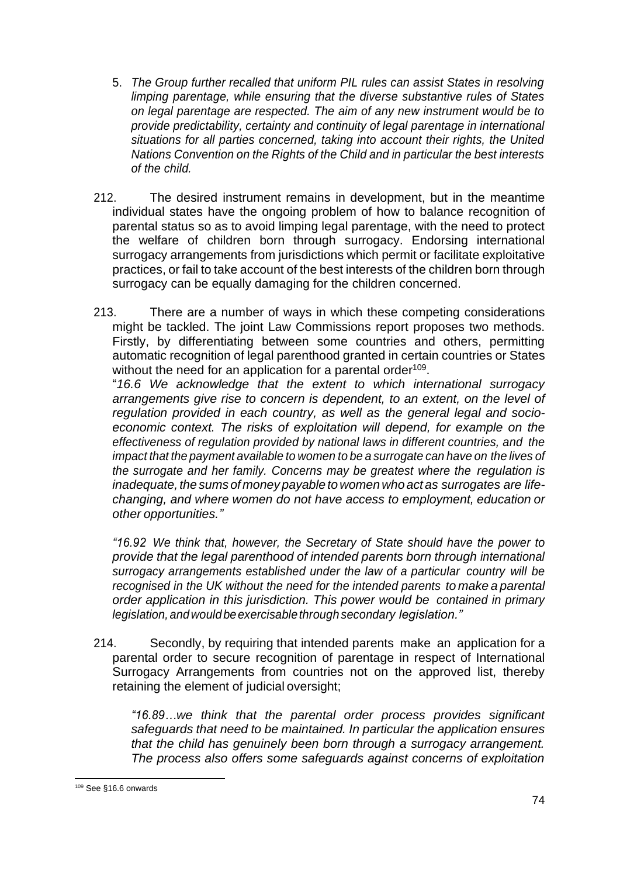5. *The Group further recalled that uniform PIL rules can assist States in resolving limping parentage, while ensuring that the diverse substantive rules of States on legal parentage are respected. The aim of any new instrument would be to provide predictability, certainty and continuity of legal parentage in international situations for all parties concerned, taking into account their rights, the United Nations Convention on the Rights of the Child and in particular the best interests of the child.*

212. The desired instrument remains in development, but in the meantime individual states have the ongoing problem of how to balance recognition of parental status so as to avoid limping legal parentage, with the need to protect the welfare of children born through surrogacy. Endorsing international surrogacy arrangements from jurisdictions which permit or facilitate exploitative practices, or fail to take account of the best interests of the children born through surrogacy can be equally damaging for the children concerned.

213. There are a number of ways in which these competing considerations might be tackled. The joint Law Commissions report proposes two methods. Firstly, by differentiating between some countries and others, permitting automatic recognition of legal parenthood granted in certain countries or States without the need for an application for a parental order[109].

"*16.6 We acknowledge that the extent to which international surrogacy arrangements give rise to concern is dependent, to an extent, on the level of regulation provided in each country, as well as the general legal and socio-economic context. The risks of exploitation will depend, for example on the effectiveness of regulation provided by national laws in different countries, and the impact that the payment available to women to be a surrogate can have on the lives of the surrogate and her family. Concerns may be greatest where the regulation is inadequate, the sums of money payable to women who act as surrogates are life-changing, and where women do not have access to employment, education or other opportunities."*

*"16.92 We think that, however, the Secretary of State should have the power to provide that the legal parenthood of intended parents born through international surrogacy arrangements established under the law of a particular country will be recognised in the UK without the need for the intended parents to make a parental order application in this jurisdiction. This power would be contained in primary legislation, and would be exercisable through secondary legislation."*

214. Secondly, by requiring that intended parents make an application for a parental order to secure recognition of parentage in respect of International Surrogacy Arrangements from countries not on the approved list, thereby retaining the element of judicial oversight;

> *"16.89…we think that the parental order process provides significant safeguards that need to be maintained. In particular the application ensures that the child has genuinely been born through a surrogacy arrangement. The process also offers some safeguards against concerns of exploitation*

[109] See §16.6 onwards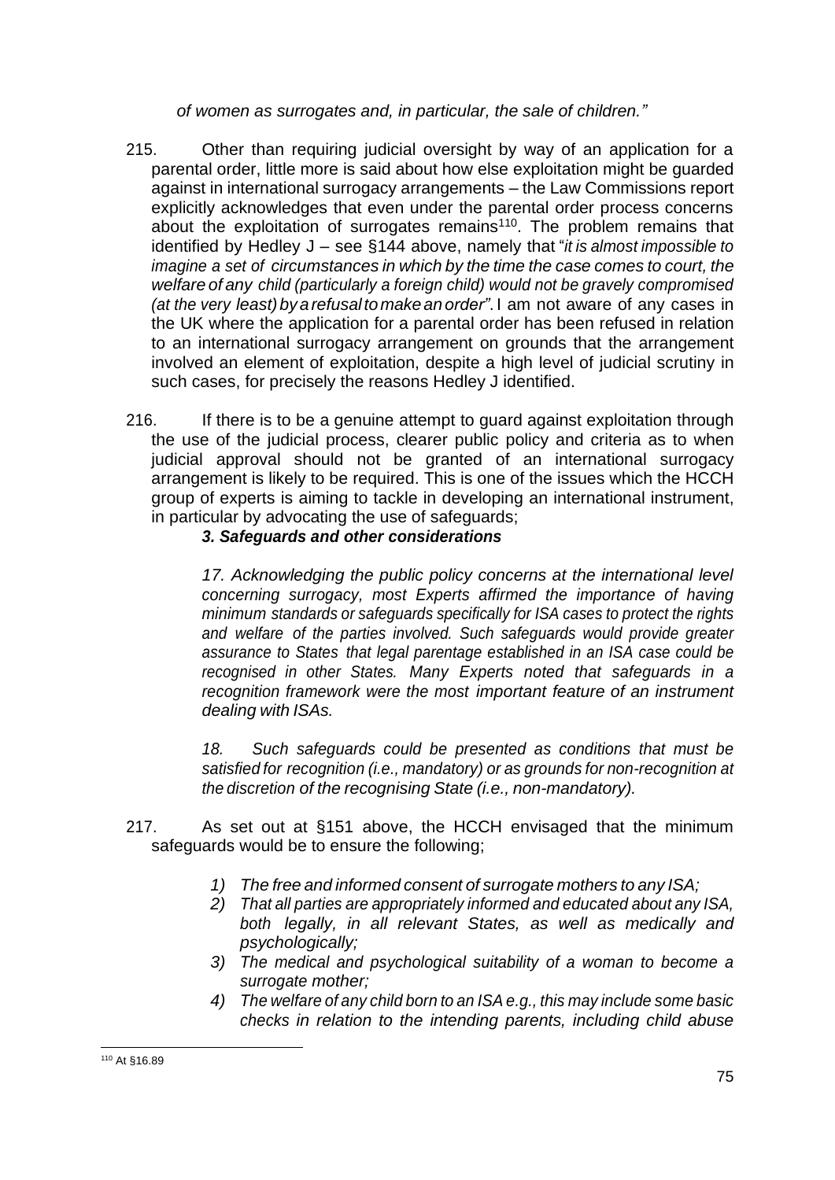*of women as surrogates and, in particular, the sale of children."*

215. Other than requiring judicial oversight by way of an application for a parental order, little more is said about how else exploitation might be guarded against in international surrogacy arrangements – the Law Commissions report explicitly acknowledges that even under the parental order process concerns about the exploitation of surrogates remains[110]. The problem remains that identified by Hedley J – see §144 above, namely that "*it is almost impossible to imagine a set of circumstances in which by the time the case comes to court, the welfare of any child (particularly a foreign child) would not be gravely compromised (at the very least) by a refusal to make an order"*. I am not aware of any cases in the UK where the application for a parental order has been refused in relation to an international surrogacy arrangement on grounds that the arrangement involved an element of exploitation, despite a high level of judicial scrutiny in such cases, for precisely the reasons Hedley J identified.

216. If there is to be a genuine attempt to guard against exploitation through the use of the judicial process, clearer public policy and criteria as to when judicial approval should not be granted of an international surrogacy arrangement is likely to be required. This is one of the issues which the HCCH group of experts is aiming to tackle in developing an international instrument, in particular by advocating the use of safeguards;

***3. Safeguards and other considerations***

> *17. Acknowledging the public policy concerns at the international level concerning surrogacy, most Experts affirmed the importance of having minimum standards or safeguards specifically for ISA cases to protect the rights and welfare of the parties involved. Such safeguards would provide greater assurance to States that legal parentage established in an ISA case could be recognised in other States. Many Experts noted that safeguards in a recognition framework were the most important feature of an instrument dealing with ISAs.*
>
> *18. Such safeguards could be presented as conditions that must be satisfied for recognition (i.e., mandatory) or as grounds for non-recognition at the discretion of the recognising State (i.e., non-mandatory).*

217. As set out at §151 above, the HCCH envisaged that the minimum safeguards would be to ensure the following;

1) *The free and informed consent of surrogate mothers to any ISA;*
2) *That all parties are appropriately informed and educated about any ISA, both legally, in all relevant States, as well as medically and psychologically;*
3) *The medical and psychological suitability of a woman to become a surrogate mother;*
4) *The welfare of any child born to an ISA e.g., this may include some basic checks in relation to the intending parents, including child abuse*

[110] At §16.89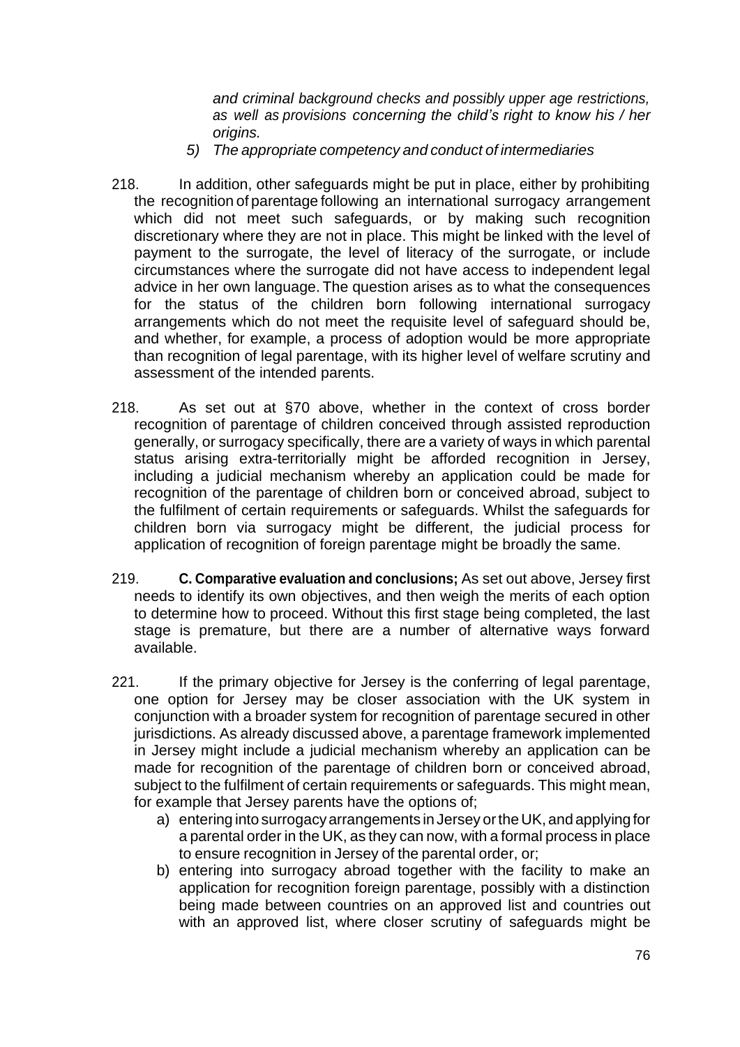*and criminal background checks and possibly upper age restrictions, as well as provisions concerning the child's right to know his / her origins.*

5) *The appropriate competency and conduct of intermediaries*

218. In addition, other safeguards might be put in place, either by prohibiting the recognition of parentage following an international surrogacy arrangement which did not meet such safeguards, or by making such recognition discretionary where they are not in place. This might be linked with the level of payment to the surrogate, the level of literacy of the surrogate, or include circumstances where the surrogate did not have access to independent legal advice in her own language. The question arises as to what the consequences for the status of the children born following international surrogacy arrangements which do not meet the requisite level of safeguard should be, and whether, for example, a process of adoption would be more appropriate than recognition of legal parentage, with its higher level of welfare scrutiny and assessment of the intended parents.

218. As set out at §70 above, whether in the context of cross border recognition of parentage of children conceived through assisted reproduction generally, or surrogacy specifically, there are a variety of ways in which parental status arising extra-territorially might be afforded recognition in Jersey, including a judicial mechanism whereby an application could be made for recognition of the parentage of children born or conceived abroad, subject to the fulfilment of certain requirements or safeguards. Whilst the safeguards for children born via surrogacy might be different, the judicial process for application of recognition of foreign parentage might be broadly the same.

219. **C. Comparative evaluation and conclusions;** As set out above, Jersey first needs to identify its own objectives, and then weigh the merits of each option to determine how to proceed. Without this first stage being completed, the last stage is premature, but there are a number of alternative ways forward available.

221. If the primary objective for Jersey is the conferring of legal parentage, one option for Jersey may be closer association with the UK system in conjunction with a broader system for recognition of parentage secured in other jurisdictions. As already discussed above, a parentage framework implemented in Jersey might include a judicial mechanism whereby an application can be made for recognition of the parentage of children born or conceived abroad, subject to the fulfilment of certain requirements or safeguards. This might mean, for example that Jersey parents have the options of;

a) entering into surrogacy arrangements in Jersey or the UK, and applying for a parental order in the UK, as they can now, with a formal process in place to ensure recognition in Jersey of the parental order, or;
b) entering into surrogacy abroad together with the facility to make an application for recognition foreign parentage, possibly with a distinction being made between countries on an approved list and countries out with an approved list, where closer scrutiny of safeguards might be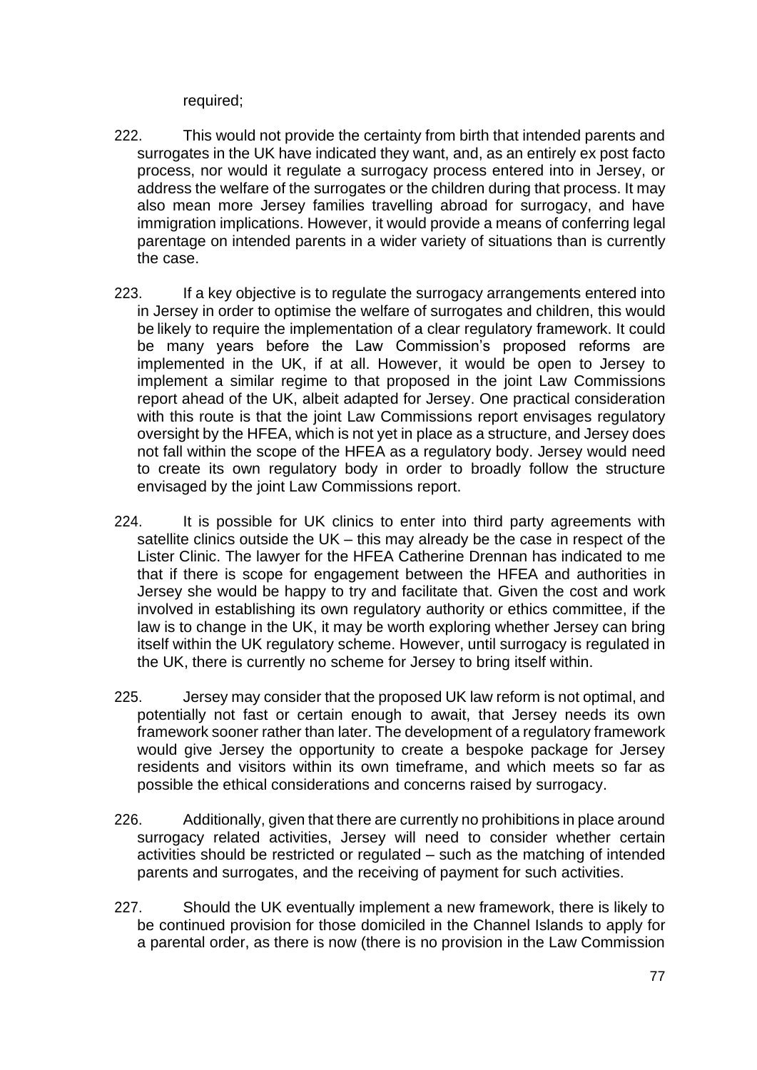required;

222. This would not provide the certainty from birth that intended parents and surrogates in the UK have indicated they want, and, as an entirely ex post facto process, nor would it regulate a surrogacy process entered into in Jersey, or address the welfare of the surrogates or the children during that process. It may also mean more Jersey families travelling abroad for surrogacy, and have immigration implications. However, it would provide a means of conferring legal parentage on intended parents in a wider variety of situations than is currently the case.

223. If a key objective is to regulate the surrogacy arrangements entered into in Jersey in order to optimise the welfare of surrogates and children, this would be likely to require the implementation of a clear regulatory framework. It could be many years before the Law Commission's proposed reforms are implemented in the UK, if at all. However, it would be open to Jersey to implement a similar regime to that proposed in the joint Law Commissions report ahead of the UK, albeit adapted for Jersey. One practical consideration with this route is that the joint Law Commissions report envisages regulatory oversight by the HFEA, which is not yet in place as a structure, and Jersey does not fall within the scope of the HFEA as a regulatory body. Jersey would need to create its own regulatory body in order to broadly follow the structure envisaged by the joint Law Commissions report.

224. It is possible for UK clinics to enter into third party agreements with satellite clinics outside the UK – this may already be the case in respect of the Lister Clinic. The lawyer for the HFEA Catherine Drennan has indicated to me that if there is scope for engagement between the HFEA and authorities in Jersey she would be happy to try and facilitate that. Given the cost and work involved in establishing its own regulatory authority or ethics committee, if the law is to change in the UK, it may be worth exploring whether Jersey can bring itself within the UK regulatory scheme. However, until surrogacy is regulated in the UK, there is currently no scheme for Jersey to bring itself within.

225. Jersey may consider that the proposed UK law reform is not optimal, and potentially not fast or certain enough to await, that Jersey needs its own framework sooner rather than later. The development of a regulatory framework would give Jersey the opportunity to create a bespoke package for Jersey residents and visitors within its own timeframe, and which meets so far as possible the ethical considerations and concerns raised by surrogacy.

226. Additionally, given that there are currently no prohibitions in place around surrogacy related activities, Jersey will need to consider whether certain activities should be restricted or regulated – such as the matching of intended parents and surrogates, and the receiving of payment for such activities.

227. Should the UK eventually implement a new framework, there is likely to be continued provision for those domiciled in the Channel Islands to apply for a parental order, as there is now (there is no provision in the Law Commission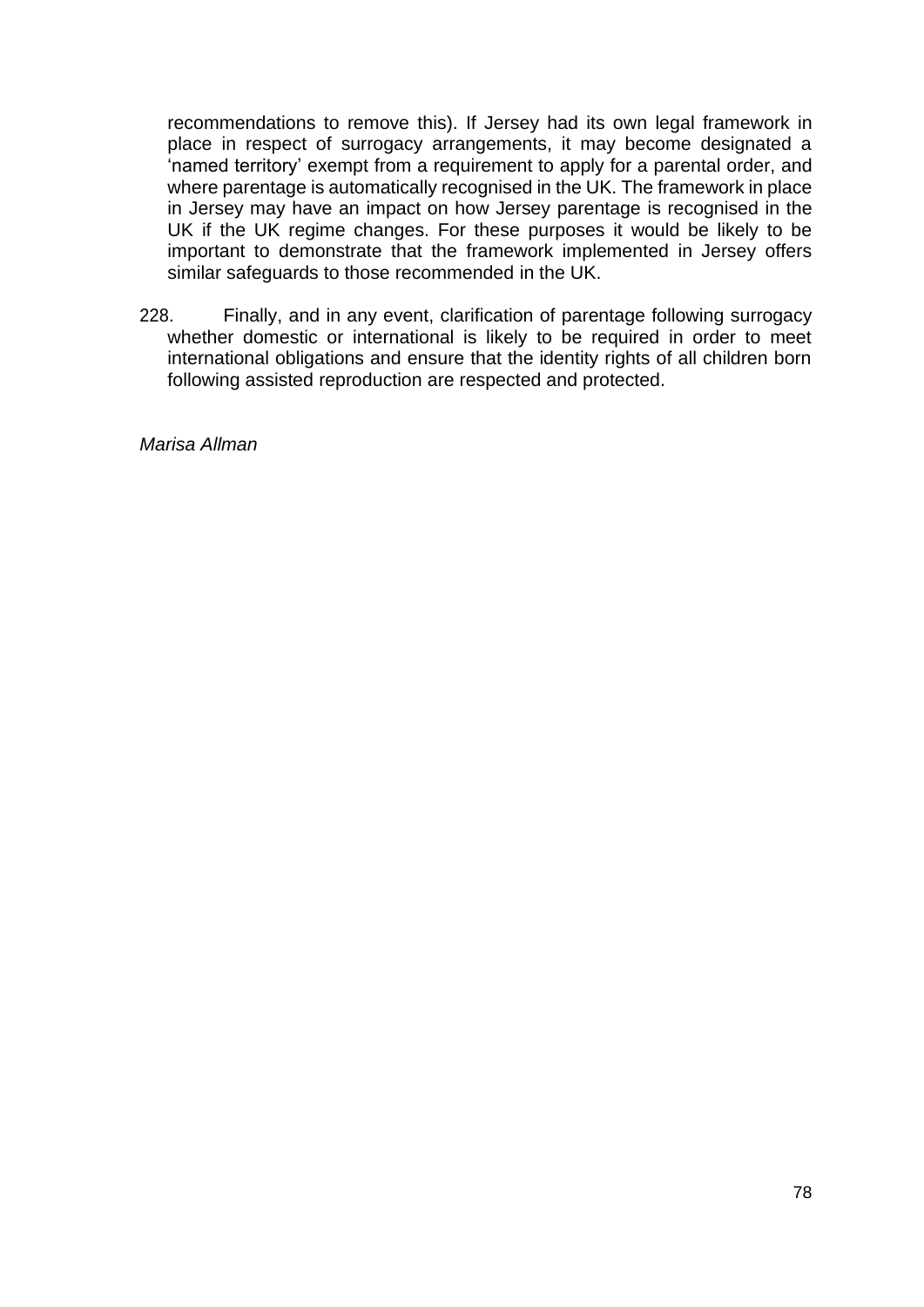recommendations to remove this). If Jersey had its own legal framework in place in respect of surrogacy arrangements, it may become designated a 'named territory' exempt from a requirement to apply for a parental order, and where parentage is automatically recognised in the UK. The framework in place in Jersey may have an impact on how Jersey parentage is recognised in the UK if the UK regime changes. For these purposes it would be likely to be important to demonstrate that the framework implemented in Jersey offers similar safeguards to those recommended in the UK.

228. Finally, and in any event, clarification of parentage following surrogacy whether domestic or international is likely to be required in order to meet international obligations and ensure that the identity rights of all children born following assisted reproduction are respected and protected.

*Marisa Allman*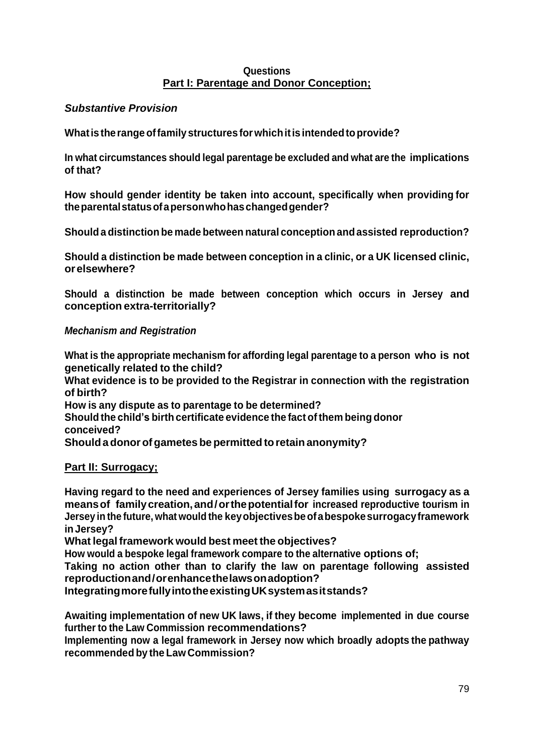**Questions**
**Part I: Parentage and Donor Conception;**

***Substantive Provision***

**What is the range of family structures for which it is intended to provide?**

**In what circumstances should legal parentage be excluded and what are the implications of that?**

**How should gender identity be taken into account, specifically when providing for the parental status of a person who has changed gender?**

**Should a distinction be made between natural conception and assisted reproduction?**

**Should a distinction be made between conception in a clinic, or a UK licensed clinic, or elsewhere?**

**Should a distinction be made between conception which occurs in Jersey and conception extra-territorially?**

***Mechanism and Registration***

**What is the appropriate mechanism for affording legal parentage to a person who is not genetically related to the child?**
**What evidence is to be provided to the Registrar in connection with the registration of birth?**
**How is any dispute as to parentage to be determined?**
**Should the child's birth certificate evidence the fact of them being donor conceived?**
**Should a donor of gametes be permitted to retain anonymity?**

**Part II: Surrogacy;**

**Having regard to the need and experiences of Jersey families using surrogacy as a means of family creation, and / or the potential for increased reproductive tourism in Jersey in the future, what would the key objectives be of a bespoke surrogacy framework in Jersey?**
**What legal framework would best meet the objectives?**
**How would a bespoke legal framework compare to the alternative options of;**
**Taking no action other than to clarify the law on parentage following assisted reproduction and / or enhance the laws on adoption?**
**Integrating more fully into the existing UK system as it stands?**

**Awaiting implementation of new UK laws, if they become implemented in due course further to the Law Commission recommendations?**
**Implementing now a legal framework in Jersey now which broadly adopts the pathway recommended by the Law Commission?**